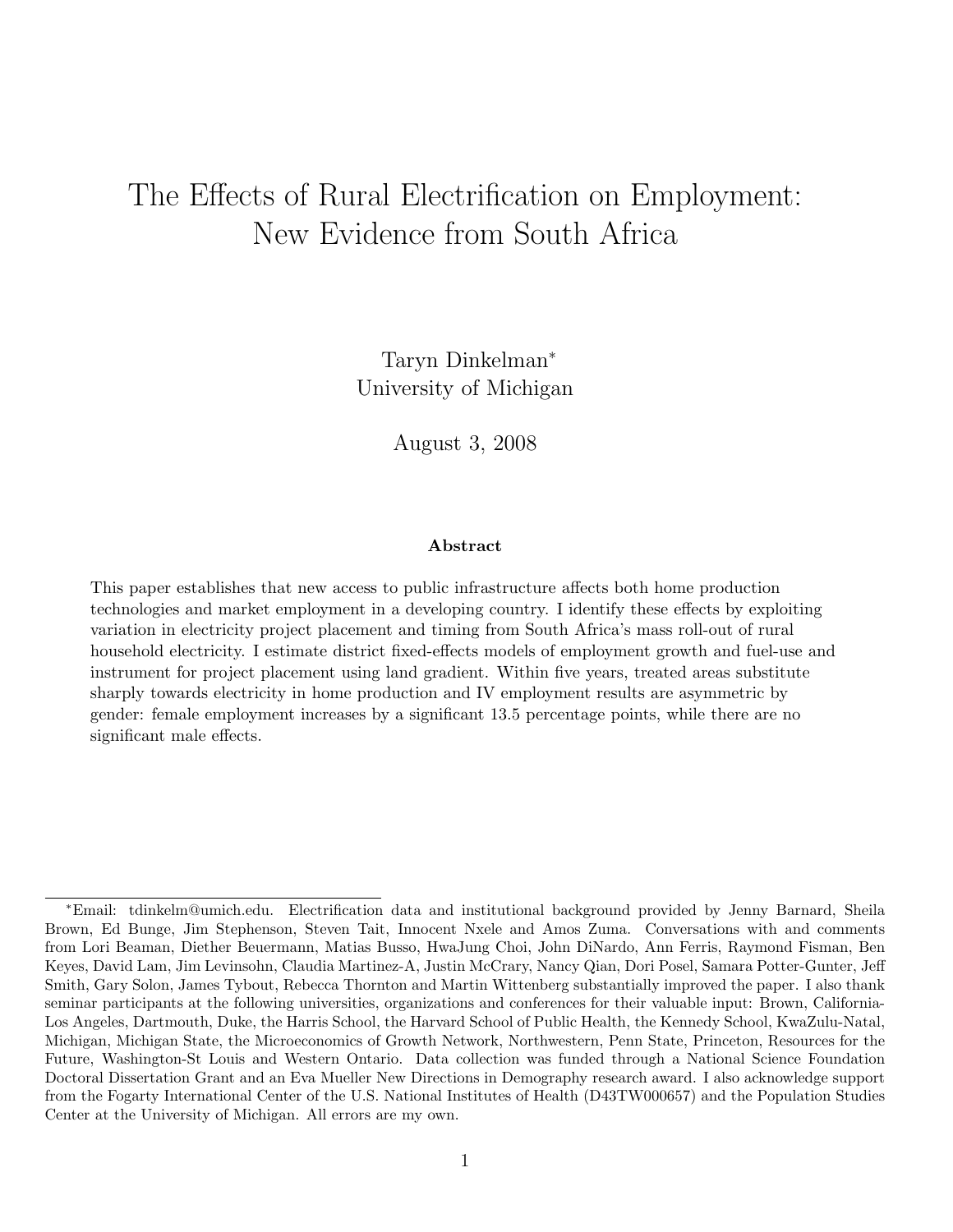# The Effects of Rural Electrification on Employment: New Evidence from South Africa

Taryn Dinkelman*
University of Michigan

August 3, 2008

### Abstract

This paper establishes that new access to public infrastructure affects both home production technologies and market employment in a developing country. I identify these effects by exploiting variation in electricity project placement and timing from South Africa's mass roll-out of rural household electricity. I estimate district fixed-effects models of employment growth and fuel-use and instrument for project placement using land gradient. Within five years, treated areas substitute sharply towards electricity in home production and IV employment results are asymmetric by gender: female employment increases by a significant 13.5 percentage points, while there are no significant male effects.

---

*Email: tdinkelm@umich.edu. Electrification data and institutional background provided by Jenny Barnard, Sheila Brown, Ed Bunge, Jim Stephenson, Steven Tait, Innocent Nxele and Amos Zuma. Conversations with and comments from Lori Beaman, Diether Beuermann, Matias Busso, HwaJung Choi, John DiNardo, Ann Ferris, Raymond Fisman, Ben Keyes, David Lam, Jim Levinsohn, Claudia Martinez-A, Justin McCrary, Nancy Qian, Dori Posel, Samara Potter-Gunter, Jeff Smith, Gary Solon, James Tybout, Rebecca Thornton and Martin Wittenberg substantially improved the paper. I also thank seminar participants at the following universities, organizations and conferences for their valuable input: Brown, California-Los Angeles, Dartmouth, Duke, the Harris School, the Harvard School of Public Health, the Kennedy School, KwaZulu-Natal, Michigan, Michigan State, the Microeconomics of Growth Network, Northwestern, Penn State, Princeton, Resources for the Future, Washington-St Louis and Western Ontario. Data collection was funded through a National Science Foundation Doctoral Dissertation Grant and an Eva Mueller New Directions in Demography research award. I also acknowledge support from the Fogarty International Center of the U.S. National Institutes of Health (D43TW000657) and the Population Studies Center at the University of Michigan. All errors are my own.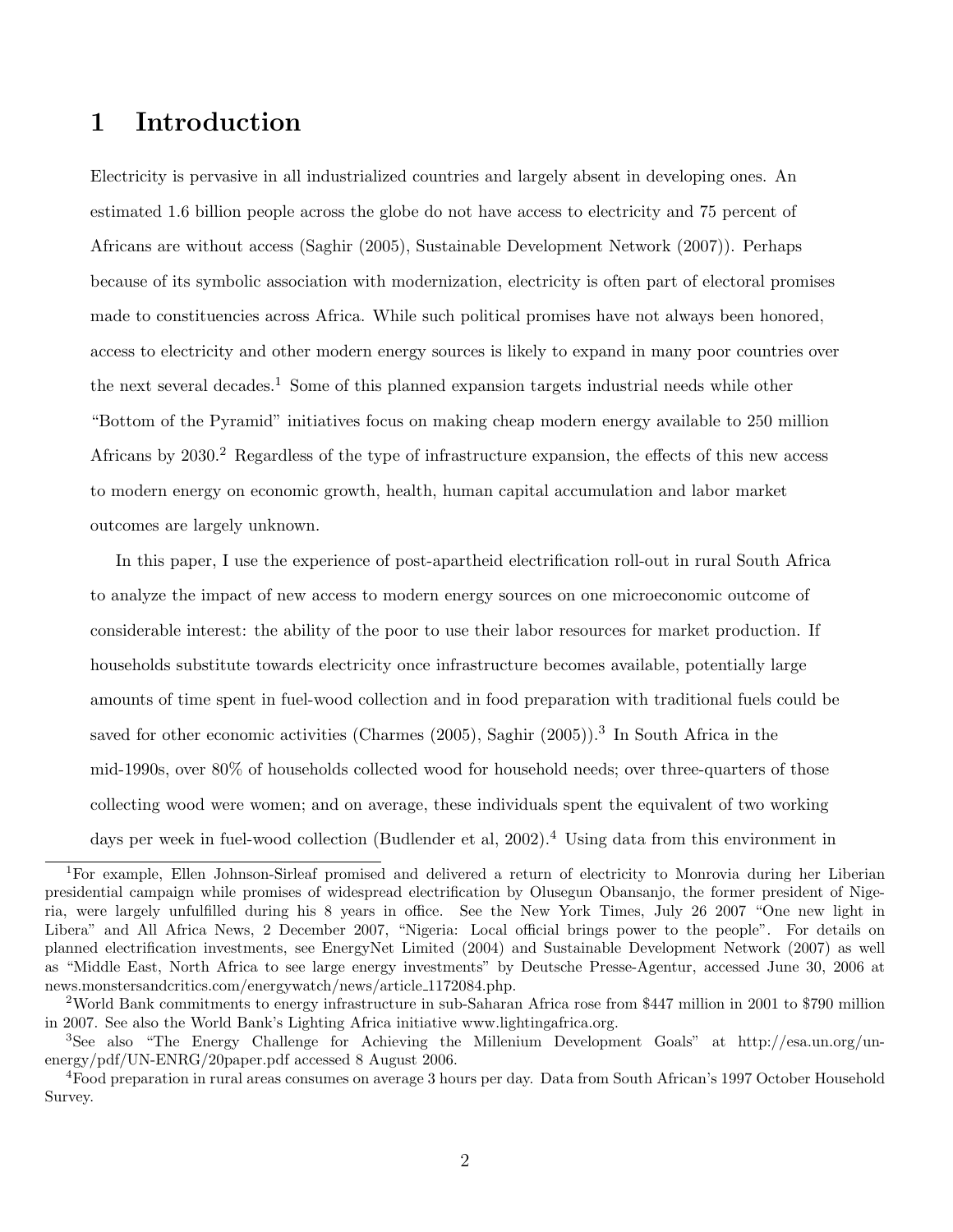# 1 Introduction

Electricity is pervasive in all industrialized countries and largely absent in developing ones. An estimated 1.6 billion people across the globe do not have access to electricity and 75 percent of Africans are without access (Saghir (2005), Sustainable Development Network (2007)). Perhaps because of its symbolic association with modernization, electricity is often part of electoral promises made to constituencies across Africa. While such political promises have not always been honored, access to electricity and other modern energy sources is likely to expand in many poor countries over the next several decades.[1] Some of this planned expansion targets industrial needs while other "Bottom of the Pyramid" initiatives focus on making cheap modern energy available to 250 million Africans by 2030.[2] Regardless of the type of infrastructure expansion, the effects of this new access to modern energy on economic growth, health, human capital accumulation and labor market outcomes are largely unknown.

In this paper, I use the experience of post-apartheid electrification roll-out in rural South Africa to analyze the impact of new access to modern energy sources on one microeconomic outcome of considerable interest: the ability of the poor to use their labor resources for market production. If households substitute towards electricity once infrastructure becomes available, potentially large amounts of time spent in fuel-wood collection and in food preparation with traditional fuels could be saved for other economic activities (Charmes (2005), Saghir (2005)).[3] In South Africa in the mid-1990s, over 80% of households collected wood for household needs; over three-quarters of those collecting wood were women; and on average, these individuals spent the equivalent of two working days per week in fuel-wood collection (Budlender et al, 2002).[4] Using data from this environment in

[1] For example, Ellen Johnson-Sirleaf promised and delivered a return of electricity to Monrovia during her Liberian presidential campaign while promises of widespread electrification by Olusegun Obansanjo, the former president of Nigeria, were largely unfulfilled during his 8 years in office. See the New York Times, July 26 2007 "One new light in Libera" and All Africa News, 2 December 2007, "Nigeria: Local official brings power to the people". For details on planned electrification investments, see EnergyNet Limited (2004) and Sustainable Development Network (2007) as well as "Middle East, North Africa to see large energy investments" by Deutsche Presse-Agentur, accessed June 30, 2006 at news.monstersandcritics.com/energywatch/news/article_1172084.php.

[2] World Bank commitments to energy infrastructure in sub-Saharan Africa rose from $447 million in 2001 to $790 million in 2007. See also the World Bank's Lighting Africa initiative www.lightingafrica.org.

[3] See also "The Energy Challenge for Achieving the Millenium Development Goals" at http://esa.un.org/un-energy/pdf/UN-ENRG/20paper.pdf accessed 8 August 2006.

[4] Food preparation in rural areas consumes on average 3 hours per day. Data from South African's 1997 October Household Survey.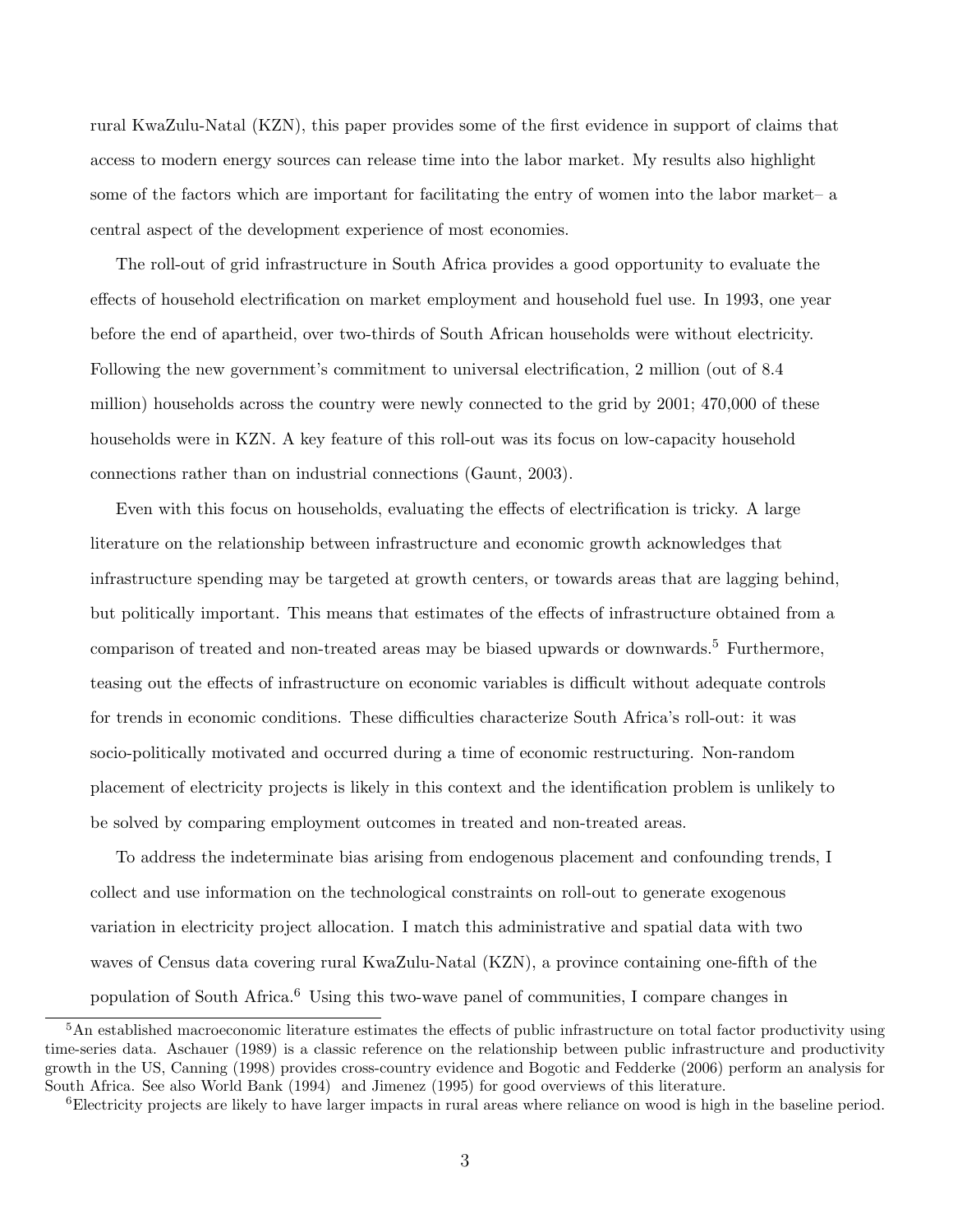rural KwaZulu-Natal (KZN), this paper provides some of the first evidence in support of claims that access to modern energy sources can release time into the labor market. My results also highlight some of the factors which are important for facilitating the entry of women into the labor market– a central aspect of the development experience of most economies.

The roll-out of grid infrastructure in South Africa provides a good opportunity to evaluate the effects of household electrification on market employment and household fuel use. In 1993, one year before the end of apartheid, over two-thirds of South African households were without electricity. Following the new government's commitment to universal electrification, 2 million (out of 8.4 million) households across the country were newly connected to the grid by 2001; 470,000 of these households were in KZN. A key feature of this roll-out was its focus on low-capacity household connections rather than on industrial connections (Gaunt, 2003).

Even with this focus on households, evaluating the effects of electrification is tricky. A large literature on the relationship between infrastructure and economic growth acknowledges that infrastructure spending may be targeted at growth centers, or towards areas that are lagging behind, but politically important. This means that estimates of the effects of infrastructure obtained from a comparison of treated and non-treated areas may be biased upwards or downwards.[5] Furthermore, teasing out the effects of infrastructure on economic variables is difficult without adequate controls for trends in economic conditions. These difficulties characterize South Africa's roll-out: it was socio-politically motivated and occurred during a time of economic restructuring. Non-random placement of electricity projects is likely in this context and the identification problem is unlikely to be solved by comparing employment outcomes in treated and non-treated areas.

To address the indeterminate bias arising from endogenous placement and confounding trends, I collect and use information on the technological constraints on roll-out to generate exogenous variation in electricity project allocation. I match this administrative and spatial data with two waves of Census data covering rural KwaZulu-Natal (KZN), a province containing one-fifth of the population of South Africa.[6] Using this two-wave panel of communities, I compare changes in

---

[5] An established macroeconomic literature estimates the effects of public infrastructure on total factor productivity using time-series data. Aschauer (1989) is a classic reference on the relationship between public infrastructure and productivity growth in the US, Canning (1998) provides cross-country evidence and Bogotic and Fedderke (2006) perform an analysis for South Africa. See also World Bank (1994) and Jimenez (1995) for good overviews of this literature.

[6] Electricity projects are likely to have larger impacts in rural areas where reliance on wood is high in the baseline period.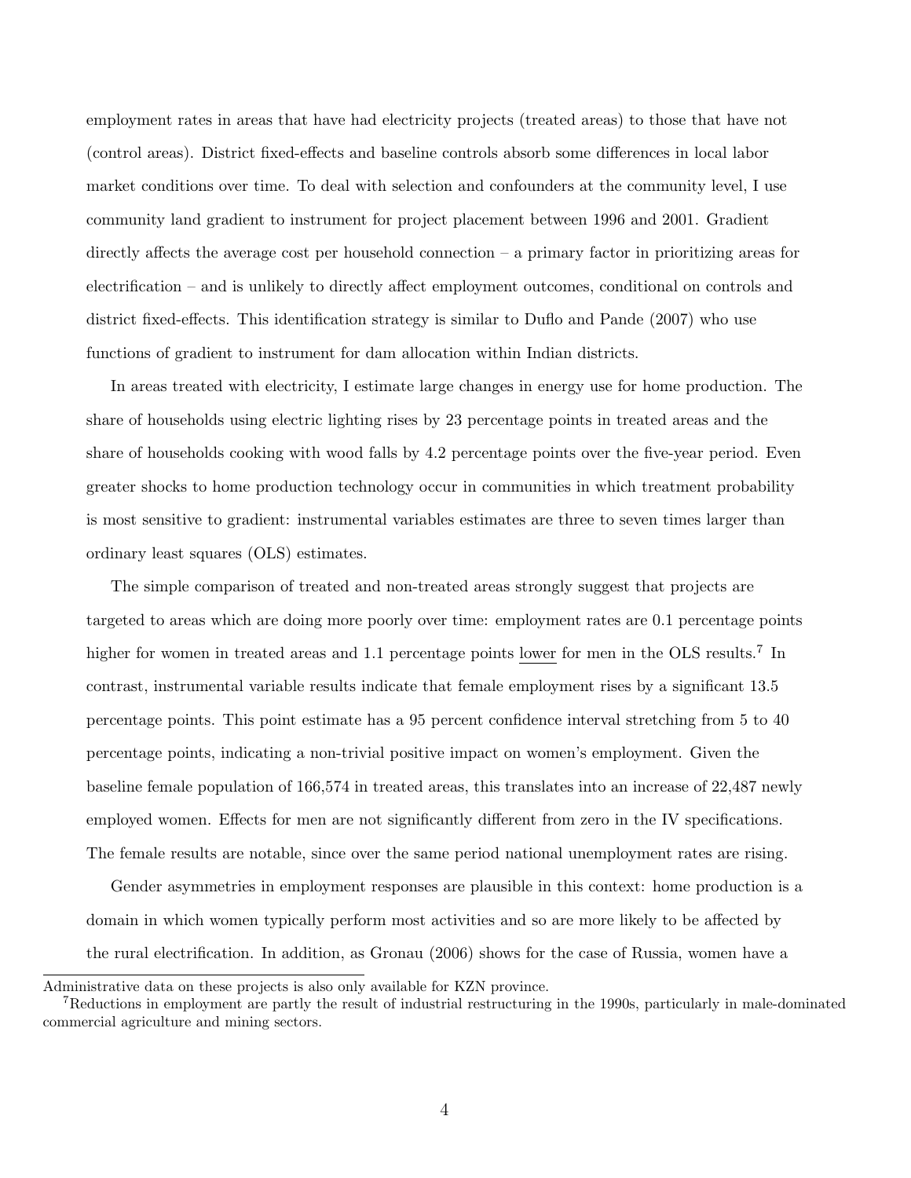employment rates in areas that have had electricity projects (treated areas) to those that have not (control areas). District fixed-effects and baseline controls absorb some differences in local labor market conditions over time. To deal with selection and confounders at the community level, I use community land gradient to instrument for project placement between 1996 and 2001. Gradient directly affects the average cost per household connection – a primary factor in prioritizing areas for electrification – and is unlikely to directly affect employment outcomes, conditional on controls and district fixed-effects. This identification strategy is similar to Duflo and Pande (2007) who use functions of gradient to instrument for dam allocation within Indian districts.

In areas treated with electricity, I estimate large changes in energy use for home production. The share of households using electric lighting rises by 23 percentage points in treated areas and the share of households cooking with wood falls by 4.2 percentage points over the five-year period. Even greater shocks to home production technology occur in communities in which treatment probability is most sensitive to gradient: instrumental variables estimates are three to seven times larger than ordinary least squares (OLS) estimates.

The simple comparison of treated and non-treated areas strongly suggest that projects are targeted to areas which are doing more poorly over time: employment rates are 0.1 percentage points higher for women in treated areas and 1.1 percentage points lower for men in the OLS results.[7] In contrast, instrumental variable results indicate that female employment rises by a significant 13.5 percentage points. This point estimate has a 95 percent confidence interval stretching from 5 to 40 percentage points, indicating a non-trivial positive impact on women's employment. Given the baseline female population of 166,574 in treated areas, this translates into an increase of 22,487 newly employed women. Effects for men are not significantly different from zero in the IV specifications. The female results are notable, since over the same period national unemployment rates are rising.

Gender asymmetries in employment responses are plausible in this context: home production is a domain in which women typically perform most activities and so are more likely to be affected by the rural electrification. In addition, as Gronau (2006) shows for the case of Russia, women have a

Administrative data on these projects is also only available for KZN province.

[7] Reductions in employment are partly the result of industrial restructuring in the 1990s, particularly in male-dominated commercial agriculture and mining sectors.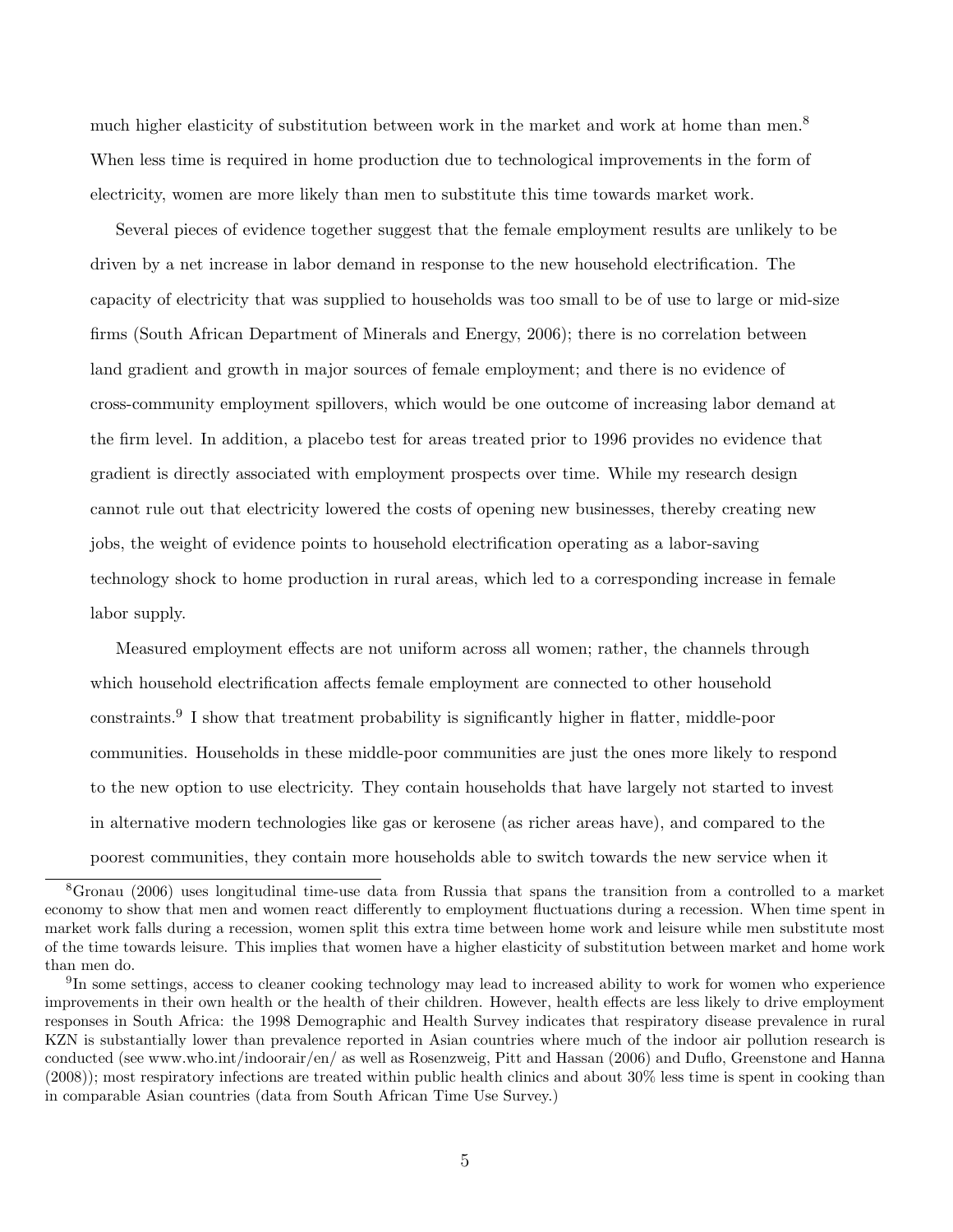much higher elasticity of substitution between work in the market and work at home than men.[8] When less time is required in home production due to technological improvements in the form of electricity, women are more likely than men to substitute this time towards market work.

Several pieces of evidence together suggest that the female employment results are unlikely to be driven by a net increase in labor demand in response to the new household electrification. The capacity of electricity that was supplied to households was too small to be of use to large or mid-size firms (South African Department of Minerals and Energy, 2006); there is no correlation between land gradient and growth in major sources of female employment; and there is no evidence of cross-community employment spillovers, which would be one outcome of increasing labor demand at the firm level. In addition, a placebo test for areas treated prior to 1996 provides no evidence that gradient is directly associated with employment prospects over time. While my research design cannot rule out that electricity lowered the costs of opening new businesses, thereby creating new jobs, the weight of evidence points to household electrification operating as a labor-saving technology shock to home production in rural areas, which led to a corresponding increase in female labor supply.

Measured employment effects are not uniform across all women; rather, the channels through which household electrification affects female employment are connected to other household constraints.[9] I show that treatment probability is significantly higher in flatter, middle-poor communities. Households in these middle-poor communities are just the ones more likely to respond to the new option to use electricity. They contain households that have largely not started to invest in alternative modern technologies like gas or kerosene (as richer areas have), and compared to the poorest communities, they contain more households able to switch towards the new service when it

[8] Gronau (2006) uses longitudinal time-use data from Russia that spans the transition from a controlled to a market economy to show that men and women react differently to employment fluctuations during a recession. When time spent in market work falls during a recession, women split this extra time between home work and leisure while men substitute most of the time towards leisure. This implies that women have a higher elasticity of substitution between market and home work than men do.

[9] In some settings, access to cleaner cooking technology may lead to increased ability to work for women who experience improvements in their own health or the health of their children. However, health effects are less likely to drive employment responses in South Africa: the 1998 Demographic and Health Survey indicates that respiratory disease prevalence in rural KZN is substantially lower than prevalence reported in Asian countries where much of the indoor air pollution research is conducted (see www.who.int/indoorair/en/ as well as Rosenzweig, Pitt and Hassan (2006) and Duflo, Greenstone and Hanna (2008)); most respiratory infections are treated within public health clinics and about 30% less time is spent in cooking than in comparable Asian countries (data from South African Time Use Survey.)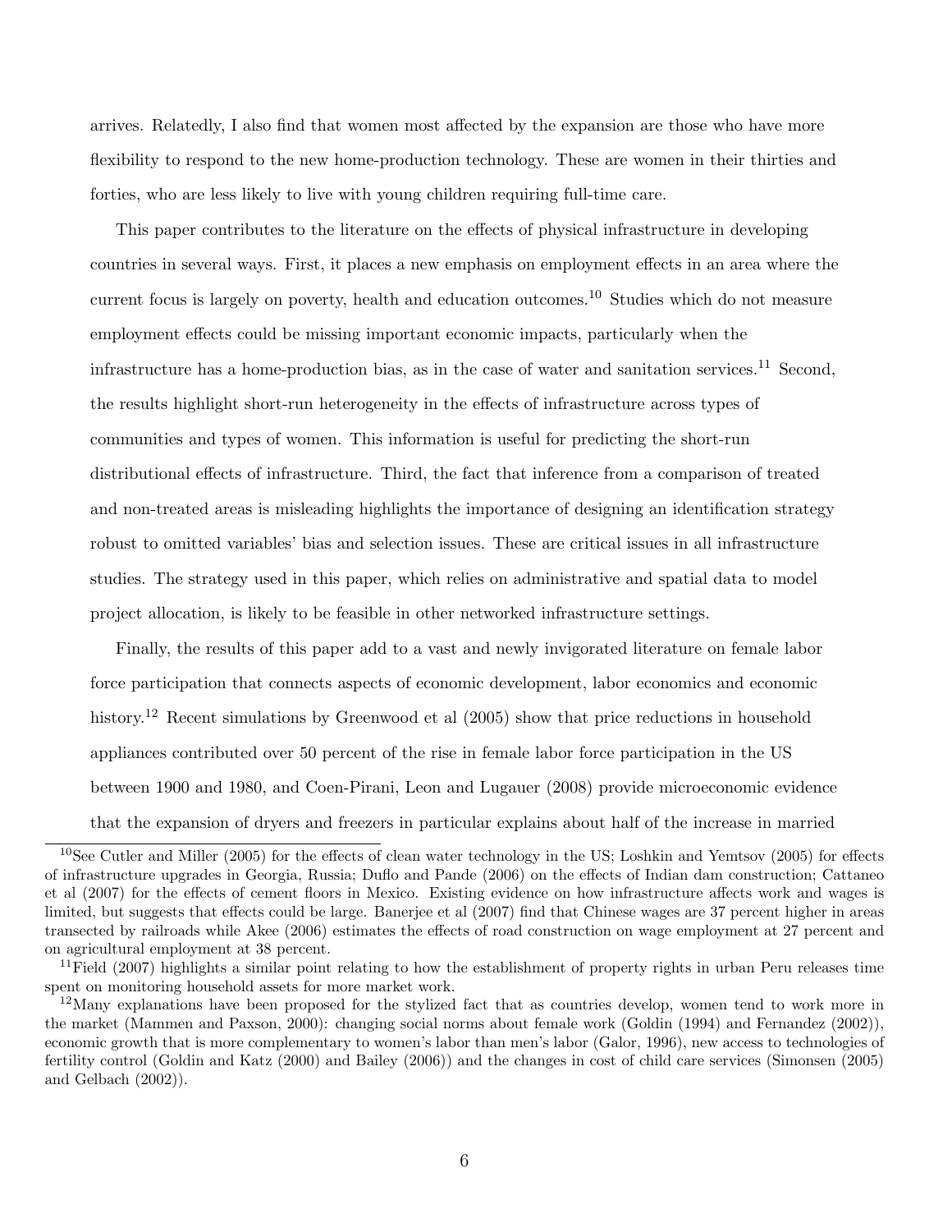arrives. Relatedly, I also find that women most affected by the expansion are those who have more flexibility to respond to the new home-production technology. These are women in their thirties and forties, who are less likely to live with young children requiring full-time care.

This paper contributes to the literature on the effects of physical infrastructure in developing countries in several ways. First, it places a new emphasis on employment effects in an area where the current focus is largely on poverty, health and education outcomes.[10] Studies which do not measure employment effects could be missing important economic impacts, particularly when the infrastructure has a home-production bias, as in the case of water and sanitation services.[11] Second, the results highlight short-run heterogeneity in the effects of infrastructure across types of communities and types of women. This information is useful for predicting the short-run distributional effects of infrastructure. Third, the fact that inference from a comparison of treated and non-treated areas is misleading highlights the importance of designing an identification strategy robust to omitted variables' bias and selection issues. These are critical issues in all infrastructure studies. The strategy used in this paper, which relies on administrative and spatial data to model project allocation, is likely to be feasible in other networked infrastructure settings.

Finally, the results of this paper add to a vast and newly invigorated literature on female labor force participation that connects aspects of economic development, labor economics and economic history.[12] Recent simulations by Greenwood et al (2005) show that price reductions in household appliances contributed over 50 percent of the rise in female labor force participation in the US between 1900 and 1980, and Coen-Pirani, Leon and Lugauer (2008) provide microeconomic evidence that the expansion of dryers and freezers in particular explains about half of the increase in married

[10] See Cutler and Miller (2005) for the effects of clean water technology in the US; Loshkin and Yemtsov (2005) for effects of infrastructure upgrades in Georgia, Russia; Duflo and Pande (2006) on the effects of Indian dam construction; Cattaneo et al (2007) for the effects of cement floors in Mexico. Existing evidence on how infrastructure affects work and wages is limited, but suggests that effects could be large. Banerjee et al (2007) find that Chinese wages are 37 percent higher in areas transected by railroads while Akee (2006) estimates the effects of road construction on wage employment at 27 percent and on agricultural employment at 38 percent.

[11] Field (2007) highlights a similar point relating to how the establishment of property rights in urban Peru releases time spent on monitoring household assets for more market work.

[12] Many explanations have been proposed for the stylized fact that as countries develop, women tend to work more in the market (Mammen and Paxson, 2000): changing social norms about female work (Goldin (1994) and Fernandez (2002)), economic growth that is more complementary to women's labor than men's labor (Galor, 1996), new access to technologies of fertility control (Goldin and Katz (2000) and Bailey (2006)) and the changes in cost of child care services (Simonsen (2005) and Gelbach (2002)).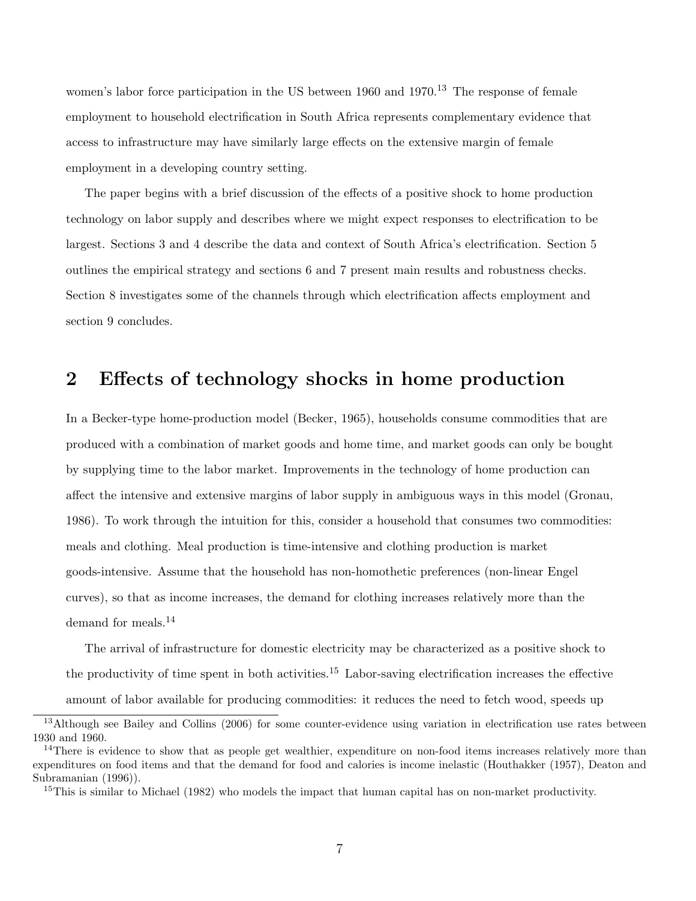women's labor force participation in the US between 1960 and 1970.[13] The response of female employment to household electrification in South Africa represents complementary evidence that access to infrastructure may have similarly large effects on the extensive margin of female employment in a developing country setting.

The paper begins with a brief discussion of the effects of a positive shock to home production technology on labor supply and describes where we might expect responses to electrification to be largest. Sections 3 and 4 describe the data and context of South Africa's electrification. Section 5 outlines the empirical strategy and sections 6 and 7 present main results and robustness checks. Section 8 investigates some of the channels through which electrification affects employment and section 9 concludes.

## 2 Effects of technology shocks in home production

In a Becker-type home-production model (Becker, 1965), households consume commodities that are produced with a combination of market goods and home time, and market goods can only be bought by supplying time to the labor market. Improvements in the technology of home production can affect the intensive and extensive margins of labor supply in ambiguous ways in this model (Gronau, 1986). To work through the intuition for this, consider a household that consumes two commodities: meals and clothing. Meal production is time-intensive and clothing production is market goods-intensive. Assume that the household has non-homothetic preferences (non-linear Engel curves), so that as income increases, the demand for clothing increases relatively more than the demand for meals.[14]

The arrival of infrastructure for domestic electricity may be characterized as a positive shock to the productivity of time spent in both activities.[15] Labor-saving electrification increases the effective amount of labor available for producing commodities: it reduces the need to fetch wood, speeds up

[13] Although see Bailey and Collins (2006) for some counter-evidence using variation in electrification use rates between 1930 and 1960.

[14] There is evidence to show that as people get wealthier, expenditure on non-food items increases relatively more than expenditures on food items and that the demand for food and calories is income inelastic (Houthakker (1957), Deaton and Subramanian (1996)).

[15] This is similar to Michael (1982) who models the impact that human capital has on non-market productivity.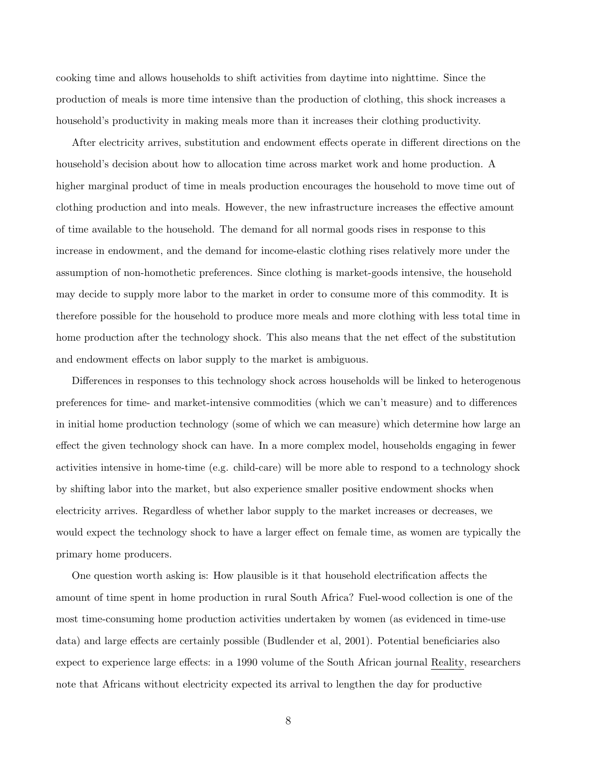cooking time and allows households to shift activities from daytime into nighttime. Since the production of meals is more time intensive than the production of clothing, this shock increases a household's productivity in making meals more than it increases their clothing productivity.

After electricity arrives, substitution and endowment effects operate in different directions on the household's decision about how to allocation time across market work and home production. A higher marginal product of time in meals production encourages the household to move time out of clothing production and into meals. However, the new infrastructure increases the effective amount of time available to the household. The demand for all normal goods rises in response to this increase in endowment, and the demand for income-elastic clothing rises relatively more under the assumption of non-homothetic preferences. Since clothing is market-goods intensive, the household may decide to supply more labor to the market in order to consume more of this commodity. It is therefore possible for the household to produce more meals and more clothing with less total time in home production after the technology shock. This also means that the net effect of the substitution and endowment effects on labor supply to the market is ambiguous.

Differences in responses to this technology shock across households will be linked to heterogenous preferences for time- and market-intensive commodities (which we can't measure) and to differences in initial home production technology (some of which we can measure) which determine how large an effect the given technology shock can have. In a more complex model, households engaging in fewer activities intensive in home-time (e.g. child-care) will be more able to respond to a technology shock by shifting labor into the market, but also experience smaller positive endowment shocks when electricity arrives. Regardless of whether labor supply to the market increases or decreases, we would expect the technology shock to have a larger effect on female time, as women are typically the primary home producers.

One question worth asking is: How plausible is it that household electrification affects the amount of time spent in home production in rural South Africa? Fuel-wood collection is one of the most time-consuming home production activities undertaken by women (as evidenced in time-use data) and large effects are certainly possible (Budlender et al, 2001). Potential beneficiaries also expect to experience large effects: in a 1990 volume of the South African journal Reality, researchers note that Africans without electricity expected its arrival to lengthen the day for productive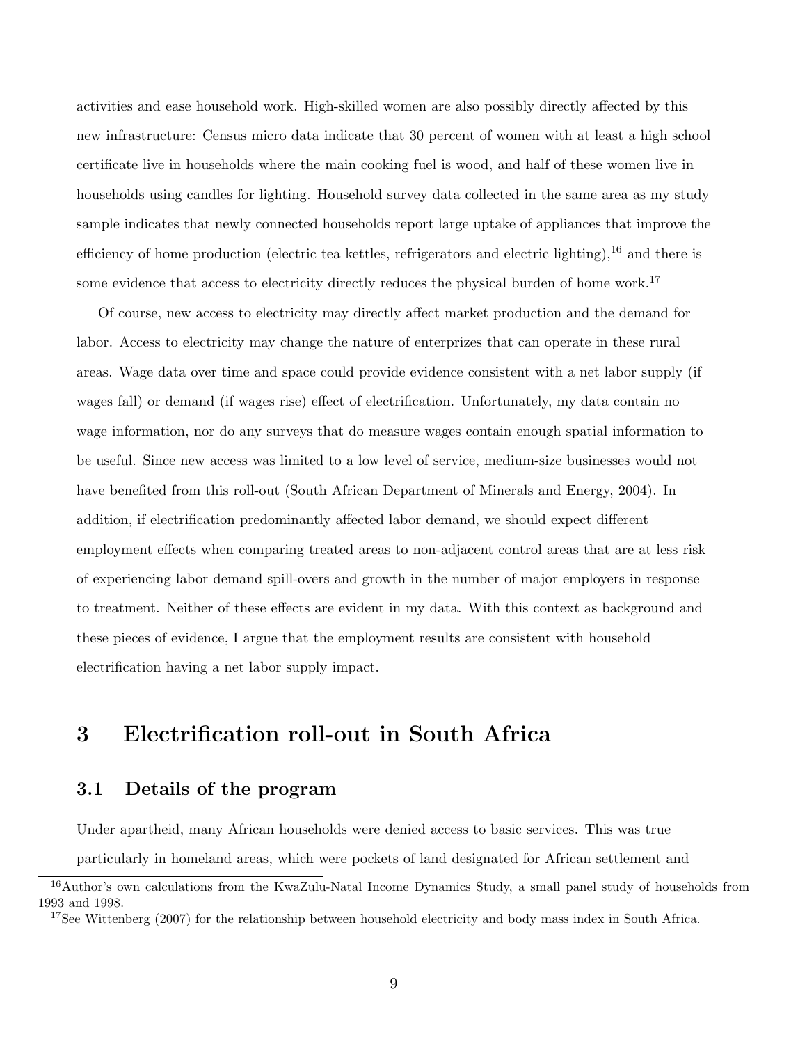activities and ease household work. High-skilled women are also possibly directly affected by this new infrastructure: Census micro data indicate that 30 percent of women with at least a high school certificate live in households where the main cooking fuel is wood, and half of these women live in households using candles for lighting. Household survey data collected in the same area as my study sample indicates that newly connected households report large uptake of appliances that improve the efficiency of home production (electric tea kettles, refrigerators and electric lighting),[16] and there is some evidence that access to electricity directly reduces the physical burden of home work.[17]

Of course, new access to electricity may directly affect market production and the demand for labor. Access to electricity may change the nature of enterprizes that can operate in these rural areas. Wage data over time and space could provide evidence consistent with a net labor supply (if wages fall) or demand (if wages rise) effect of electrification. Unfortunately, my data contain no wage information, nor do any surveys that do measure wages contain enough spatial information to be useful. Since new access was limited to a low level of service, medium-size businesses would not have benefited from this roll-out (South African Department of Minerals and Energy, 2004). In addition, if electrification predominantly affected labor demand, we should expect different employment effects when comparing treated areas to non-adjacent control areas that are at less risk of experiencing labor demand spill-overs and growth in the number of major employers in response to treatment. Neither of these effects are evident in my data. With this context as background and these pieces of evidence, I argue that the employment results are consistent with household electrification having a net labor supply impact.

## 3 Electrification roll-out in South Africa

### 3.1 Details of the program

Under apartheid, many African households were denied access to basic services. This was true particularly in homeland areas, which were pockets of land designated for African settlement and

[16] Author's own calculations from the KwaZulu-Natal Income Dynamics Study, a small panel study of households from 1993 and 1998.

[17] See Wittenberg (2007) for the relationship between household electricity and body mass index in South Africa.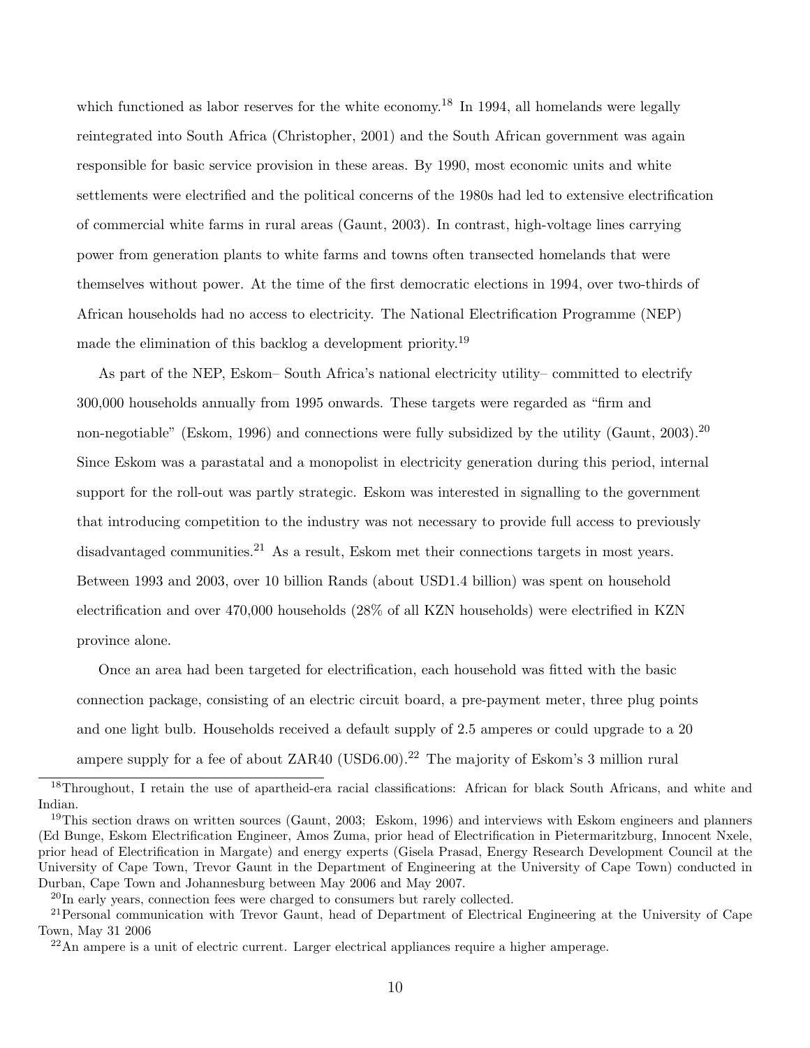which functioned as labor reserves for the white economy.[18] In 1994, all homelands were legally reintegrated into South Africa (Christopher, 2001) and the South African government was again responsible for basic service provision in these areas. By 1990, most economic units and white settlements were electrified and the political concerns of the 1980s had led to extensive electrification of commercial white farms in rural areas (Gaunt, 2003). In contrast, high-voltage lines carrying power from generation plants to white farms and towns often transected homelands that were themselves without power. At the time of the first democratic elections in 1994, over two-thirds of African households had no access to electricity. The National Electrification Programme (NEP) made the elimination of this backlog a development priority.[19]

As part of the NEP, Eskom– South Africa's national electricity utility– committed to electrify 300,000 households annually from 1995 onwards. These targets were regarded as "firm and non-negotiable" (Eskom, 1996) and connections were fully subsidized by the utility (Gaunt, 2003).[20] Since Eskom was a parastatal and a monopolist in electricity generation during this period, internal support for the roll-out was partly strategic. Eskom was interested in signalling to the government that introducing competition to the industry was not necessary to provide full access to previously disadvantaged communities.[21] As a result, Eskom met their connections targets in most years. Between 1993 and 2003, over 10 billion Rands (about USD1.4 billion) was spent on household electrification and over 470,000 households (28% of all KZN households) were electrified in KZN province alone.

Once an area had been targeted for electrification, each household was fitted with the basic connection package, consisting of an electric circuit board, a pre-payment meter, three plug points and one light bulb. Households received a default supply of 2.5 amperes or could upgrade to a 20 ampere supply for a fee of about ZAR40 (USD6.00).[22] The majority of Eskom's 3 million rural

[18] Throughout, I retain the use of apartheid-era racial classifications: African for black South Africans, and white and Indian.

[19] This section draws on written sources (Gaunt, 2003; Eskom, 1996) and interviews with Eskom engineers and planners (Ed Bunge, Eskom Electrification Engineer, Amos Zuma, prior head of Electrification in Pietermaritzburg, Innocent Nxele, prior head of Electrification in Margate) and energy experts (Gisela Prasad, Energy Research Development Council at the University of Cape Town, Trevor Gaunt in the Department of Engineering at the University of Cape Town) conducted in Durban, Cape Town and Johannesburg between May 2006 and May 2007.

[20] In early years, connection fees were charged to consumers but rarely collected.

[21] Personal communication with Trevor Gaunt, head of Department of Electrical Engineering at the University of Cape Town, May 31 2006

[22] An ampere is a unit of electric current. Larger electrical appliances require a higher amperage.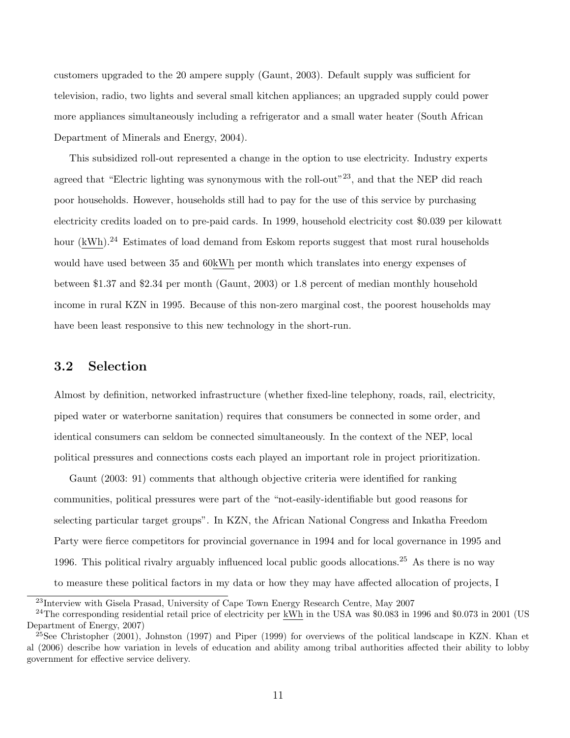customers upgraded to the 20 ampere supply (Gaunt, 2003). Default supply was sufficient for television, radio, two lights and several small kitchen appliances; an upgraded supply could power more appliances simultaneously including a refrigerator and a small water heater (South African Department of Minerals and Energy, 2004).

This subsidized roll-out represented a change in the option to use electricity. Industry experts agreed that "Electric lighting was synonymous with the roll-out"[23], and that the NEP did reach poor households. However, households still had to pay for the use of this service by purchasing electricity credits loaded on to pre-paid cards. In 1999, household electricity cost $0.039 per kilowatt hour (kWh).[24] Estimates of load demand from Eskom reports suggest that most rural households would have used between 35 and 60kWh per month which translates into energy expenses of between $1.37 and $2.34 per month (Gaunt, 2003) or 1.8 percent of median monthly household income in rural KZN in 1995. Because of this non-zero marginal cost, the poorest households may have been least responsive to this new technology in the short-run.

### 3.2 Selection

Almost by definition, networked infrastructure (whether fixed-line telephony, roads, rail, electricity, piped water or waterborne sanitation) requires that consumers be connected in some order, and identical consumers can seldom be connected simultaneously. In the context of the NEP, local political pressures and connections costs each played an important role in project prioritization.

Gaunt (2003: 91) comments that although objective criteria were identified for ranking communities, political pressures were part of the "not-easily-identifiable but good reasons for selecting particular target groups". In KZN, the African National Congress and Inkatha Freedom Party were fierce competitors for provincial governance in 1994 and for local governance in 1995 and 1996. This political rivalry arguably influenced local public goods allocations.[25] As there is no way to measure these political factors in my data or how they may have affected allocation of projects, I

---

[23] Interview with Gisela Prasad, University of Cape Town Energy Research Centre, May 2007

[24] The corresponding residential retail price of electricity per kWh in the USA was $0.083 in 1996 and $0.073 in 2001 (US Department of Energy, 2007)

[25] See Christopher (2001), Johnston (1997) and Piper (1999) for overviews of the political landscape in KZN. Khan et al (2006) describe how variation in levels of education and ability among tribal authorities affected their ability to lobby government for effective service delivery.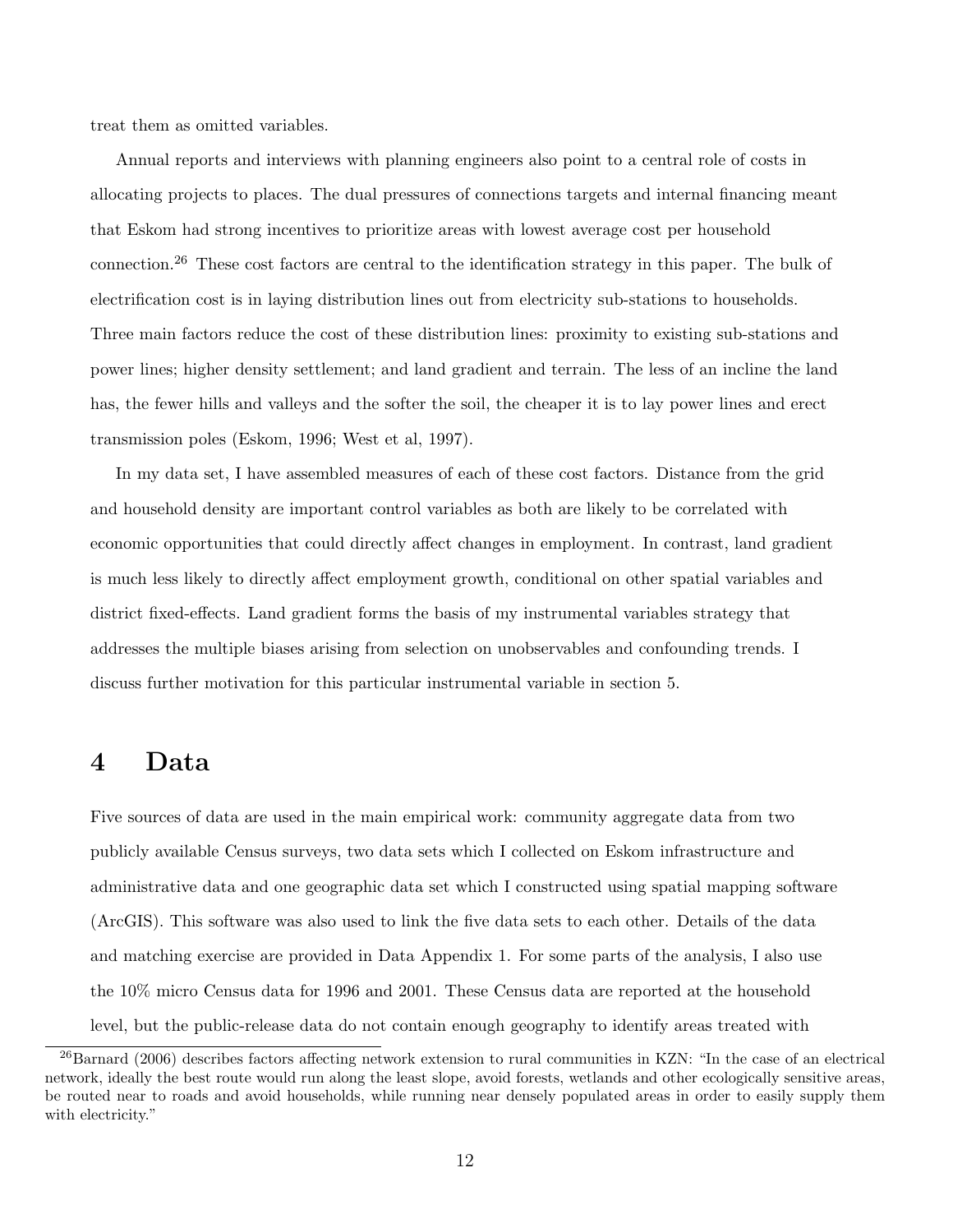treat them as omitted variables.

Annual reports and interviews with planning engineers also point to a central role of costs in allocating projects to places. The dual pressures of connections targets and internal financing meant that Eskom had strong incentives to prioritize areas with lowest average cost per household connection.[26] These cost factors are central to the identification strategy in this paper. The bulk of electrification cost is in laying distribution lines out from electricity sub-stations to households. Three main factors reduce the cost of these distribution lines: proximity to existing sub-stations and power lines; higher density settlement; and land gradient and terrain. The less of an incline the land has, the fewer hills and valleys and the softer the soil, the cheaper it is to lay power lines and erect transmission poles (Eskom, 1996; West et al, 1997).

In my data set, I have assembled measures of each of these cost factors. Distance from the grid and household density are important control variables as both are likely to be correlated with economic opportunities that could directly affect changes in employment. In contrast, land gradient is much less likely to directly affect employment growth, conditional on other spatial variables and district fixed-effects. Land gradient forms the basis of my instrumental variables strategy that addresses the multiple biases arising from selection on unobservables and confounding trends. I discuss further motivation for this particular instrumental variable in section 5.

# 4 Data

Five sources of data are used in the main empirical work: community aggregate data from two publicly available Census surveys, two data sets which I collected on Eskom infrastructure and administrative data and one geographic data set which I constructed using spatial mapping software (ArcGIS). This software was also used to link the five data sets to each other. Details of the data and matching exercise are provided in Data Appendix 1. For some parts of the analysis, I also use the 10% micro Census data for 1996 and 2001. These Census data are reported at the household level, but the public-release data do not contain enough geography to identify areas treated with

[26] Barnard (2006) describes factors affecting network extension to rural communities in KZN: "In the case of an electrical network, ideally the best route would run along the least slope, avoid forests, wetlands and other ecologically sensitive areas, be routed near to roads and avoid households, while running near densely populated areas in order to easily supply them with electricity."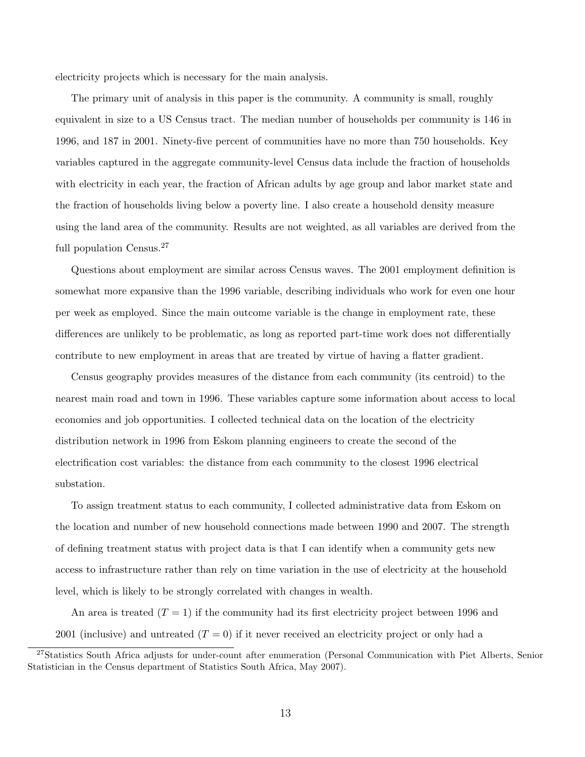electricity projects which is necessary for the main analysis.

The primary unit of analysis in this paper is the community. A community is small, roughly equivalent in size to a US Census tract. The median number of households per community is 146 in 1996, and 187 in 2001. Ninety-five percent of communities have no more than 750 households. Key variables captured in the aggregate community-level Census data include the fraction of households with electricity in each year, the fraction of African adults by age group and labor market state and the fraction of households living below a poverty line. I also create a household density measure using the land area of the community. Results are not weighted, as all variables are derived from the full population Census.[27]

Questions about employment are similar across Census waves. The 2001 employment definition is somewhat more expansive than the 1996 variable, describing individuals who work for even one hour per week as employed. Since the main outcome variable is the change in employment rate, these differences are unlikely to be problematic, as long as reported part-time work does not differentially contribute to new employment in areas that are treated by virtue of having a flatter gradient.

Census geography provides measures of the distance from each community (its centroid) to the nearest main road and town in 1996. These variables capture some information about access to local economies and job opportunities. I collected technical data on the location of the electricity distribution network in 1996 from Eskom planning engineers to create the second of the electrification cost variables: the distance from each community to the closest 1996 electrical substation.

To assign treatment status to each community, I collected administrative data from Eskom on the location and number of new household connections made between 1990 and 2007. The strength of defining treatment status with project data is that I can identify when a community gets new access to infrastructure rather than rely on time variation in the use of electricity at the household level, which is likely to be strongly correlated with changes in wealth.

An area is treated ($T = 1$) if the community had its first electricity project between 1996 and 2001 (inclusive) and untreated ($T = 0$) if it never received an electricity project or only had a

[27] Statistics South Africa adjusts for under-count after enumeration (Personal Communication with Piet Alberts, Senior Statistician in the Census department of Statistics South Africa, May 2007).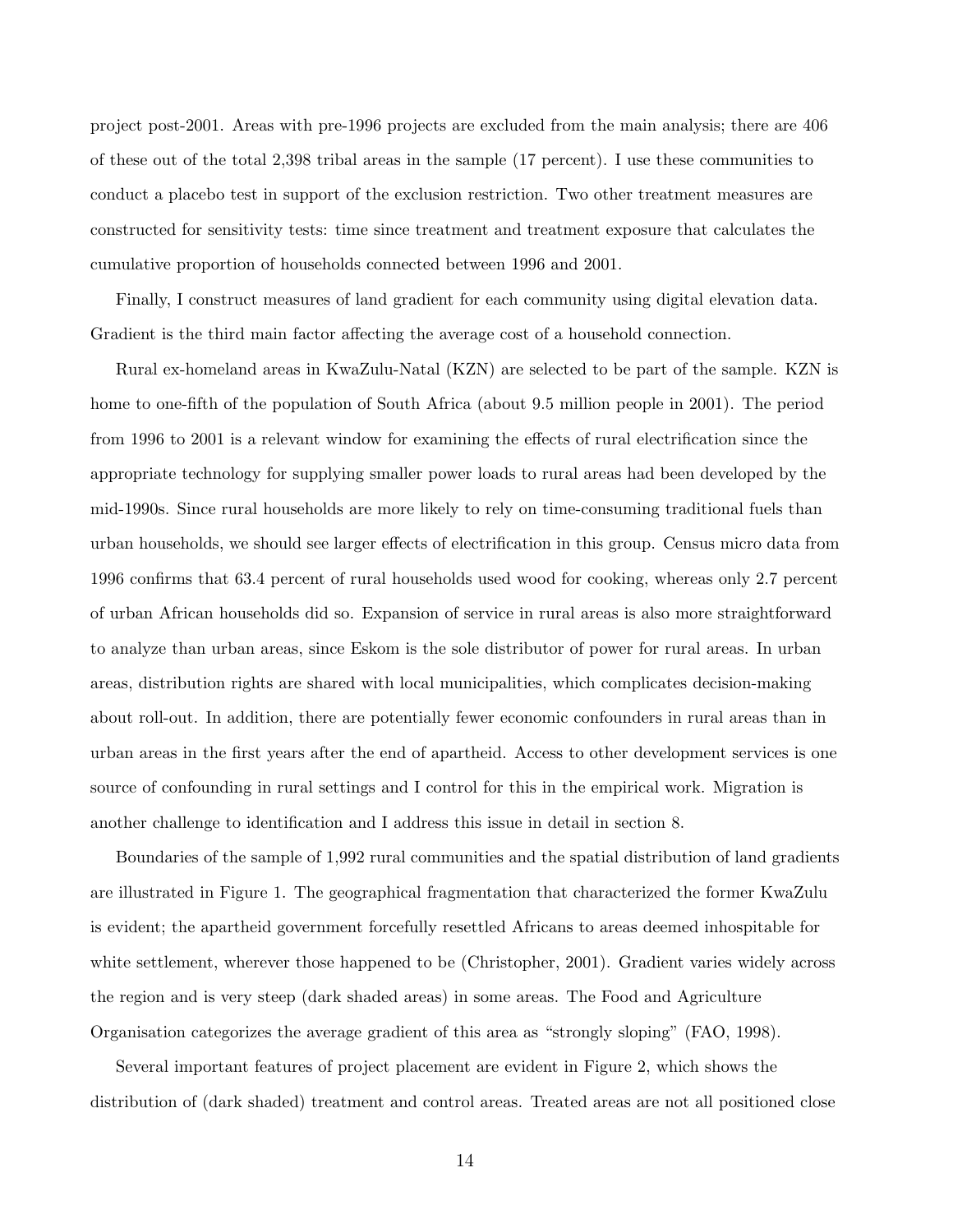project post-2001. Areas with pre-1996 projects are excluded from the main analysis; there are 406 of these out of the total 2,398 tribal areas in the sample (17 percent). I use these communities to conduct a placebo test in support of the exclusion restriction. Two other treatment measures are constructed for sensitivity tests: time since treatment and treatment exposure that calculates the cumulative proportion of households connected between 1996 and 2001.

Finally, I construct measures of land gradient for each community using digital elevation data. Gradient is the third main factor affecting the average cost of a household connection.

Rural ex-homeland areas in KwaZulu-Natal (KZN) are selected to be part of the sample. KZN is home to one-fifth of the population of South Africa (about 9.5 million people in 2001). The period from 1996 to 2001 is a relevant window for examining the effects of rural electrification since the appropriate technology for supplying smaller power loads to rural areas had been developed by the mid-1990s. Since rural households are more likely to rely on time-consuming traditional fuels than urban households, we should see larger effects of electrification in this group. Census micro data from 1996 confirms that 63.4 percent of rural households used wood for cooking, whereas only 2.7 percent of urban African households did so. Expansion of service in rural areas is also more straightforward to analyze than urban areas, since Eskom is the sole distributor of power for rural areas. In urban areas, distribution rights are shared with local municipalities, which complicates decision-making about roll-out. In addition, there are potentially fewer economic confounders in rural areas than in urban areas in the first years after the end of apartheid. Access to other development services is one source of confounding in rural settings and I control for this in the empirical work. Migration is another challenge to identification and I address this issue in detail in section 8.

Boundaries of the sample of 1,992 rural communities and the spatial distribution of land gradients are illustrated in Figure 1. The geographical fragmentation that characterized the former KwaZulu is evident; the apartheid government forcefully resettled Africans to areas deemed inhospitable for white settlement, wherever those happened to be (Christopher, 2001). Gradient varies widely across the region and is very steep (dark shaded areas) in some areas. The Food and Agriculture Organisation categorizes the average gradient of this area as "strongly sloping" (FAO, 1998).

Several important features of project placement are evident in Figure 2, which shows the distribution of (dark shaded) treatment and control areas. Treated areas are not all positioned close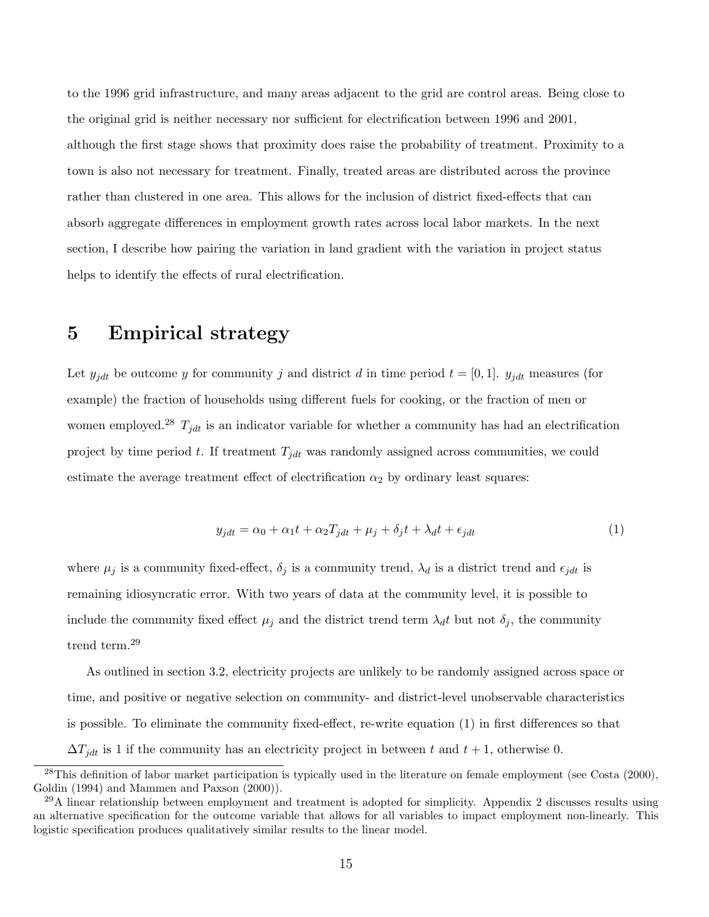to the 1996 grid infrastructure, and many areas adjacent to the grid are control areas. Being close to the original grid is neither necessary nor sufficient for electrification between 1996 and 2001, although the first stage shows that proximity does raise the probability of treatment. Proximity to a town is also not necessary for treatment. Finally, treated areas are distributed across the province rather than clustered in one area. This allows for the inclusion of district fixed-effects that can absorb aggregate differences in employment growth rates across local labor markets. In the next section, I describe how pairing the variation in land gradient with the variation in project status helps to identify the effects of rural electrification.

## 5 Empirical strategy

Let $y_{jdt}$ be outcome $y$ for community $j$ and district $d$ in time period $t = [0, 1]$. $y_{jdt}$ measures (for example) the fraction of households using different fuels for cooking, or the fraction of men or women employed.[28] $T_{jdt}$ is an indicator variable for whether a community has had an electrification project by time period $t$. If treatment $T_{jdt}$ was randomly assigned across communities, we could estimate the average treatment effect of electrification $\alpha_2$ by ordinary least squares:

$$y_{jdt} = \alpha_0 + \alpha_1 t + \alpha_2 T_{jdt} + \mu_j + \delta_j t + \lambda_d t + \epsilon_{jdt} \tag{1}$$

where $\mu_j$ is a community fixed-effect, $\delta_j$ is a community trend, $\lambda_d$ is a district trend and $\epsilon_{jdt}$ is remaining idiosyncratic error. With two years of data at the community level, it is possible to include the community fixed effect $\mu_j$ and the district trend term $\lambda_d t$ but not $\delta_j$, the community trend term.[29]

As outlined in section 3.2, electricity projects are unlikely to be randomly assigned across space or time, and positive or negative selection on community- and district-level unobservable characteristics is possible. To eliminate the community fixed-effect, re-write equation (1) in first differences so that $\Delta T_{jdt}$ is 1 if the community has an electricity project in between $t$ and $t + 1$, otherwise 0.

[28] This definition of labor market participation is typically used in the literature on female employment (see Costa (2000), Goldin (1994) and Mammen and Paxson (2000)).

[29] A linear relationship between employment and treatment is adopted for simplicity. Appendix 2 discusses results using an alternative specification for the outcome variable that allows for all variables to impact employment non-linearly. This logistic specification produces qualitatively similar results to the linear model.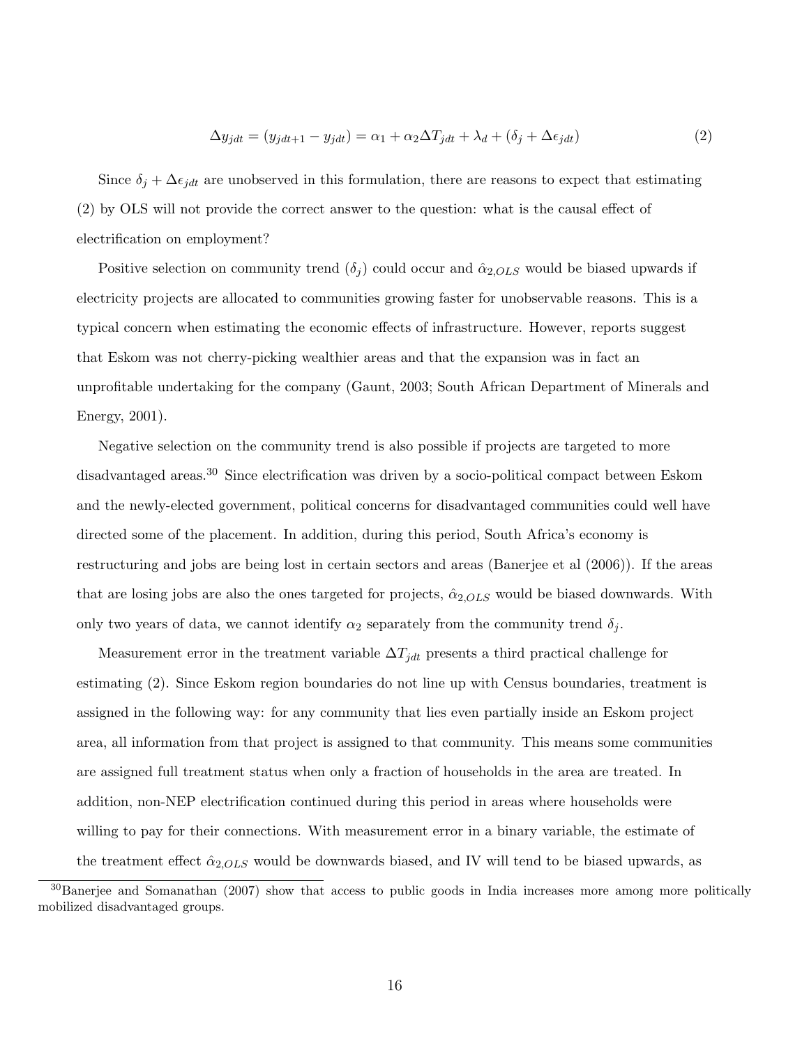$$\Delta y_{jdt} = (y_{jdt+1} - y_{jdt}) = \alpha_1 + \alpha_2 \Delta T_{jdt} + \lambda_d + (\delta_j + \Delta\epsilon_{jdt}) \tag{2}$$

Since $\delta_j + \Delta\epsilon_{jdt}$ are unobserved in this formulation, there are reasons to expect that estimating (2) by OLS will not provide the correct answer to the question: what is the causal effect of electrification on employment?

Positive selection on community trend ($\delta_j$) could occur and $\hat{\alpha}_{2,OLS}$ would be biased upwards if electricity projects are allocated to communities growing faster for unobservable reasons. This is a typical concern when estimating the economic effects of infrastructure. However, reports suggest that Eskom was not cherry-picking wealthier areas and that the expansion was in fact an unprofitable undertaking for the company (Gaunt, 2003; South African Department of Minerals and Energy, 2001).

Negative selection on the community trend is also possible if projects are targeted to more disadvantaged areas.[30] Since electrification was driven by a socio-political compact between Eskom and the newly-elected government, political concerns for disadvantaged communities could well have directed some of the placement. In addition, during this period, South Africa's economy is restructuring and jobs are being lost in certain sectors and areas (Banerjee et al (2006)). If the areas that are losing jobs are also the ones targeted for projects, $\hat{\alpha}_{2,OLS}$ would be biased downwards. With only two years of data, we cannot identify $\alpha_2$ separately from the community trend $\delta_j$.

Measurement error in the treatment variable $\Delta T_{jdt}$ presents a third practical challenge for estimating (2). Since Eskom region boundaries do not line up with Census boundaries, treatment is assigned in the following way: for any community that lies even partially inside an Eskom project area, all information from that project is assigned to that community. This means some communities are assigned full treatment status when only a fraction of households in the area are treated. In addition, non-NEP electrification continued during this period in areas where households were willing to pay for their connections. With measurement error in a binary variable, the estimate of the treatment effect $\hat{\alpha}_{2,OLS}$ would be downwards biased, and IV will tend to be biased upwards, as

[30] Banerjee and Somanathan (2007) show that access to public goods in India increases more among more politically mobilized disadvantaged groups.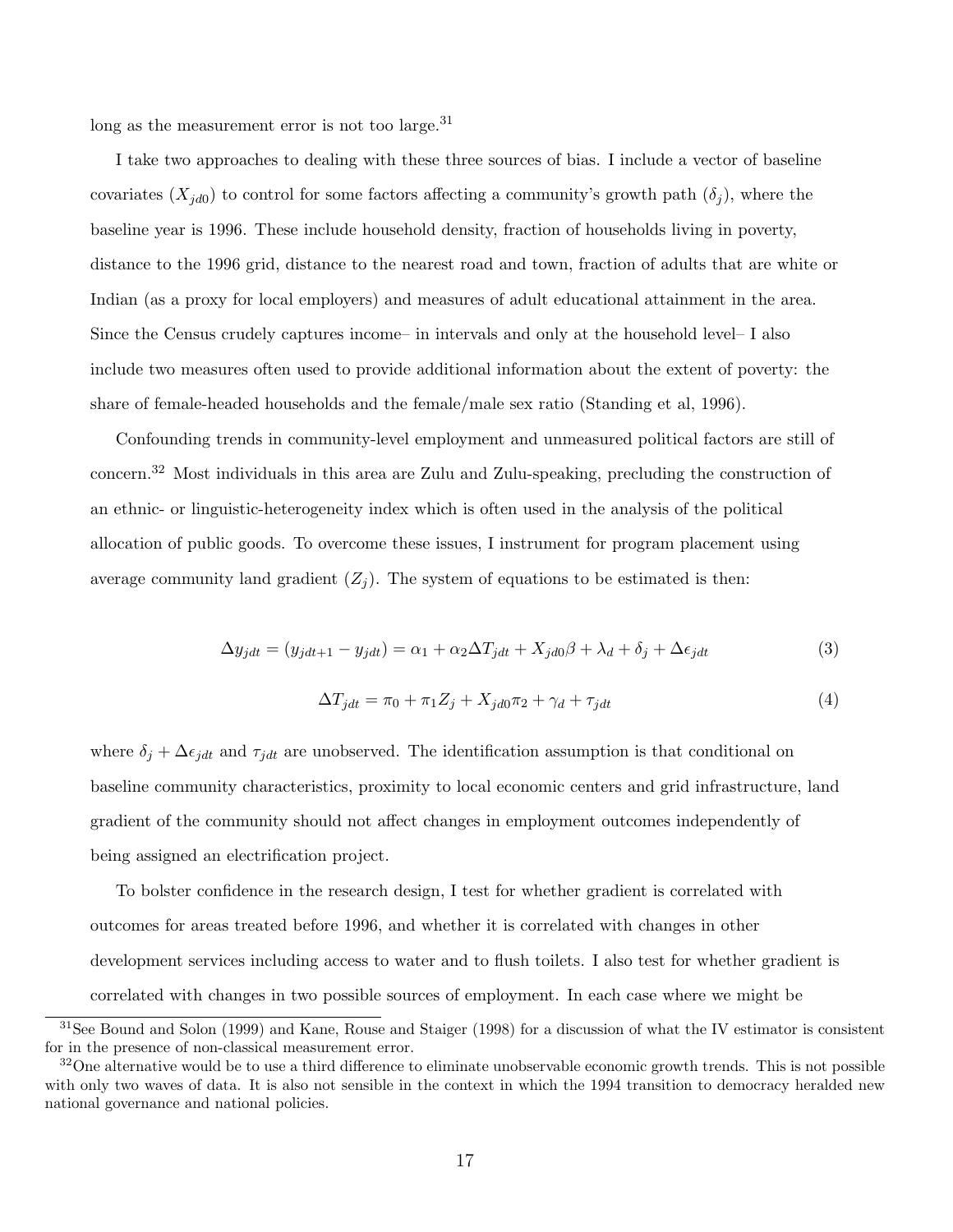long as the measurement error is not too large.[31]

I take two approaches to dealing with these three sources of bias. I include a vector of baseline covariates ($X_{jd0}$) to control for some factors affecting a community's growth path ($\delta_j$), where the baseline year is 1996. These include household density, fraction of households living in poverty, distance to the 1996 grid, distance to the nearest road and town, fraction of adults that are white or Indian (as a proxy for local employers) and measures of adult educational attainment in the area. Since the Census crudely captures income– in intervals and only at the household level– I also include two measures often used to provide additional information about the extent of poverty: the share of female-headed households and the female/male sex ratio (Standing et al, 1996).

Confounding trends in community-level employment and unmeasured political factors are still of concern.[32] Most individuals in this area are Zulu and Zulu-speaking, precluding the construction of an ethnic- or linguistic-heterogeneity index which is often used in the analysis of the political allocation of public goods. To overcome these issues, I instrument for program placement using average community land gradient ($Z_j$). The system of equations to be estimated is then:

$$\Delta y_{jdt} = (y_{jdt+1} - y_{jdt}) = \alpha_1 + \alpha_2 \Delta T_{jdt} + X_{jd0}\beta + \lambda_d + \delta_j + \Delta\epsilon_{jdt} \tag{3}$$

$$\Delta T_{jdt} = \pi_0 + \pi_1 Z_j + X_{jd0}\pi_2 + \gamma_d + \tau_{jdt} \tag{4}$$

where $\delta_j + \Delta\epsilon_{jdt}$ and $\tau_{jdt}$ are unobserved. The identification assumption is that conditional on baseline community characteristics, proximity to local economic centers and grid infrastructure, land gradient of the community should not affect changes in employment outcomes independently of being assigned an electrification project.

To bolster confidence in the research design, I test for whether gradient is correlated with outcomes for areas treated before 1996, and whether it is correlated with changes in other development services including access to water and to flush toilets. I also test for whether gradient is correlated with changes in two possible sources of employment. In each case where we might be

[31] See Bound and Solon (1999) and Kane, Rouse and Staiger (1998) for a discussion of what the IV estimator is consistent for in the presence of non-classical measurement error.

[32] One alternative would be to use a third difference to eliminate unobservable economic growth trends. This is not possible with only two waves of data. It is also not sensible in the context in which the 1994 transition to democracy heralded new national governance and national policies.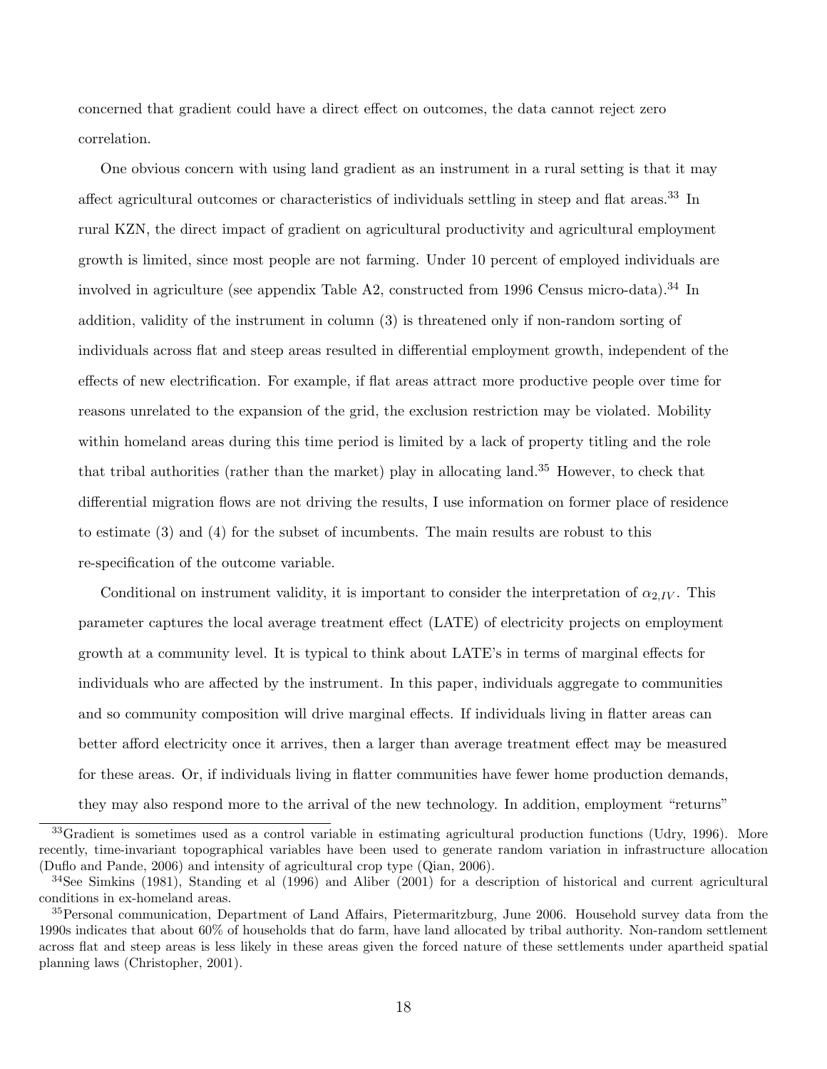concerned that gradient could have a direct effect on outcomes, the data cannot reject zero correlation.

One obvious concern with using land gradient as an instrument in a rural setting is that it may affect agricultural outcomes or characteristics of individuals settling in steep and flat areas.[33] In rural KZN, the direct impact of gradient on agricultural productivity and agricultural employment growth is limited, since most people are not farming. Under 10 percent of employed individuals are involved in agriculture (see appendix Table A2, constructed from 1996 Census micro-data).[34] In addition, validity of the instrument in column (3) is threatened only if non-random sorting of individuals across flat and steep areas resulted in differential employment growth, independent of the effects of new electrification. For example, if flat areas attract more productive people over time for reasons unrelated to the expansion of the grid, the exclusion restriction may be violated. Mobility within homeland areas during this time period is limited by a lack of property titling and the role that tribal authorities (rather than the market) play in allocating land.[35] However, to check that differential migration flows are not driving the results, I use information on former place of residence to estimate (3) and (4) for the subset of incumbents. The main results are robust to this re-specification of the outcome variable.

Conditional on instrument validity, it is important to consider the interpretation of $\alpha_{2,IV}$. This parameter captures the local average treatment effect (LATE) of electricity projects on employment growth at a community level. It is typical to think about LATE's in terms of marginal effects for individuals who are affected by the instrument. In this paper, individuals aggregate to communities and so community composition will drive marginal effects. If individuals living in flatter areas can better afford electricity once it arrives, then a larger than average treatment effect may be measured for these areas. Or, if individuals living in flatter communities have fewer home production demands, they may also respond more to the arrival of the new technology. In addition, employment "returns"

[33] Gradient is sometimes used as a control variable in estimating agricultural production functions (Udry, 1996). More recently, time-invariant topographical variables have been used to generate random variation in infrastructure allocation (Duflo and Pande, 2006) and intensity of agricultural crop type (Qian, 2006).

[34] See Simkins (1981), Standing et al (1996) and Aliber (2001) for a description of historical and current agricultural conditions in ex-homeland areas.

[35] Personal communication, Department of Land Affairs, Pietermaritzburg, June 2006. Household survey data from the 1990s indicates that about 60% of households that do farm, have land allocated by tribal authority. Non-random settlement across flat and steep areas is less likely in these areas given the forced nature of these settlements under apartheid spatial planning laws (Christopher, 2001).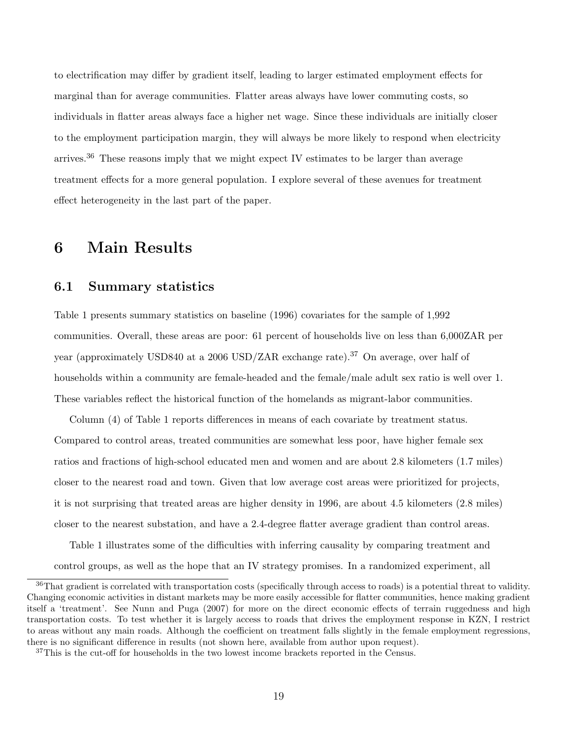to electrification may differ by gradient itself, leading to larger estimated employment effects for marginal than for average communities. Flatter areas always have lower commuting costs, so individuals in flatter areas always face a higher net wage. Since these individuals are initially closer to the employment participation margin, they will always be more likely to respond when electricity arrives.[36] These reasons imply that we might expect IV estimates to be larger than average treatment effects for a more general population. I explore several of these avenues for treatment effect heterogeneity in the last part of the paper.

# 6 Main Results

## 6.1 Summary statistics

Table 1 presents summary statistics on baseline (1996) covariates for the sample of 1,992 communities. Overall, these areas are poor: 61 percent of households live on less than 6,000ZAR per year (approximately USD840 at a 2006 USD/ZAR exchange rate).[37] On average, over half of households within a community are female-headed and the female/male adult sex ratio is well over 1. These variables reflect the historical function of the homelands as migrant-labor communities.

Column (4) of Table 1 reports differences in means of each covariate by treatment status. Compared to control areas, treated communities are somewhat less poor, have higher female sex ratios and fractions of high-school educated men and women and are about 2.8 kilometers (1.7 miles) closer to the nearest road and town. Given that low average cost areas were prioritized for projects, it is not surprising that treated areas are higher density in 1996, are about 4.5 kilometers (2.8 miles) closer to the nearest substation, and have a 2.4-degree flatter average gradient than control areas.

Table 1 illustrates some of the difficulties with inferring causality by comparing treatment and control groups, as well as the hope that an IV strategy promises. In a randomized experiment, all

[36] That gradient is correlated with transportation costs (specifically through access to roads) is a potential threat to validity. Changing economic activities in distant markets may be more easily accessible for flatter communities, hence making gradient itself a 'treatment'. See Nunn and Puga (2007) for more on the direct economic effects of terrain ruggedness and high transportation costs. To test whether it is largely access to roads that drives the employment response in KZN, I restrict to areas without any main roads. Although the coefficient on treatment falls slightly in the female employment regressions, there is no significant difference in results (not shown here, available from author upon request).

[37] This is the cut-off for households in the two lowest income brackets reported in the Census.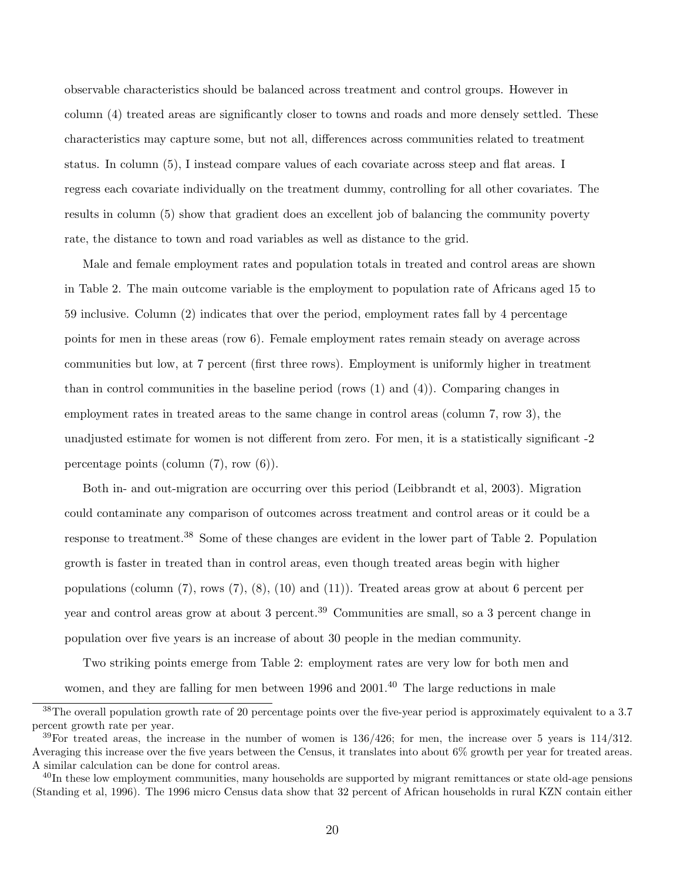observable characteristics should be balanced across treatment and control groups. However in column (4) treated areas are significantly closer to towns and roads and more densely settled. These characteristics may capture some, but not all, differences across communities related to treatment status. In column (5), I instead compare values of each covariate across steep and flat areas. I regress each covariate individually on the treatment dummy, controlling for all other covariates. The results in column (5) show that gradient does an excellent job of balancing the community poverty rate, the distance to town and road variables as well as distance to the grid.

Male and female employment rates and population totals in treated and control areas are shown in Table 2. The main outcome variable is the employment to population rate of Africans aged 15 to 59 inclusive. Column (2) indicates that over the period, employment rates fall by 4 percentage points for men in these areas (row 6). Female employment rates remain steady on average across communities but low, at 7 percent (first three rows). Employment is uniformly higher in treatment than in control communities in the baseline period (rows (1) and (4)). Comparing changes in employment rates in treated areas to the same change in control areas (column 7, row 3), the unadjusted estimate for women is not different from zero. For men, it is a statistically significant -2 percentage points (column (7), row (6)).

Both in- and out-migration are occurring over this period (Leibbrandt et al, 2003). Migration could contaminate any comparison of outcomes across treatment and control areas or it could be a response to treatment.[38] Some of these changes are evident in the lower part of Table 2. Population growth is faster in treated than in control areas, even though treated areas begin with higher populations (column (7), rows (7), (8), (10) and (11)). Treated areas grow at about 6 percent per year and control areas grow at about 3 percent.[39] Communities are small, so a 3 percent change in population over five years is an increase of about 30 people in the median community.

Two striking points emerge from Table 2: employment rates are very low for both men and women, and they are falling for men between 1996 and 2001.[40] The large reductions in male

[38]The overall population growth rate of 20 percentage points over the five-year period is approximately equivalent to a 3.7 percent growth rate per year.

[39]For treated areas, the increase in the number of women is 136/426; for men, the increase over 5 years is 114/312. Averaging this increase over the five years between the Census, it translates into about 6% growth per year for treated areas. A similar calculation can be done for control areas.

[40]In these low employment communities, many households are supported by migrant remittances or state old-age pensions (Standing et al, 1996). The 1996 micro Census data show that 32 percent of African households in rural KZN contain either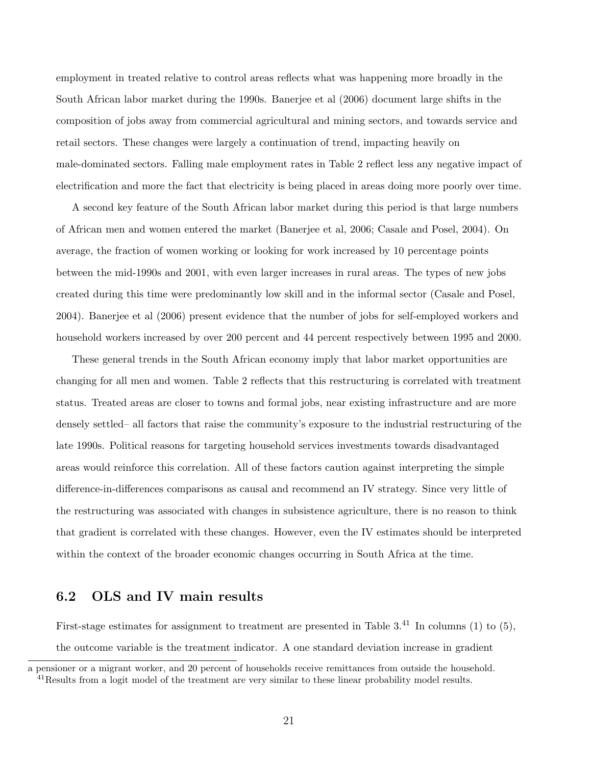employment in treated relative to control areas reflects what was happening more broadly in the South African labor market during the 1990s. Banerjee et al (2006) document large shifts in the composition of jobs away from commercial agricultural and mining sectors, and towards service and retail sectors. These changes were largely a continuation of trend, impacting heavily on male-dominated sectors. Falling male employment rates in Table 2 reflect less any negative impact of electrification and more the fact that electricity is being placed in areas doing more poorly over time.

A second key feature of the South African labor market during this period is that large numbers of African men and women entered the market (Banerjee et al, 2006; Casale and Posel, 2004). On average, the fraction of women working or looking for work increased by 10 percentage points between the mid-1990s and 2001, with even larger increases in rural areas. The types of new jobs created during this time were predominantly low skill and in the informal sector (Casale and Posel, 2004). Banerjee et al (2006) present evidence that the number of jobs for self-employed workers and household workers increased by over 200 percent and 44 percent respectively between 1995 and 2000.

These general trends in the South African economy imply that labor market opportunities are changing for all men and women. Table 2 reflects that this restructuring is correlated with treatment status. Treated areas are closer to towns and formal jobs, near existing infrastructure and are more densely settled– all factors that raise the community's exposure to the industrial restructuring of the late 1990s. Political reasons for targeting household services investments towards disadvantaged areas would reinforce this correlation. All of these factors caution against interpreting the simple difference-in-differences comparisons as causal and recommend an IV strategy. Since very little of the restructuring was associated with changes in subsistence agriculture, there is no reason to think that gradient is correlated with these changes. However, even the IV estimates should be interpreted within the context of the broader economic changes occurring in South Africa at the time.

## 6.2 OLS and IV main results

First-stage estimates for assignment to treatment are presented in Table 3.[41] In columns (1) to (5), the outcome variable is the treatment indicator. A one standard deviation increase in gradient

a pensioner or a migrant worker, and 20 percent of households receive remittances from outside the household.

[41] Results from a logit model of the treatment are very similar to these linear probability model results.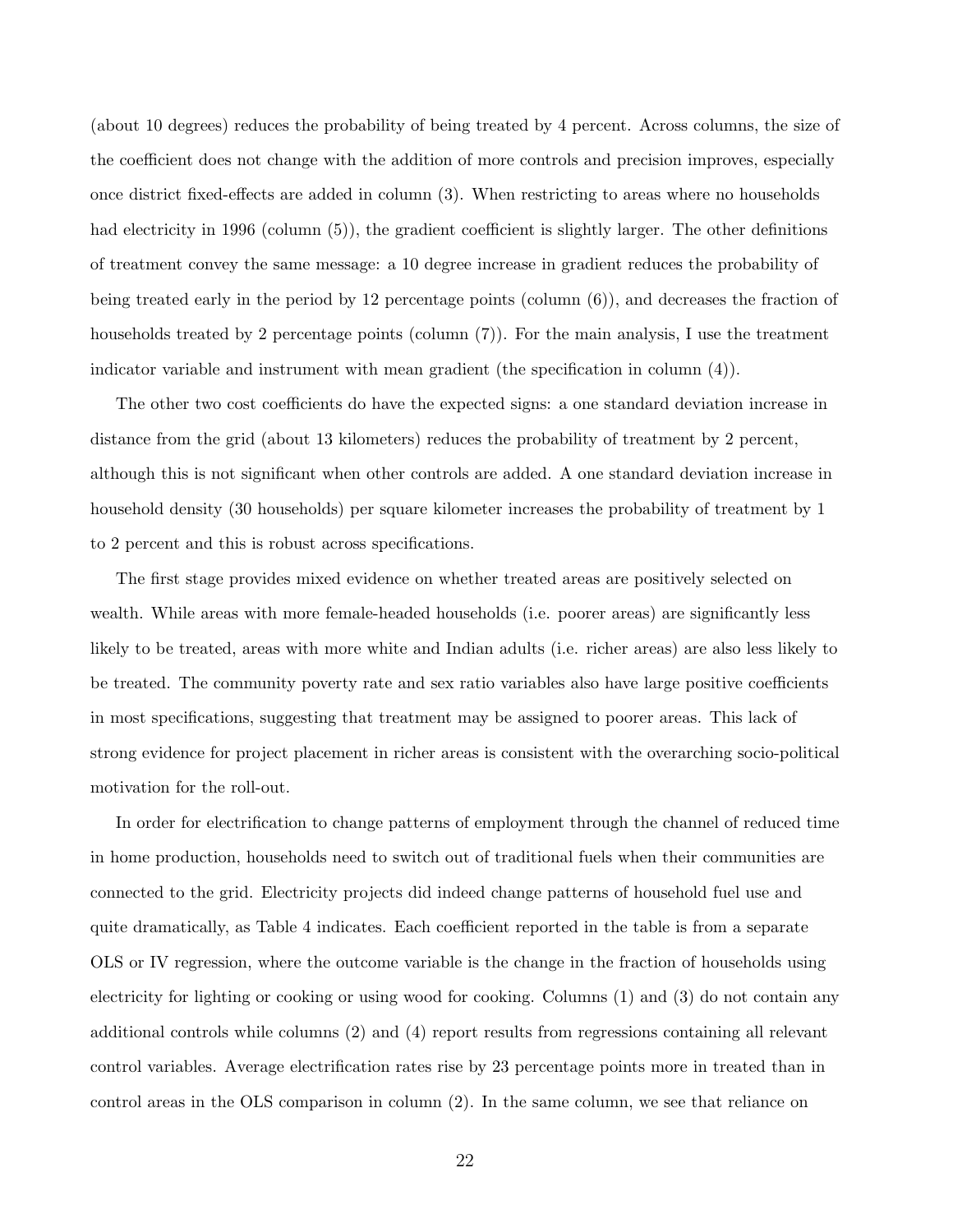(about 10 degrees) reduces the probability of being treated by 4 percent. Across columns, the size of the coefficient does not change with the addition of more controls and precision improves, especially once district fixed-effects are added in column (3). When restricting to areas where no households had electricity in 1996 (column (5)), the gradient coefficient is slightly larger. The other definitions of treatment convey the same message: a 10 degree increase in gradient reduces the probability of being treated early in the period by 12 percentage points (column (6)), and decreases the fraction of households treated by 2 percentage points (column (7)). For the main analysis, I use the treatment indicator variable and instrument with mean gradient (the specification in column (4)).

The other two cost coefficients do have the expected signs: a one standard deviation increase in distance from the grid (about 13 kilometers) reduces the probability of treatment by 2 percent, although this is not significant when other controls are added. A one standard deviation increase in household density (30 households) per square kilometer increases the probability of treatment by 1 to 2 percent and this is robust across specifications.

The first stage provides mixed evidence on whether treated areas are positively selected on wealth. While areas with more female-headed households (i.e. poorer areas) are significantly less likely to be treated, areas with more white and Indian adults (i.e. richer areas) are also less likely to be treated. The community poverty rate and sex ratio variables also have large positive coefficients in most specifications, suggesting that treatment may be assigned to poorer areas. This lack of strong evidence for project placement in richer areas is consistent with the overarching socio-political motivation for the roll-out.

In order for electrification to change patterns of employment through the channel of reduced time in home production, households need to switch out of traditional fuels when their communities are connected to the grid. Electricity projects did indeed change patterns of household fuel use and quite dramatically, as Table 4 indicates. Each coefficient reported in the table is from a separate OLS or IV regression, where the outcome variable is the change in the fraction of households using electricity for lighting or cooking or using wood for cooking. Columns (1) and (3) do not contain any additional controls while columns (2) and (4) report results from regressions containing all relevant control variables. Average electrification rates rise by 23 percentage points more in treated than in control areas in the OLS comparison in column (2). In the same column, we see that reliance on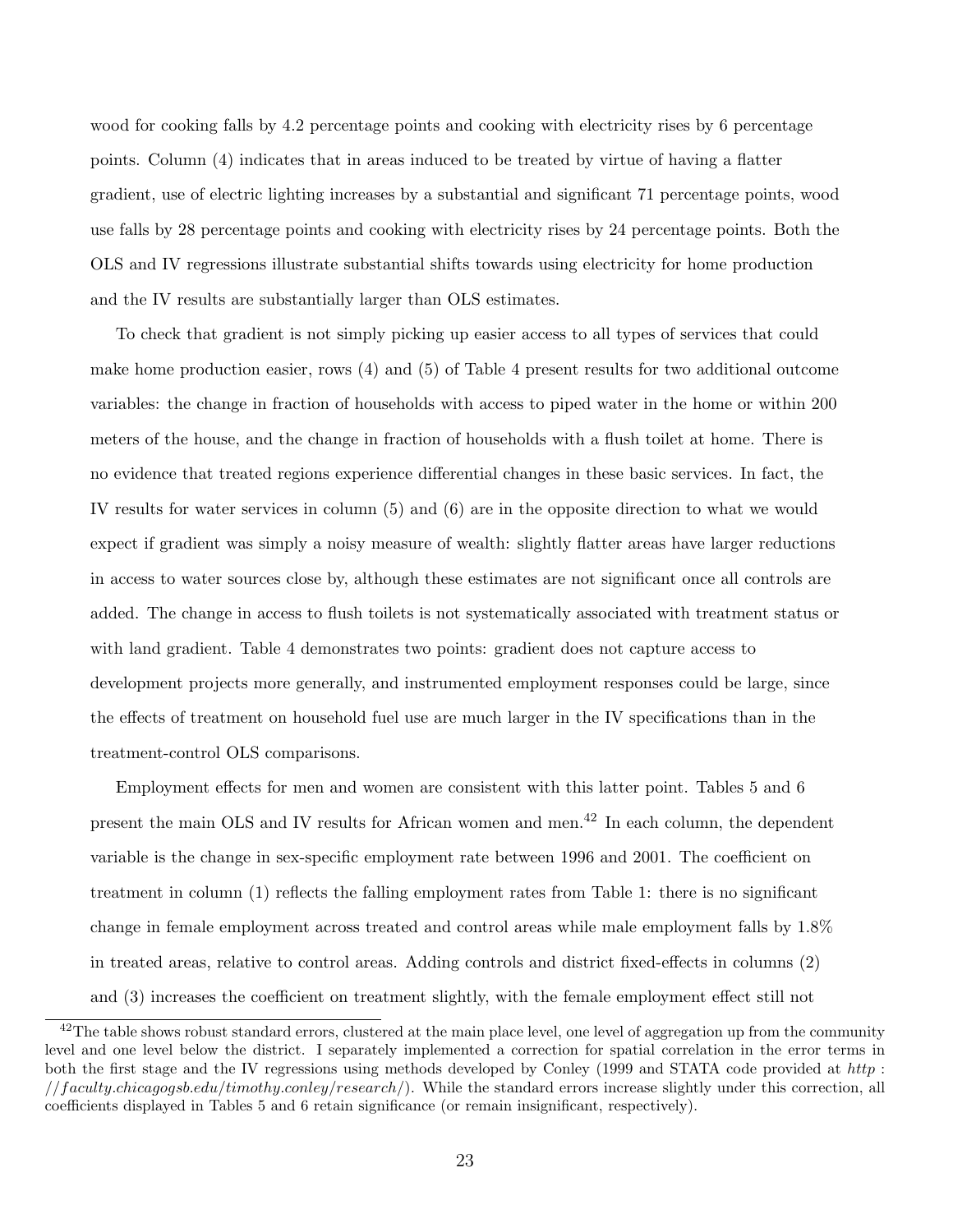wood for cooking falls by 4.2 percentage points and cooking with electricity rises by 6 percentage points. Column (4) indicates that in areas induced to be treated by virtue of having a flatter gradient, use of electric lighting increases by a substantial and significant 71 percentage points, wood use falls by 28 percentage points and cooking with electricity rises by 24 percentage points. Both the OLS and IV regressions illustrate substantial shifts towards using electricity for home production and the IV results are substantially larger than OLS estimates.

To check that gradient is not simply picking up easier access to all types of services that could make home production easier, rows (4) and (5) of Table 4 present results for two additional outcome variables: the change in fraction of households with access to piped water in the home or within 200 meters of the house, and the change in fraction of households with a flush toilet at home. There is no evidence that treated regions experience differential changes in these basic services. In fact, the IV results for water services in column (5) and (6) are in the opposite direction to what we would expect if gradient was simply a noisy measure of wealth: slightly flatter areas have larger reductions in access to water sources close by, although these estimates are not significant once all controls are added. The change in access to flush toilets is not systematically associated with treatment status or with land gradient. Table 4 demonstrates two points: gradient does not capture access to development projects more generally, and instrumented employment responses could be large, since the effects of treatment on household fuel use are much larger in the IV specifications than in the treatment-control OLS comparisons.

Employment effects for men and women are consistent with this latter point. Tables 5 and 6 present the main OLS and IV results for African women and men.[42] In each column, the dependent variable is the change in sex-specific employment rate between 1996 and 2001. The coefficient on treatment in column (1) reflects the falling employment rates from Table 1: there is no significant change in female employment across treated and control areas while male employment falls by 1.8% in treated areas, relative to control areas. Adding controls and district fixed-effects in columns (2) and (3) increases the coefficient on treatment slightly, with the female employment effect still not

[42] The table shows robust standard errors, clustered at the main place level, one level of aggregation up from the community level and one level below the district. I separately implemented a correction for spatial correlation in the error terms in both the first stage and the IV regressions using methods developed by Conley (1999 and STATA code provided at *http://faculty.chicagogsb.edu/timothy.conley/research/*). While the standard errors increase slightly under this correction, all coefficients displayed in Tables 5 and 6 retain significance (or remain insignificant, respectively).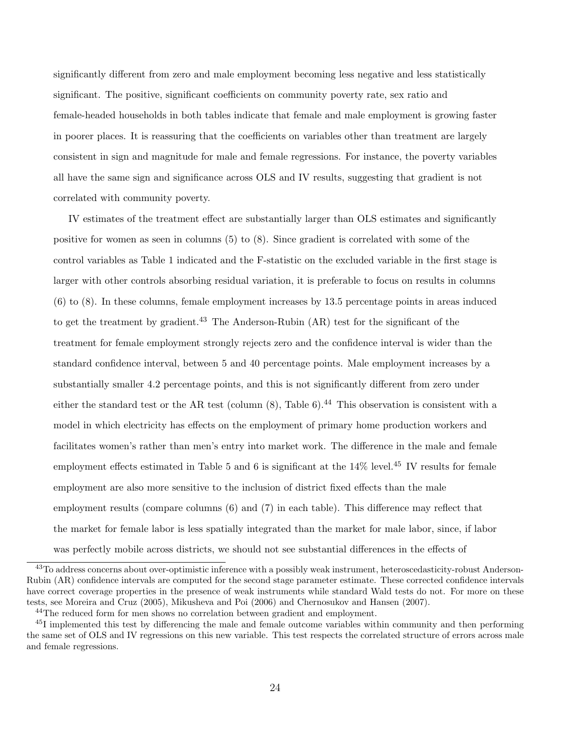significantly different from zero and male employment becoming less negative and less statistically significant. The positive, significant coefficients on community poverty rate, sex ratio and female-headed households in both tables indicate that female and male employment is growing faster in poorer places. It is reassuring that the coefficients on variables other than treatment are largely consistent in sign and magnitude for male and female regressions. For instance, the poverty variables all have the same sign and significance across OLS and IV results, suggesting that gradient is not correlated with community poverty.

IV estimates of the treatment effect are substantially larger than OLS estimates and significantly positive for women as seen in columns (5) to (8). Since gradient is correlated with some of the control variables as Table 1 indicated and the F-statistic on the excluded variable in the first stage is larger with other controls absorbing residual variation, it is preferable to focus on results in columns (6) to (8). In these columns, female employment increases by 13.5 percentage points in areas induced to get the treatment by gradient.[43] The Anderson-Rubin (AR) test for the significant of the treatment for female employment strongly rejects zero and the confidence interval is wider than the standard confidence interval, between 5 and 40 percentage points. Male employment increases by a substantially smaller 4.2 percentage points, and this is not significantly different from zero under either the standard test or the AR test (column (8), Table 6).[44] This observation is consistent with a model in which electricity has effects on the employment of primary home production workers and facilitates women's rather than men's entry into market work. The difference in the male and female employment effects estimated in Table 5 and 6 is significant at the 14% level.[45] IV results for female employment are also more sensitive to the inclusion of district fixed effects than the male employment results (compare columns (6) and (7) in each table). This difference may reflect that the market for female labor is less spatially integrated than the market for male labor, since, if labor was perfectly mobile across districts, we should not see substantial differences in the effects of

[43] To address concerns about over-optimistic inference with a possibly weak instrument, heteroscedasticity-robust Anderson-Rubin (AR) confidence intervals are computed for the second stage parameter estimate. These corrected confidence intervals have correct coverage properties in the presence of weak instruments while standard Wald tests do not. For more on these tests, see Moreira and Cruz (2005), Mikusheva and Poi (2006) and Chernosukov and Hansen (2007).

[44] The reduced form for men shows no correlation between gradient and employment.

[45] I implemented this test by differencing the male and female outcome variables within community and then performing the same set of OLS and IV regressions on this new variable. This test respects the correlated structure of errors across male and female regressions.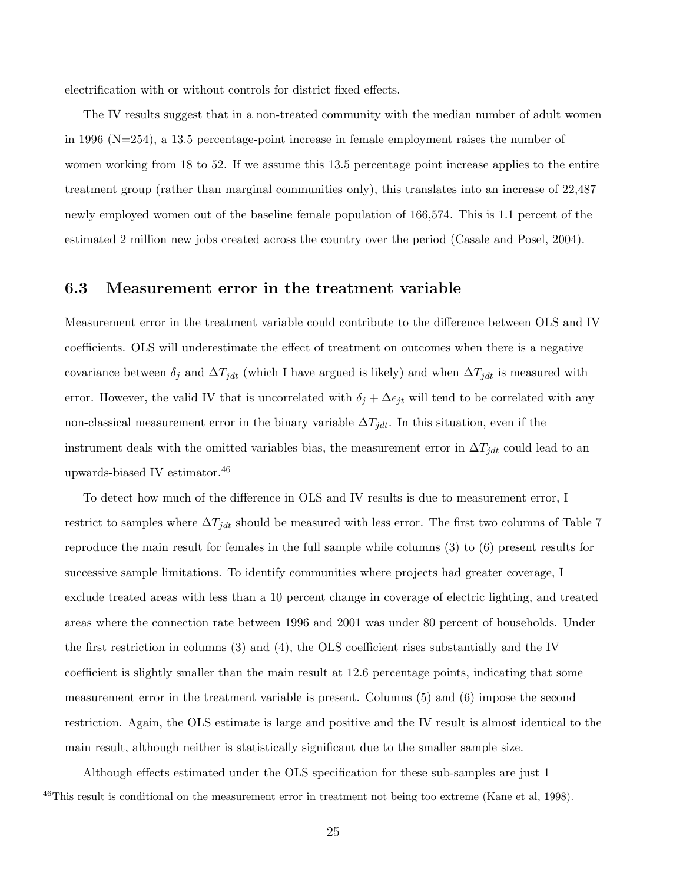electrification with or without controls for district fixed effects.

The IV results suggest that in a non-treated community with the median number of adult women in 1996 (N=254), a 13.5 percentage-point increase in female employment raises the number of women working from 18 to 52. If we assume this 13.5 percentage point increase applies to the entire treatment group (rather than marginal communities only), this translates into an increase of 22,487 newly employed women out of the baseline female population of 166,574. This is 1.1 percent of the estimated 2 million new jobs created across the country over the period (Casale and Posel, 2004).

### 6.3 Measurement error in the treatment variable

Measurement error in the treatment variable could contribute to the difference between OLS and IV coefficients. OLS will underestimate the effect of treatment on outcomes when there is a negative covariance between $\delta_j$ and $\Delta T_{jdt}$ (which I have argued is likely) and when $\Delta T_{jdt}$ is measured with error. However, the valid IV that is uncorrelated with $\delta_j + \Delta\epsilon_{jt}$ will tend to be correlated with any non-classical measurement error in the binary variable $\Delta T_{jdt}$. In this situation, even if the instrument deals with the omitted variables bias, the measurement error in $\Delta T_{jdt}$ could lead to an upwards-biased IV estimator.[46]

To detect how much of the difference in OLS and IV results is due to measurement error, I restrict to samples where $\Delta T_{jdt}$ should be measured with less error. The first two columns of Table 7 reproduce the main result for females in the full sample while columns (3) to (6) present results for successive sample limitations. To identify communities where projects had greater coverage, I exclude treated areas with less than a 10 percent change in coverage of electric lighting, and treated areas where the connection rate between 1996 and 2001 was under 80 percent of households. Under the first restriction in columns (3) and (4), the OLS coefficient rises substantially and the IV coefficient is slightly smaller than the main result at 12.6 percentage points, indicating that some measurement error in the treatment variable is present. Columns (5) and (6) impose the second restriction. Again, the OLS estimate is large and positive and the IV result is almost identical to the main result, although neither is statistically significant due to the smaller sample size.

Although effects estimated under the OLS specification for these sub-samples are just 1

[46]This result is conditional on the measurement error in treatment not being too extreme (Kane et al, 1998).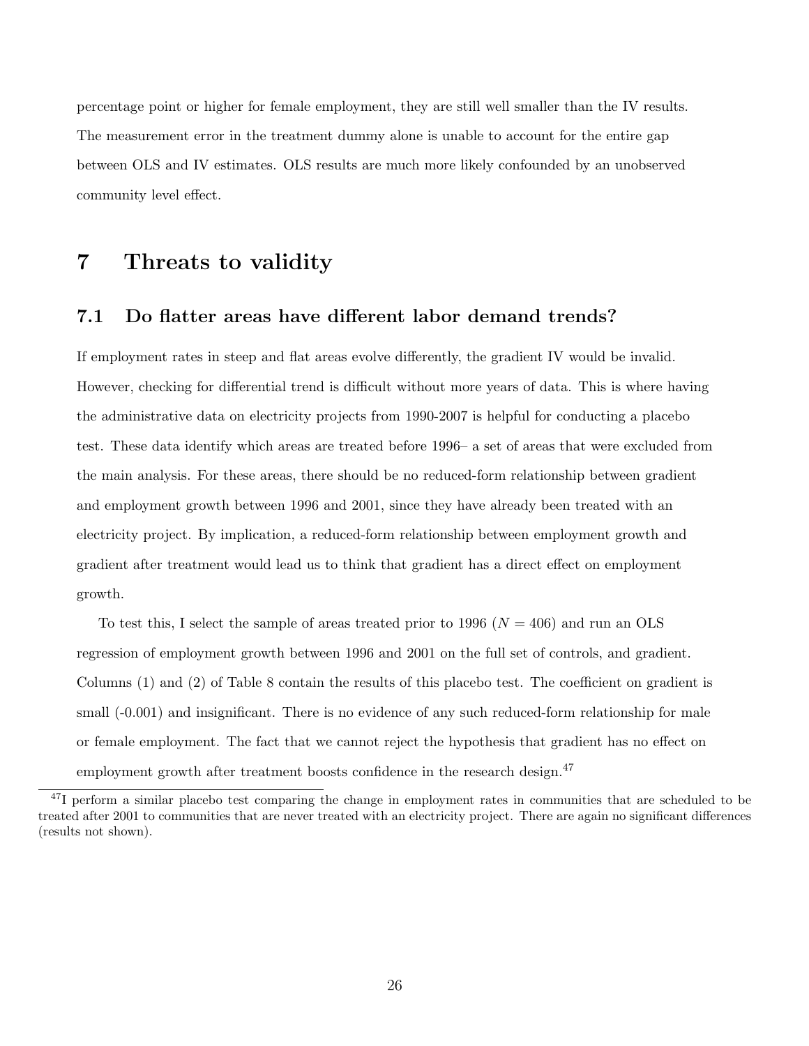percentage point or higher for female employment, they are still well smaller than the IV results. The measurement error in the treatment dummy alone is unable to account for the entire gap between OLS and IV estimates. OLS results are much more likely confounded by an unobserved community level effect.

# 7 Threats to validity

## 7.1 Do flatter areas have different labor demand trends?

If employment rates in steep and flat areas evolve differently, the gradient IV would be invalid. However, checking for differential trend is difficult without more years of data. This is where having the administrative data on electricity projects from 1990-2007 is helpful for conducting a placebo test. These data identify which areas are treated before 1996– a set of areas that were excluded from the main analysis. For these areas, there should be no reduced-form relationship between gradient and employment growth between 1996 and 2001, since they have already been treated with an electricity project. By implication, a reduced-form relationship between employment growth and gradient after treatment would lead us to think that gradient has a direct effect on employment growth.

To test this, I select the sample of areas treated prior to 1996 ($N = 406$) and run an OLS regression of employment growth between 1996 and 2001 on the full set of controls, and gradient. Columns (1) and (2) of Table 8 contain the results of this placebo test. The coefficient on gradient is small (-0.001) and insignificant. There is no evidence of any such reduced-form relationship for male or female employment. The fact that we cannot reject the hypothesis that gradient has no effect on employment growth after treatment boosts confidence in the research design.[47]

[47] I perform a similar placebo test comparing the change in employment rates in communities that are scheduled to be treated after 2001 to communities that are never treated with an electricity project. There are again no significant differences (results not shown).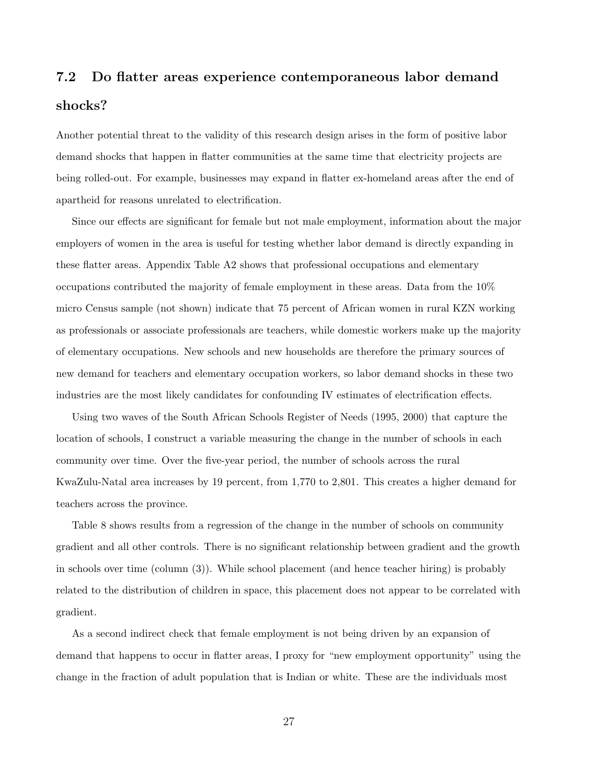## 7.2 Do flatter areas experience contemporaneous labor demand shocks?

Another potential threat to the validity of this research design arises in the form of positive labor demand shocks that happen in flatter communities at the same time that electricity projects are being rolled-out. For example, businesses may expand in flatter ex-homeland areas after the end of apartheid for reasons unrelated to electrification.

Since our effects are significant for female but not male employment, information about the major employers of women in the area is useful for testing whether labor demand is directly expanding in these flatter areas. Appendix Table A2 shows that professional occupations and elementary occupations contributed the majority of female employment in these areas. Data from the 10% micro Census sample (not shown) indicate that 75 percent of African women in rural KZN working as professionals or associate professionals are teachers, while domestic workers make up the majority of elementary occupations. New schools and new households are therefore the primary sources of new demand for teachers and elementary occupation workers, so labor demand shocks in these two industries are the most likely candidates for confounding IV estimates of electrification effects.

Using two waves of the South African Schools Register of Needs (1995, 2000) that capture the location of schools, I construct a variable measuring the change in the number of schools in each community over time. Over the five-year period, the number of schools across the rural KwaZulu-Natal area increases by 19 percent, from 1,770 to 2,801. This creates a higher demand for teachers across the province.

Table 8 shows results from a regression of the change in the number of schools on community gradient and all other controls. There is no significant relationship between gradient and the growth in schools over time (column (3)). While school placement (and hence teacher hiring) is probably related to the distribution of children in space, this placement does not appear to be correlated with gradient.

As a second indirect check that female employment is not being driven by an expansion of demand that happens to occur in flatter areas, I proxy for "new employment opportunity" using the change in the fraction of adult population that is Indian or white. These are the individuals most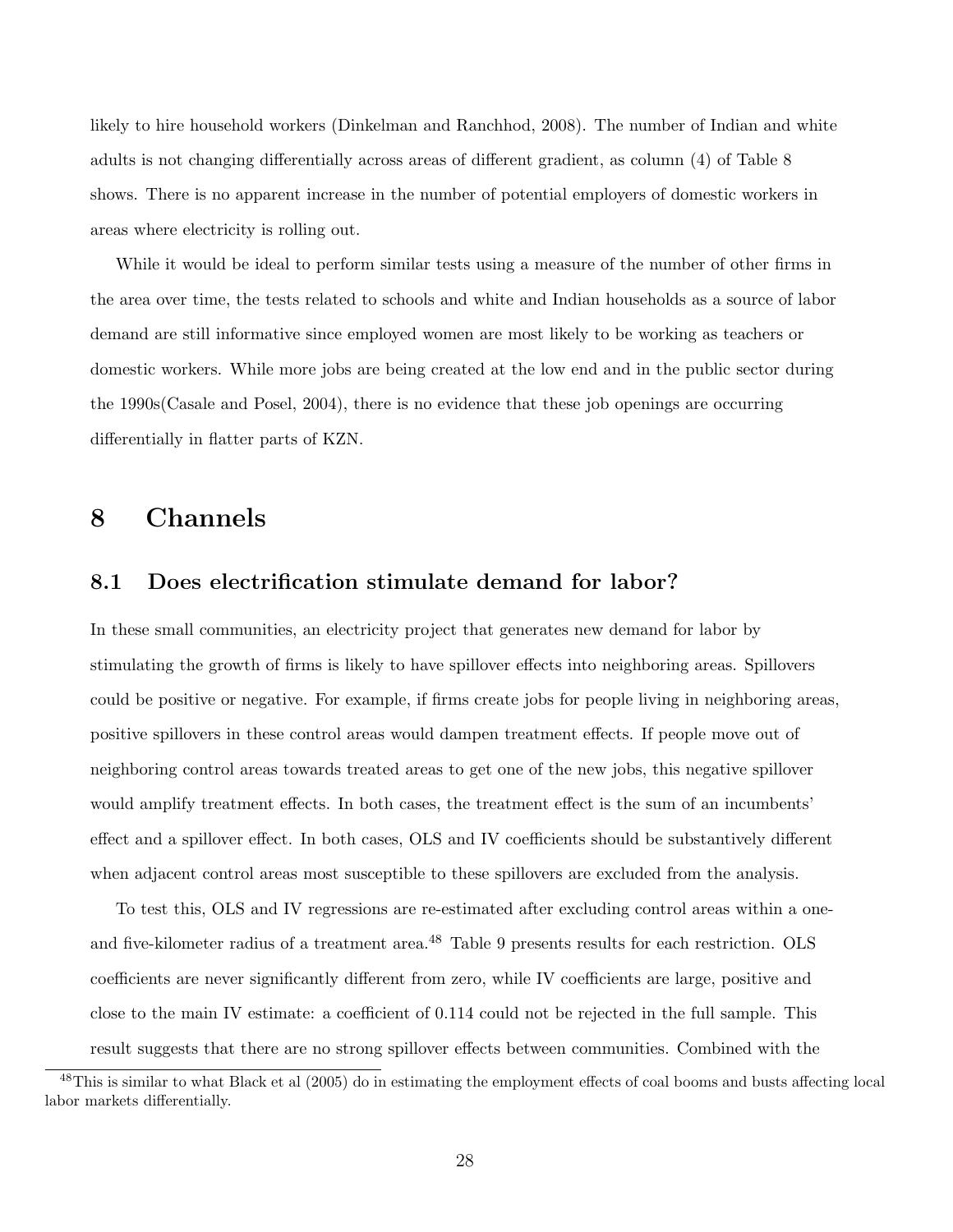likely to hire household workers (Dinkelman and Ranchhod, 2008). The number of Indian and white adults is not changing differentially across areas of different gradient, as column (4) of Table 8 shows. There is no apparent increase in the number of potential employers of domestic workers in areas where electricity is rolling out.

While it would be ideal to perform similar tests using a measure of the number of other firms in the area over time, the tests related to schools and white and Indian households as a source of labor demand are still informative since employed women are most likely to be working as teachers or domestic workers. While more jobs are being created at the low end and in the public sector during the 1990s(Casale and Posel, 2004), there is no evidence that these job openings are occurring differentially in flatter parts of KZN.

# 8 Channels

## 8.1 Does electrification stimulate demand for labor?

In these small communities, an electricity project that generates new demand for labor by stimulating the growth of firms is likely to have spillover effects into neighboring areas. Spillovers could be positive or negative. For example, if firms create jobs for people living in neighboring areas, positive spillovers in these control areas would dampen treatment effects. If people move out of neighboring control areas towards treated areas to get one of the new jobs, this negative spillover would amplify treatment effects. In both cases, the treatment effect is the sum of an incumbents' effect and a spillover effect. In both cases, OLS and IV coefficients should be substantively different when adjacent control areas most susceptible to these spillovers are excluded from the analysis.

To test this, OLS and IV regressions are re-estimated after excluding control areas within a one- and five-kilometer radius of a treatment area.[48] Table 9 presents results for each restriction. OLS coefficients are never significantly different from zero, while IV coefficients are large, positive and close to the main IV estimate: a coefficient of 0.114 could not be rejected in the full sample. This result suggests that there are no strong spillover effects between communities. Combined with the

[48] This is similar to what Black et al (2005) do in estimating the employment effects of coal booms and busts affecting local labor markets differentially.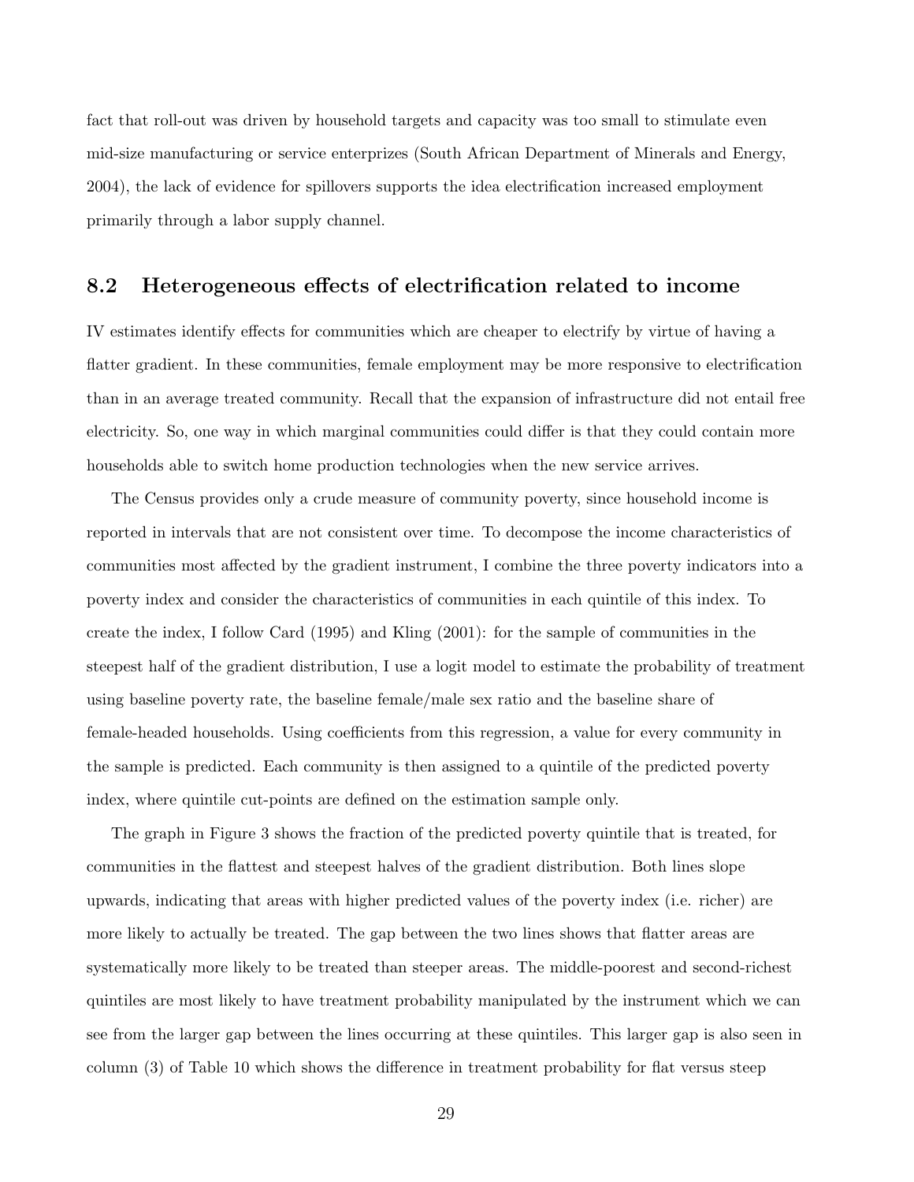fact that roll-out was driven by household targets and capacity was too small to stimulate even mid-size manufacturing or service enterprizes (South African Department of Minerals and Energy, 2004), the lack of evidence for spillovers supports the idea electrification increased employment primarily through a labor supply channel.

## 8.2 Heterogeneous effects of electrification related to income

IV estimates identify effects for communities which are cheaper to electrify by virtue of having a flatter gradient. In these communities, female employment may be more responsive to electrification than in an average treated community. Recall that the expansion of infrastructure did not entail free electricity. So, one way in which marginal communities could differ is that they could contain more households able to switch home production technologies when the new service arrives.

The Census provides only a crude measure of community poverty, since household income is reported in intervals that are not consistent over time. To decompose the income characteristics of communities most affected by the gradient instrument, I combine the three poverty indicators into a poverty index and consider the characteristics of communities in each quintile of this index. To create the index, I follow Card (1995) and Kling (2001): for the sample of communities in the steepest half of the gradient distribution, I use a logit model to estimate the probability of treatment using baseline poverty rate, the baseline female/male sex ratio and the baseline share of female-headed households. Using coefficients from this regression, a value for every community in the sample is predicted. Each community is then assigned to a quintile of the predicted poverty index, where quintile cut-points are defined on the estimation sample only.

The graph in Figure 3 shows the fraction of the predicted poverty quintile that is treated, for communities in the flattest and steepest halves of the gradient distribution. Both lines slope upwards, indicating that areas with higher predicted values of the poverty index (i.e. richer) are more likely to actually be treated. The gap between the two lines shows that flatter areas are systematically more likely to be treated than steeper areas. The middle-poorest and second-richest quintiles are most likely to have treatment probability manipulated by the instrument which we can see from the larger gap between the lines occurring at these quintiles. This larger gap is also seen in column (3) of Table 10 which shows the difference in treatment probability for flat versus steep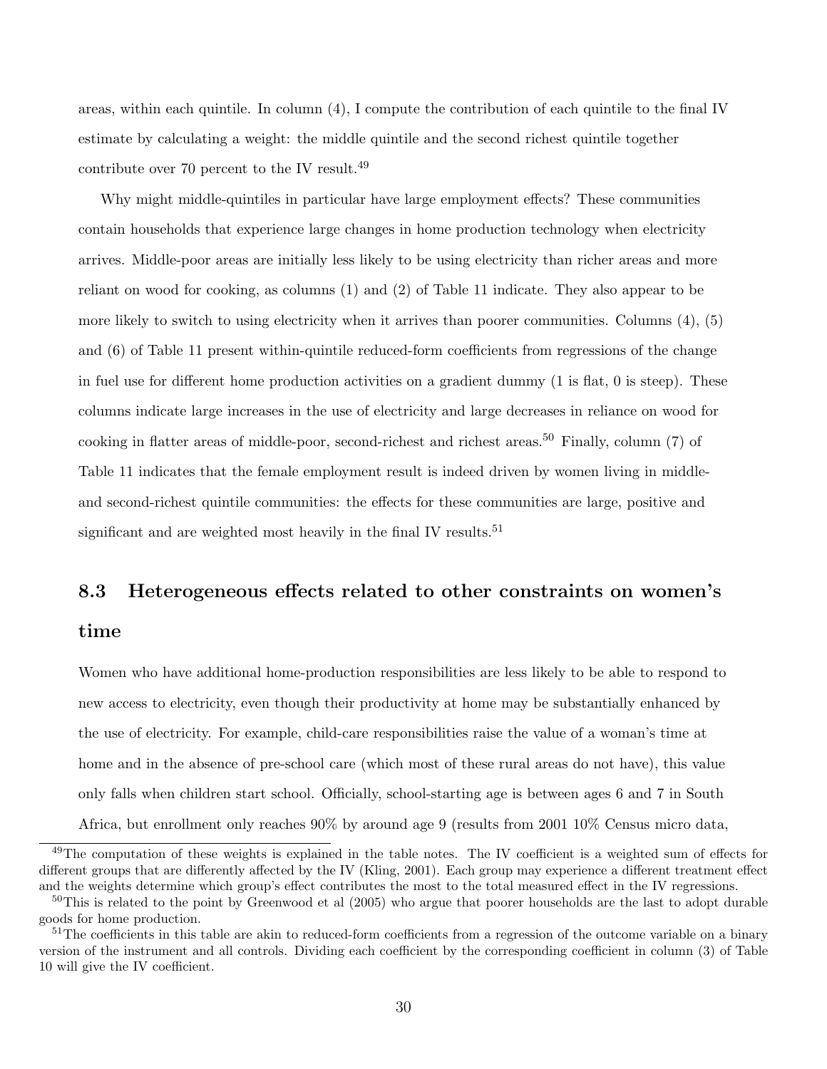areas, within each quintile. In column (4), I compute the contribution of each quintile to the final IV estimate by calculating a weight: the middle quintile and the second richest quintile together contribute over 70 percent to the IV result.[49]

Why might middle-quintiles in particular have large employment effects? These communities contain households that experience large changes in home production technology when electricity arrives. Middle-poor areas are initially less likely to be using electricity than richer areas and more reliant on wood for cooking, as columns (1) and (2) of Table 11 indicate. They also appear to be more likely to switch to using electricity when it arrives than poorer communities. Columns (4), (5) and (6) of Table 11 present within-quintile reduced-form coefficients from regressions of the change in fuel use for different home production activities on a gradient dummy (1 is flat, 0 is steep). These columns indicate large increases in the use of electricity and large decreases in reliance on wood for cooking in flatter areas of middle-poor, second-richest and richest areas.[50] Finally, column (7) of Table 11 indicates that the female employment result is indeed driven by women living in middle- and second-richest quintile communities: the effects for these communities are large, positive and significant and are weighted most heavily in the final IV results.[51]

## 8.3 Heterogeneous effects related to other constraints on women's time

Women who have additional home-production responsibilities are less likely to be able to respond to new access to electricity, even though their productivity at home may be substantially enhanced by the use of electricity. For example, child-care responsibilities raise the value of a woman's time at home and in the absence of pre-school care (which most of these rural areas do not have), this value only falls when children start school. Officially, school-starting age is between ages 6 and 7 in South Africa, but enrollment only reaches 90% by around age 9 (results from 2001 10% Census micro data,

---

[49] The computation of these weights is explained in the table notes. The IV coefficient is a weighted sum of effects for different groups that are differently affected by the IV (Kling, 2001). Each group may experience a different treatment effect and the weights determine which group's effect contributes the most to the total measured effect in the IV regressions.

[50] This is related to the point by Greenwood et al (2005) who argue that poorer households are the last to adopt durable goods for home production.

[51] The coefficients in this table are akin to reduced-form coefficients from a regression of the outcome variable on a binary version of the instrument and all controls. Dividing each coefficient by the corresponding coefficient in column (3) of Table 10 will give the IV coefficient.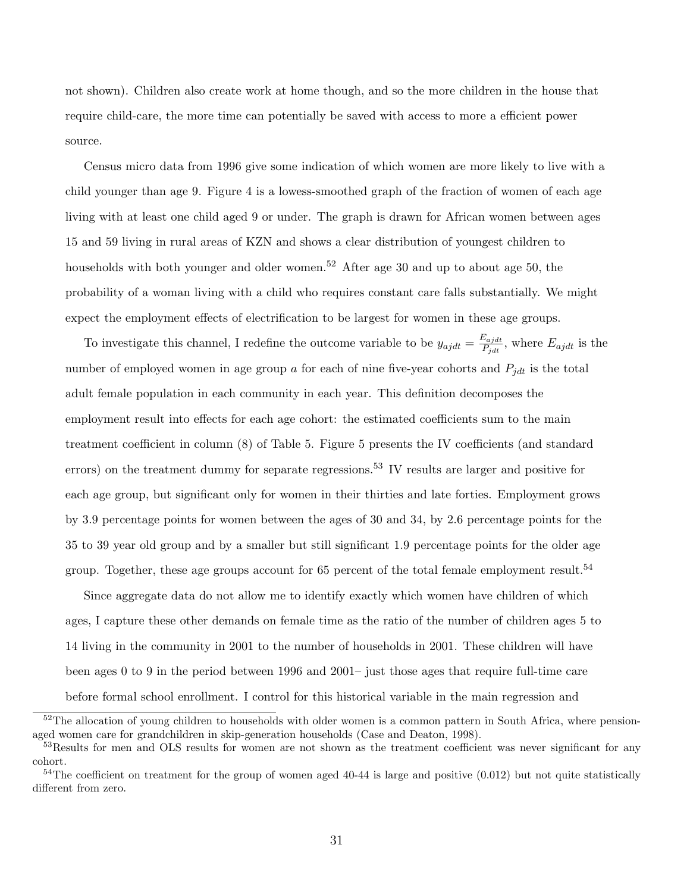not shown). Children also create work at home though, and so the more children in the house that require child-care, the more time can potentially be saved with access to more a efficient power source.

Census micro data from 1996 give some indication of which women are more likely to live with a child younger than age 9. Figure 4 is a lowess-smoothed graph of the fraction of women of each age living with at least one child aged 9 or under. The graph is drawn for African women between ages 15 and 59 living in rural areas of KZN and shows a clear distribution of youngest children to households with both younger and older women.[52] After age 30 and up to about age 50, the probability of a woman living with a child who requires constant care falls substantially. We might expect the employment effects of electrification to be largest for women in these age groups.

To investigate this channel, I redefine the outcome variable to be $y_{ajdt} = \frac{E_{ajdt}}{P_{jdt}}$, where $E_{ajdt}$ is the number of employed women in age group $a$ for each of nine five-year cohorts and $P_{jdt}$ is the total adult female population in each community in each year. This definition decomposes the employment result into effects for each age cohort: the estimated coefficients sum to the main treatment coefficient in column (8) of Table 5. Figure 5 presents the IV coefficients (and standard errors) on the treatment dummy for separate regressions.[53] IV results are larger and positive for each age group, but significant only for women in their thirties and late forties. Employment grows by 3.9 percentage points for women between the ages of 30 and 34, by 2.6 percentage points for the 35 to 39 year old group and by a smaller but still significant 1.9 percentage points for the older age group. Together, these age groups account for 65 percent of the total female employment result.[54]

Since aggregate data do not allow me to identify exactly which women have children of which ages, I capture these other demands on female time as the ratio of the number of children ages 5 to 14 living in the community in 2001 to the number of households in 2001. These children will have been ages 0 to 9 in the period between 1996 and 2001– just those ages that require full-time care before formal school enrollment. I control for this historical variable in the main regression and

[52] The allocation of young children to households with older women is a common pattern in South Africa, where pension-aged women care for grandchildren in skip-generation households (Case and Deaton, 1998).

[53] Results for men and OLS results for women are not shown as the treatment coefficient was never significant for any cohort.

[54] The coefficient on treatment for the group of women aged 40-44 is large and positive (0.012) but not quite statistically different from zero.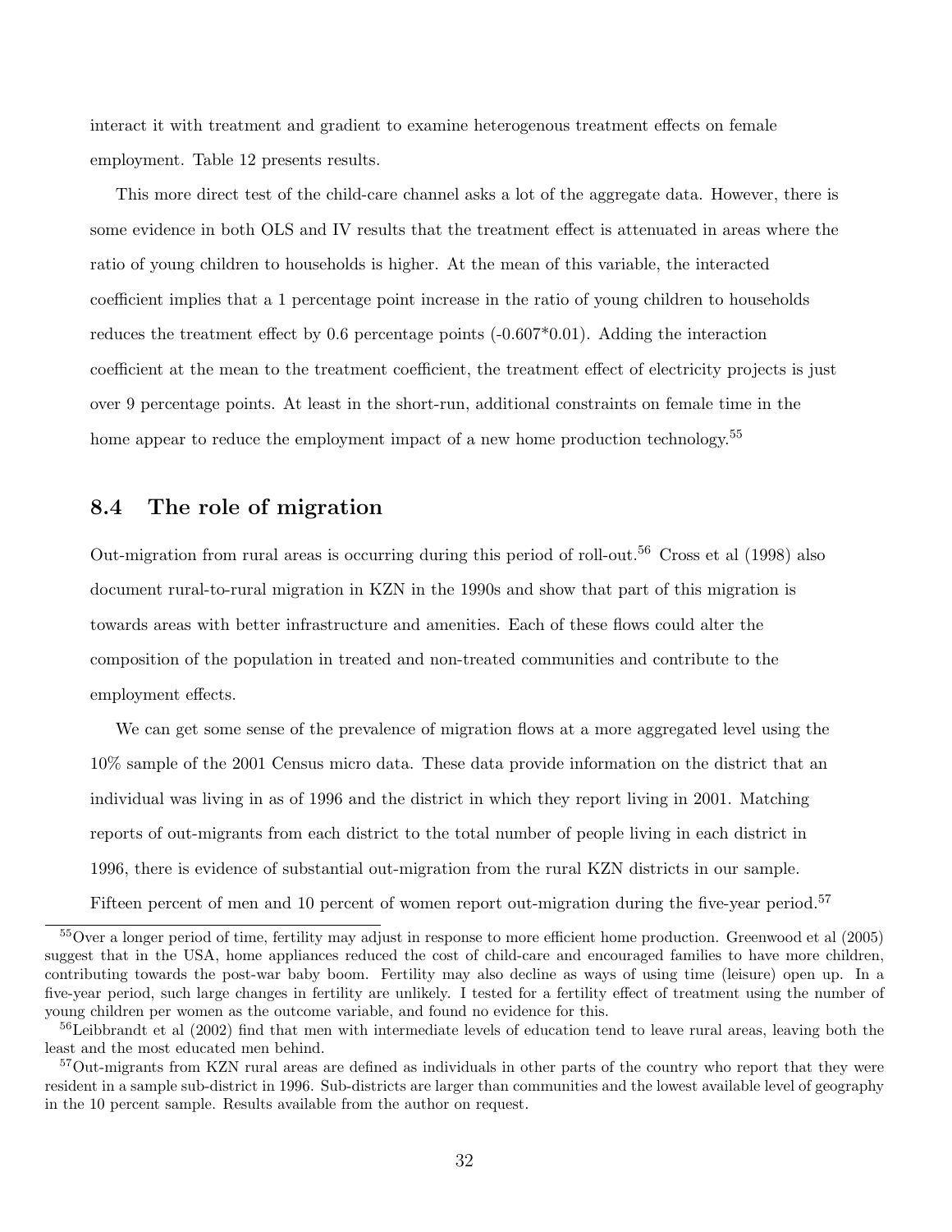interact it with treatment and gradient to examine heterogenous treatment effects on female employment. Table 12 presents results.

This more direct test of the child-care channel asks a lot of the aggregate data. However, there is some evidence in both OLS and IV results that the treatment effect is attenuated in areas where the ratio of young children to households is higher. At the mean of this variable, the interacted coefficient implies that a 1 percentage point increase in the ratio of young children to households reduces the treatment effect by 0.6 percentage points (-0.607*0.01). Adding the interaction coefficient at the mean to the treatment coefficient, the treatment effect of electricity projects is just over 9 percentage points. At least in the short-run, additional constraints on female time in the home appear to reduce the employment impact of a new home production technology.[55]

## 8.4 The role of migration

Out-migration from rural areas is occurring during this period of roll-out.[56] Cross et al (1998) also document rural-to-rural migration in KZN in the 1990s and show that part of this migration is towards areas with better infrastructure and amenities. Each of these flows could alter the composition of the population in treated and non-treated communities and contribute to the employment effects.

We can get some sense of the prevalence of migration flows at a more aggregated level using the 10% sample of the 2001 Census micro data. These data provide information on the district that an individual was living in as of 1996 and the district in which they report living in 2001. Matching reports of out-migrants from each district to the total number of people living in each district in 1996, there is evidence of substantial out-migration from the rural KZN districts in our sample. Fifteen percent of men and 10 percent of women report out-migration during the five-year period.[57]

---

[55] Over a longer period of time, fertility may adjust in response to more efficient home production. Greenwood et al (2005) suggest that in the USA, home appliances reduced the cost of child-care and encouraged families to have more children, contributing towards the post-war baby boom. Fertility may also decline as ways of using time (leisure) open up. In a five-year period, such large changes in fertility are unlikely. I tested for a fertility effect of treatment using the number of young children per women as the outcome variable, and found no evidence for this.

[56] Leibbrandt et al (2002) find that men with intermediate levels of education tend to leave rural areas, leaving both the least and the most educated men behind.

[57] Out-migrants from KZN rural areas are defined as individuals in other parts of the country who report that they were resident in a sample sub-district in 1996. Sub-districts are larger than communities and the lowest available level of geography in the 10 percent sample. Results available from the author on request.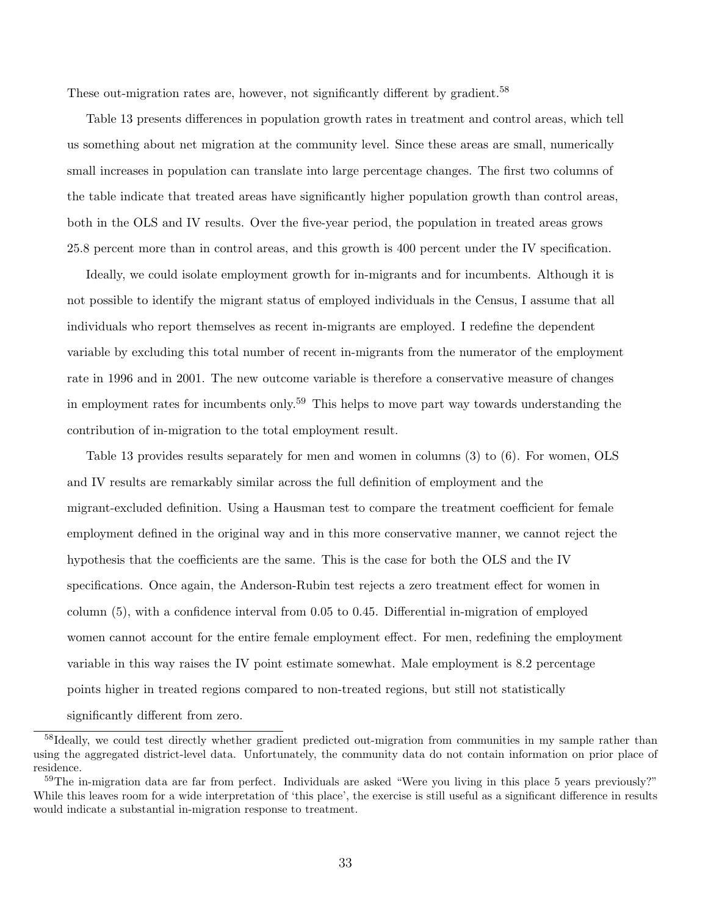These out-migration rates are, however, not significantly different by gradient.[58]

Table 13 presents differences in population growth rates in treatment and control areas, which tell us something about net migration at the community level. Since these areas are small, numerically small increases in population can translate into large percentage changes. The first two columns of the table indicate that treated areas have significantly higher population growth than control areas, both in the OLS and IV results. Over the five-year period, the population in treated areas grows 25.8 percent more than in control areas, and this growth is 400 percent under the IV specification.

Ideally, we could isolate employment growth for in-migrants and for incumbents. Although it is not possible to identify the migrant status of employed individuals in the Census, I assume that all individuals who report themselves as recent in-migrants are employed. I redefine the dependent variable by excluding this total number of recent in-migrants from the numerator of the employment rate in 1996 and in 2001. The new outcome variable is therefore a conservative measure of changes in employment rates for incumbents only.[59] This helps to move part way towards understanding the contribution of in-migration to the total employment result.

Table 13 provides results separately for men and women in columns (3) to (6). For women, OLS and IV results are remarkably similar across the full definition of employment and the migrant-excluded definition. Using a Hausman test to compare the treatment coefficient for female employment defined in the original way and in this more conservative manner, we cannot reject the hypothesis that the coefficients are the same. This is the case for both the OLS and the IV specifications. Once again, the Anderson-Rubin test rejects a zero treatment effect for women in column (5), with a confidence interval from 0.05 to 0.45. Differential in-migration of employed women cannot account for the entire female employment effect. For men, redefining the employment variable in this way raises the IV point estimate somewhat. Male employment is 8.2 percentage points higher in treated regions compared to non-treated regions, but still not statistically significantly different from zero.

[58] Ideally, we could test directly whether gradient predicted out-migration from communities in my sample rather than using the aggregated district-level data. Unfortunately, the community data do not contain information on prior place of residence.

[59] The in-migration data are far from perfect. Individuals are asked "Were you living in this place 5 years previously?" While this leaves room for a wide interpretation of 'this place', the exercise is still useful as a significant difference in results would indicate a substantial in-migration response to treatment.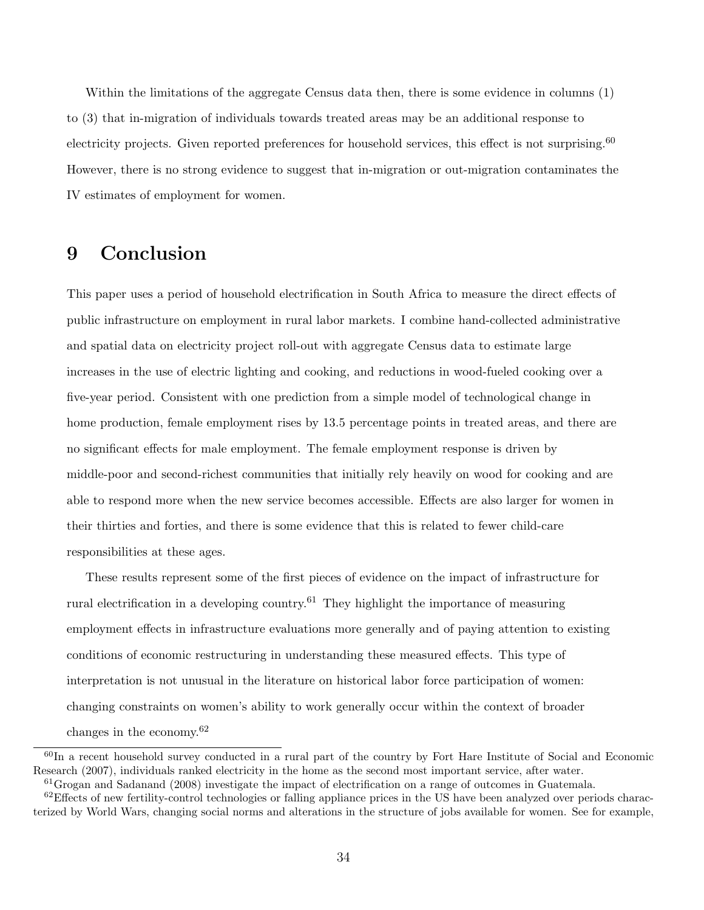Within the limitations of the aggregate Census data then, there is some evidence in columns (1) to (3) that in-migration of individuals towards treated areas may be an additional response to electricity projects. Given reported preferences for household services, this effect is not surprising.[60] However, there is no strong evidence to suggest that in-migration or out-migration contaminates the IV estimates of employment for women.

# 9 Conclusion

This paper uses a period of household electrification in South Africa to measure the direct effects of public infrastructure on employment in rural labor markets. I combine hand-collected administrative and spatial data on electricity project roll-out with aggregate Census data to estimate large increases in the use of electric lighting and cooking, and reductions in wood-fueled cooking over a five-year period. Consistent with one prediction from a simple model of technological change in home production, female employment rises by 13.5 percentage points in treated areas, and there are no significant effects for male employment. The female employment response is driven by middle-poor and second-richest communities that initially rely heavily on wood for cooking and are able to respond more when the new service becomes accessible. Effects are also larger for women in their thirties and forties, and there is some evidence that this is related to fewer child-care responsibilities at these ages.

These results represent some of the first pieces of evidence on the impact of infrastructure for rural electrification in a developing country.[61] They highlight the importance of measuring employment effects in infrastructure evaluations more generally and of paying attention to existing conditions of economic restructuring in understanding these measured effects. This type of interpretation is not unusual in the literature on historical labor force participation of women: changing constraints on women's ability to work generally occur within the context of broader changes in the economy.[62]

---

[60] In a recent household survey conducted in a rural part of the country by Fort Hare Institute of Social and Economic Research (2007), individuals ranked electricity in the home as the second most important service, after water.

[61] Grogan and Sadanand (2008) investigate the impact of electrification on a range of outcomes in Guatemala.

[62] Effects of new fertility-control technologies or falling appliance prices in the US have been analyzed over periods characterized by World Wars, changing social norms and alterations in the structure of jobs available for women. See for example,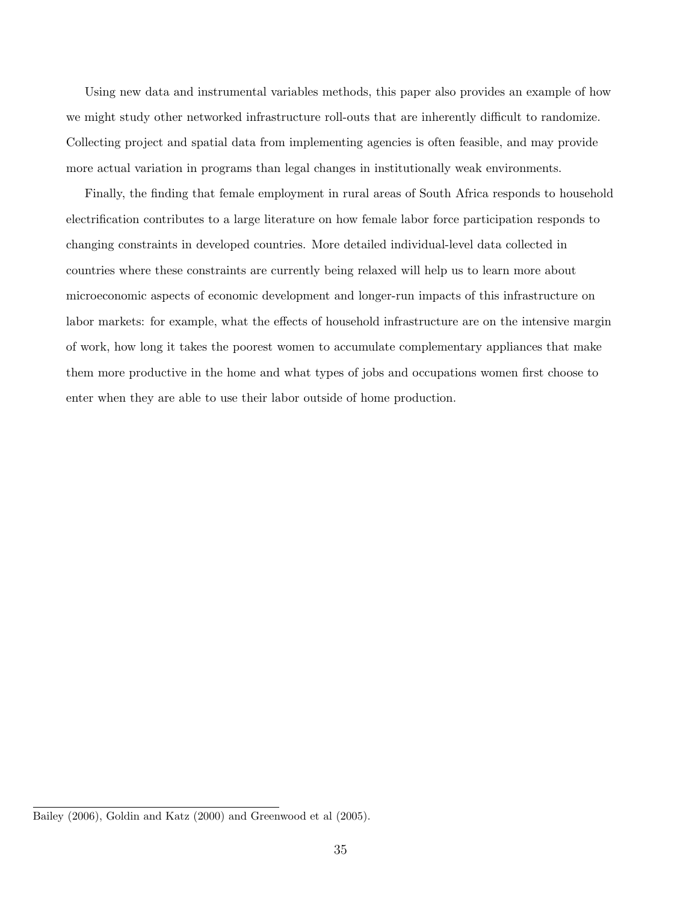Using new data and instrumental variables methods, this paper also provides an example of how we might study other networked infrastructure roll-outs that are inherently difficult to randomize. Collecting project and spatial data from implementing agencies is often feasible, and may provide more actual variation in programs than legal changes in institutionally weak environments.

Finally, the finding that female employment in rural areas of South Africa responds to household electrification contributes to a large literature on how female labor force participation responds to changing constraints in developed countries. More detailed individual-level data collected in countries where these constraints are currently being relaxed will help us to learn more about microeconomic aspects of economic development and longer-run impacts of this infrastructure on labor markets: for example, what the effects of household infrastructure are on the intensive margin of work, how long it takes the poorest women to accumulate complementary appliances that make them more productive in the home and what types of jobs and occupations women first choose to enter when they are able to use their labor outside of home production.

---

Bailey (2006), Goldin and Katz (2000) and Greenwood et al (2005).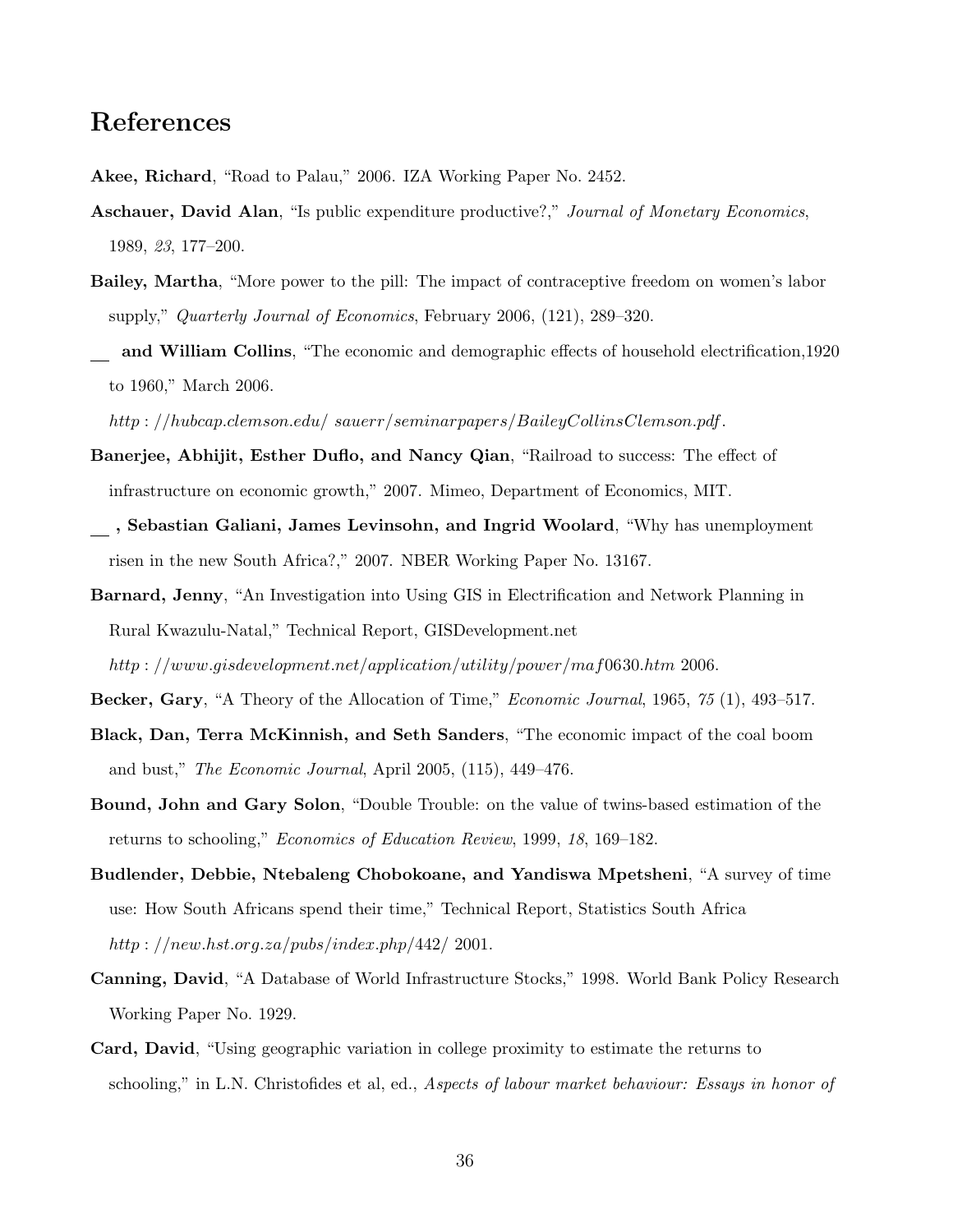# References

**Akee, Richard**, "Road to Palau," 2006. IZA Working Paper No. 2452.

**Aschauer, David Alan**, "Is public expenditure productive?," *Journal of Monetary Economics*, 1989, *23*, 177–200.

**Bailey, Martha**, "More power to the pill: The impact of contraceptive freedom on women's labor supply," *Quarterly Journal of Economics*, February 2006, (121), 289–320.

__ **and William Collins**, "The economic and demographic effects of household electrification,1920 to 1960," March 2006.
*http://hubcap.clemson.edu/ sauerr/seminarpapers/BaileyCollinsClemson.pdf*.

**Banerjee, Abhijit, Esther Duflo, and Nancy Qian**, "Railroad to success: The effect of infrastructure on economic growth," 2007. Mimeo, Department of Economics, MIT.

__ **, Sebastian Galiani, James Levinsohn, and Ingrid Woolard**, "Why has unemployment risen in the new South Africa?," 2007. NBER Working Paper No. 13167.

**Barnard, Jenny**, "An Investigation into Using GIS in Electrification and Network Planning in Rural Kwazulu-Natal," Technical Report, GISDevelopment.net
*http://www.gisdevelopment.net/application/utility/power/maf0630.htm* 2006.

**Becker, Gary**, "A Theory of the Allocation of Time," *Economic Journal*, 1965, *75* (1), 493–517.

**Black, Dan, Terra McKinnish, and Seth Sanders**, "The economic impact of the coal boom and bust," *The Economic Journal*, April 2005, (115), 449–476.

**Bound, John and Gary Solon**, "Double Trouble: on the value of twins-based estimation of the returns to schooling," *Economics of Education Review*, 1999, *18*, 169–182.

**Budlender, Debbie, Ntebaleng Chobokoane, and Yandiswa Mpetsheni**, "A survey of time use: How South Africans spend their time," Technical Report, Statistics South Africa
*http://new.hst.org.za/pubs/index.php/442/* 2001.

**Canning, David**, "A Database of World Infrastructure Stocks," 1998. World Bank Policy Research Working Paper No. 1929.

**Card, David**, "Using geographic variation in college proximity to estimate the returns to schooling," in L.N. Christofides et al, ed., *Aspects of labour market behaviour: Essays in honor of*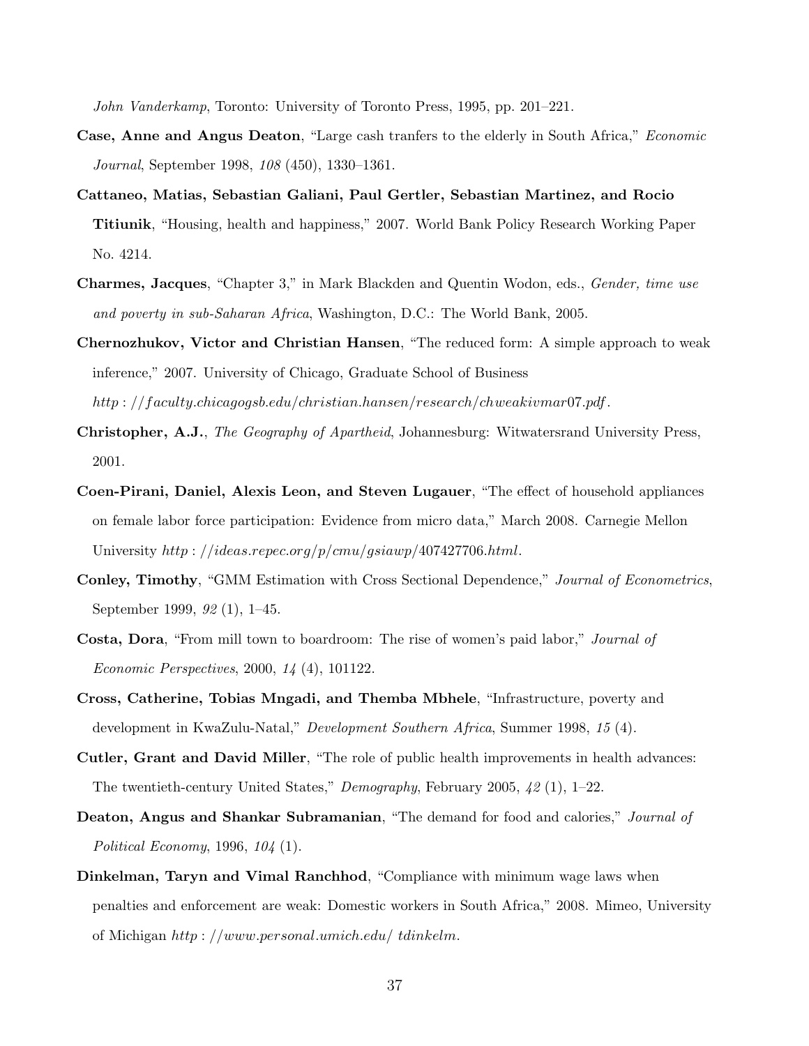*John Vanderkamp*, Toronto: University of Toronto Press, 1995, pp. 201–221.

**Case, Anne and Angus Deaton**, "Large cash tranfers to the elderly in South Africa," *Economic Journal*, September 1998, *108* (450), 1330–1361.

**Cattaneo, Matias, Sebastian Galiani, Paul Gertler, Sebastian Martinez, and Rocio Titiunik**, "Housing, health and happiness," 2007. World Bank Policy Research Working Paper No. 4214.

**Charmes, Jacques**, "Chapter 3," in Mark Blackden and Quentin Wodon, eds., *Gender, time use and poverty in sub-Saharan Africa*, Washington, D.C.: The World Bank, 2005.

**Chernozhukov, Victor and Christian Hansen**, "The reduced form: A simple approach to weak inference," 2007. University of Chicago, Graduate School of Business *http://faculty.chicagogsb.edu/christian.hansen/research/chweakivmar07.pdf*.

**Christopher, A.J.**, *The Geography of Apartheid*, Johannesburg: Witwatersrand University Press, 2001.

**Coen-Pirani, Daniel, Alexis Leon, and Steven Lugauer**, "The effect of household appliances on female labor force participation: Evidence from micro data," March 2008. Carnegie Mellon University *http://ideas.repec.org/p/cmu/gsiawp/407427706.html*.

**Conley, Timothy**, "GMM Estimation with Cross Sectional Dependence," *Journal of Econometrics*, September 1999, *92* (1), 1–45.

**Costa, Dora**, "From mill town to boardroom: The rise of women's paid labor," *Journal of Economic Perspectives*, 2000, *14* (4), 101122.

**Cross, Catherine, Tobias Mngadi, and Themba Mbhele**, "Infrastructure, poverty and development in KwaZulu-Natal," *Development Southern Africa*, Summer 1998, *15* (4).

**Cutler, Grant and David Miller**, "The role of public health improvements in health advances: The twentieth-century United States," *Demography*, February 2005, *42* (1), 1–22.

**Deaton, Angus and Shankar Subramanian**, "The demand for food and calories," *Journal of Political Economy*, 1996, *104* (1).

**Dinkelman, Taryn and Vimal Ranchhod**, "Compliance with minimum wage laws when penalties and enforcement are weak: Domestic workers in South Africa," 2008. Mimeo, University of Michigan *http://www.personal.umich.edu/ tdinkelm*.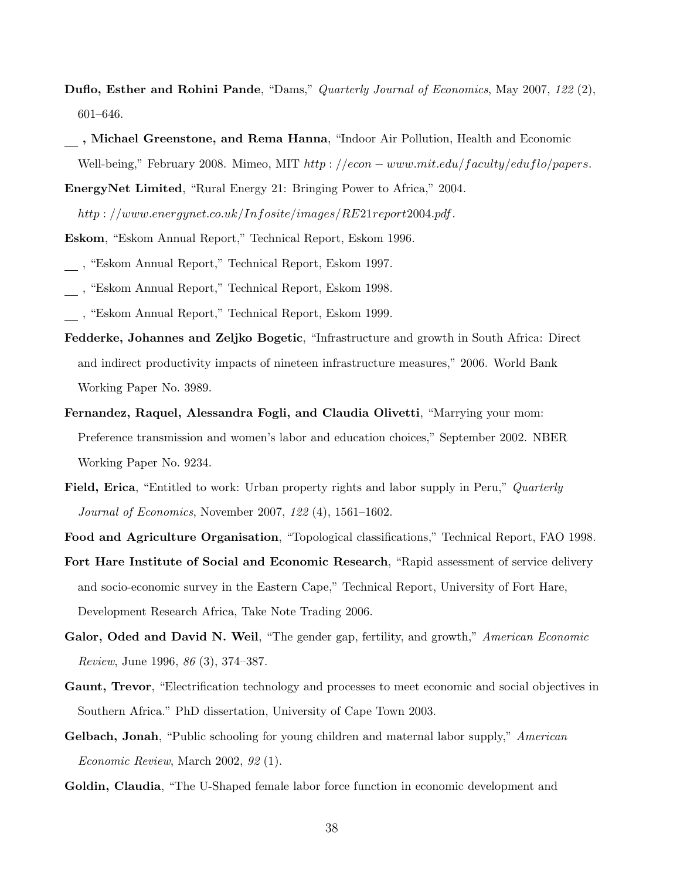**Duflo, Esther and Rohini Pande**, "Dams," *Quarterly Journal of Economics*, May 2007, *122* (2), 601–646.

__ **, Michael Greenstone, and Rema Hanna**, "Indoor Air Pollution, Health and Economic Well-being," February 2008. Mimeo, MIT *http://econ-www.mit.edu/faculty/eduflo/papers*.

**EnergyNet Limited**, "Rural Energy 21: Bringing Power to Africa," 2004. *http://www.energynet.co.uk/Infosite/images/RE21report2004.pdf*.

**Eskom**, "Eskom Annual Report," Technical Report, Eskom 1996.

__ , "Eskom Annual Report," Technical Report, Eskom 1997.

__ , "Eskom Annual Report," Technical Report, Eskom 1998.

__ , "Eskom Annual Report," Technical Report, Eskom 1999.

**Fedderke, Johannes and Zeljko Bogetic**, "Infrastructure and growth in South Africa: Direct and indirect productivity impacts of nineteen infrastructure measures," 2006. World Bank Working Paper No. 3989.

**Fernandez, Raquel, Alessandra Fogli, and Claudia Olivetti**, "Marrying your mom: Preference transmission and women's labor and education choices," September 2002. NBER Working Paper No. 9234.

**Field, Erica**, "Entitled to work: Urban property rights and labor supply in Peru," *Quarterly Journal of Economics*, November 2007, *122* (4), 1561–1602.

**Food and Agriculture Organisation**, "Topological classifications," Technical Report, FAO 1998.

**Fort Hare Institute of Social and Economic Research**, "Rapid assessment of service delivery and socio-economic survey in the Eastern Cape," Technical Report, University of Fort Hare, Development Research Africa, Take Note Trading 2006.

**Galor, Oded and David N. Weil**, "The gender gap, fertility, and growth," *American Economic Review*, June 1996, *86* (3), 374–387.

**Gaunt, Trevor**, "Electrification technology and processes to meet economic and social objectives in Southern Africa." PhD dissertation, University of Cape Town 2003.

**Gelbach, Jonah**, "Public schooling for young children and maternal labor supply," *American Economic Review*, March 2002, *92* (1).

**Goldin, Claudia**, "The U-Shaped female labor force function in economic development and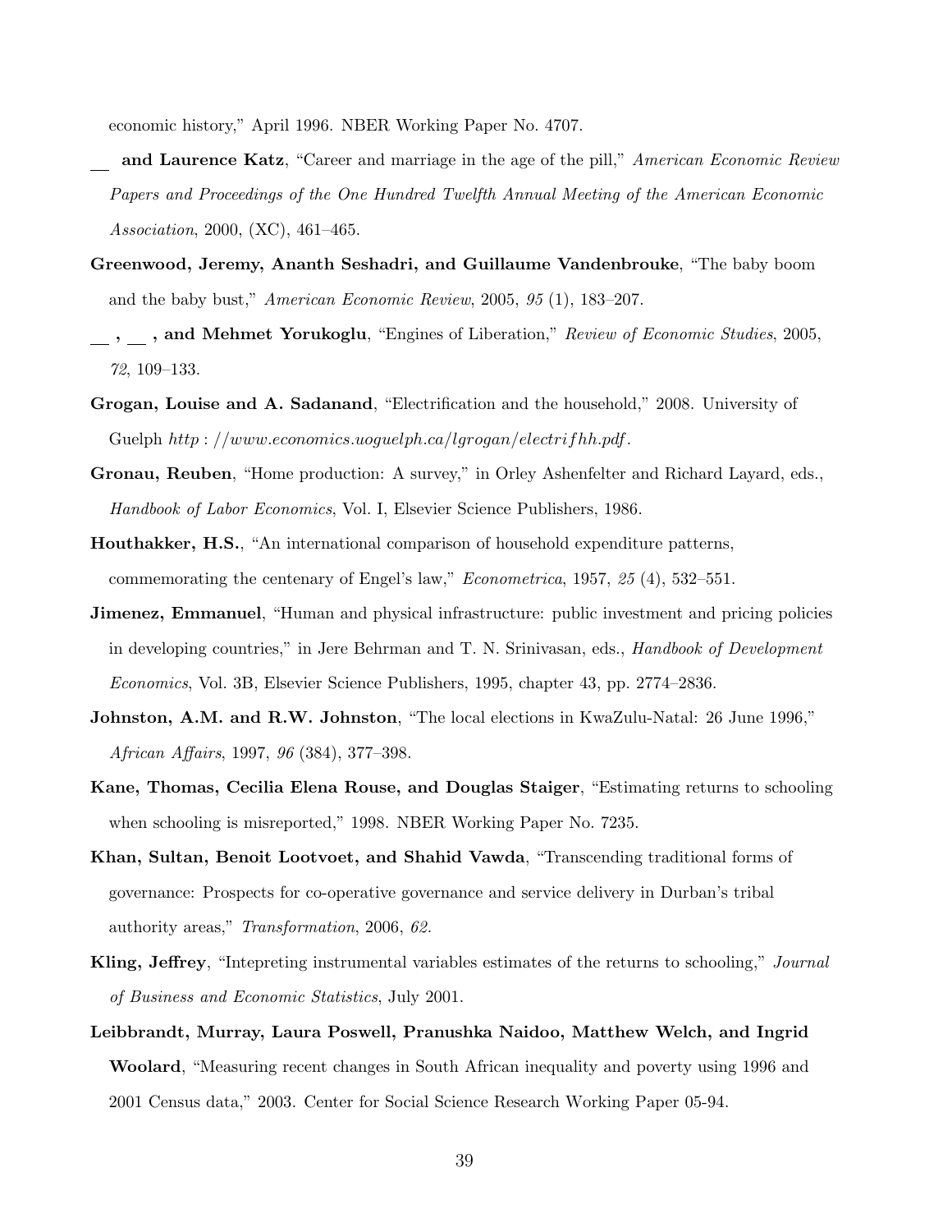economic history," April 1996. NBER Working Paper No. 4707.

__ **and Laurence Katz**, "Career and marriage in the age of the pill," *American Economic Review Papers and Proceedings of the One Hundred Twelfth Annual Meeting of the American Economic Association*, 2000, (XC), 461–465.

**Greenwood, Jeremy, Ananth Seshadri, and Guillaume Vandenbrouke**, "The baby boom and the baby bust," *American Economic Review*, 2005, *95* (1), 183–207.

__ **,** __ **, and Mehmet Yorukoglu**, "Engines of Liberation," *Review of Economic Studies*, 2005, *72*, 109–133.

**Grogan, Louise and A. Sadanand**, "Electrification and the household," 2008. University of Guelph *http://www.economics.uoguelph.ca/lgrogan/electrifhh.pdf*.

**Gronau, Reuben**, "Home production: A survey," in Orley Ashenfelter and Richard Layard, eds., *Handbook of Labor Economics*, Vol. I, Elsevier Science Publishers, 1986.

**Houthakker, H.S.**, "An international comparison of household expenditure patterns, commemorating the centenary of Engel's law," *Econometrica*, 1957, *25* (4), 532–551.

**Jimenez, Emmanuel**, "Human and physical infrastructure: public investment and pricing policies in developing countries," in Jere Behrman and T. N. Srinivasan, eds., *Handbook of Development Economics*, Vol. 3B, Elsevier Science Publishers, 1995, chapter 43, pp. 2774–2836.

**Johnston, A.M. and R.W. Johnston**, "The local elections in KwaZulu-Natal: 26 June 1996," *African Affairs*, 1997, *96* (384), 377–398.

**Kane, Thomas, Cecilia Elena Rouse, and Douglas Staiger**, "Estimating returns to schooling when schooling is misreported," 1998. NBER Working Paper No. 7235.

**Khan, Sultan, Benoit Lootvoet, and Shahid Vawda**, "Transcending traditional forms of governance: Prospects for co-operative governance and service delivery in Durban's tribal authority areas," *Transformation*, 2006, *62.*

**Kling, Jeffrey**, "Intepreting instrumental variables estimates of the returns to schooling," *Journal of Business and Economic Statistics*, July 2001.

**Leibbrandt, Murray, Laura Poswell, Pranushka Naidoo, Matthew Welch, and Ingrid Woolard**, "Measuring recent changes in South African inequality and poverty using 1996 and 2001 Census data," 2003. Center for Social Science Research Working Paper 05-94.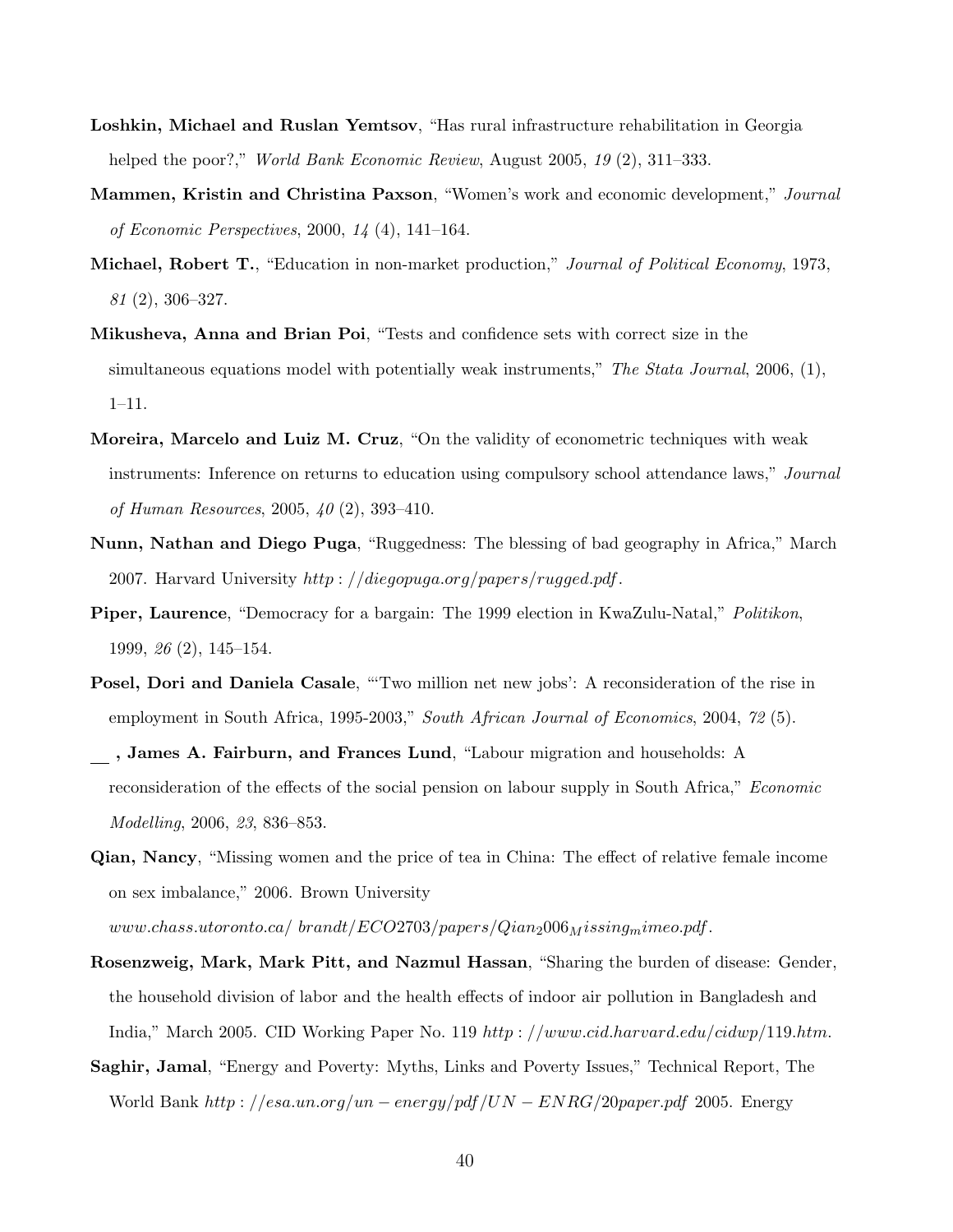**Loshkin, Michael and Ruslan Yemtsov**, "Has rural infrastructure rehabilitation in Georgia helped the poor?," *World Bank Economic Review*, August 2005, *19* (2), 311–333.

**Mammen, Kristin and Christina Paxson**, "Women's work and economic development," *Journal of Economic Perspectives*, 2000, *14* (4), 141–164.

**Michael, Robert T.**, "Education in non-market production," *Journal of Political Economy*, 1973, *81* (2), 306–327.

**Mikusheva, Anna and Brian Poi**, "Tests and confidence sets with correct size in the simultaneous equations model with potentially weak instruments," *The Stata Journal*, 2006, (1), 1–11.

**Moreira, Marcelo and Luiz M. Cruz**, "On the validity of econometric techniques with weak instruments: Inference on returns to education using compulsory school attendance laws," *Journal of Human Resources*, 2005, *40* (2), 393–410.

**Nunn, Nathan and Diego Puga**, "Ruggedness: The blessing of bad geography in Africa," March 2007. Harvard University *http://diegopuga.org/papers/rugged.pdf*.

**Piper, Laurence**, "Democracy for a bargain: The 1999 election in KwaZulu-Natal," *Politikon*, 1999, *26* (2), 145–154.

**Posel, Dori and Daniela Casale**, "'Two million net new jobs': A reconsideration of the rise in employment in South Africa, 1995-2003," *South African Journal of Economics*, 2004, *72* (5).

**\_\_, James A. Fairburn, and Frances Lund**, "Labour migration and households: A reconsideration of the effects of the social pension on labour supply in South Africa," *Economic Modelling*, 2006, *23*, 836–853.

**Qian, Nancy**, "Missing women and the price of tea in China: The effect of relative female income on sex imbalance," 2006. Brown University *www.chass.utoronto.ca/ brandt/ECO2703/papers/Qian$_2$006$_M$issing$_m$imeo.pdf*.

**Rosenzweig, Mark, Mark Pitt, and Nazmul Hassan**, "Sharing the burden of disease: Gender, the household division of labor and the health effects of indoor air pollution in Bangladesh and India," March 2005. CID Working Paper No. 119 *http://www.cid.harvard.edu/cidwp/119.htm*.

**Saghir, Jamal**, "Energy and Poverty: Myths, Links and Poverty Issues," Technical Report, The World Bank *http://esa.un.org/un-energy/pdf/UN-ENRG/20paper.pdf* 2005. Energy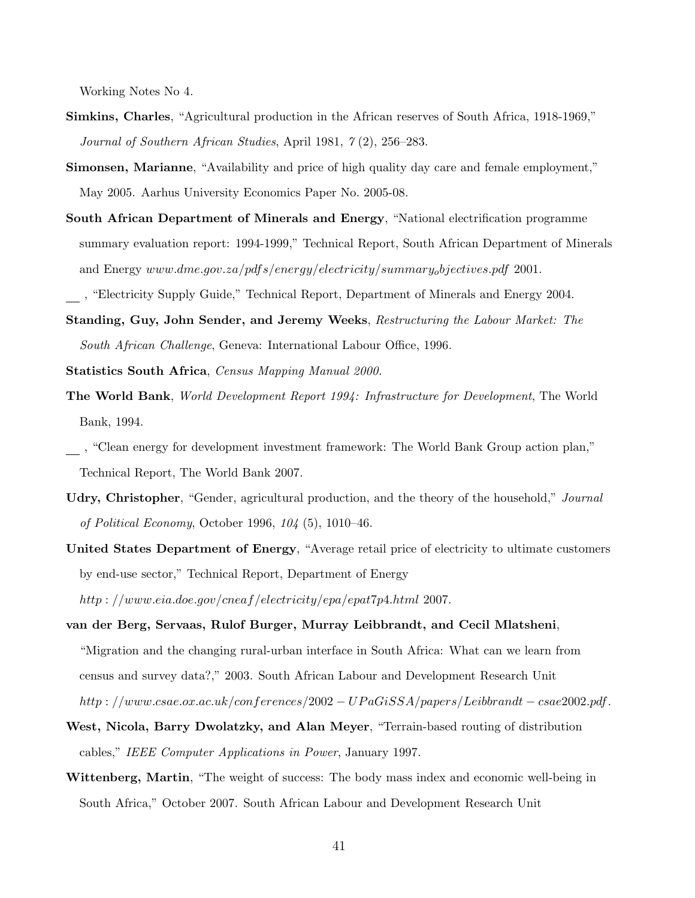Working Notes No 4.

**Simkins, Charles**, "Agricultural production in the African reserves of South Africa, 1918-1969," *Journal of Southern African Studies*, April 1981, *7* (2), 256–283.

**Simonsen, Marianne**, "Availability and price of high quality day care and female employment," May 2005. Aarhus University Economics Paper No. 2005-08.

**South African Department of Minerals and Energy**, "National electrification programme summary evaluation report: 1994-1999," Technical Report, South African Department of Minerals and Energy *www.dme.gov.za/pdfs/energy/electricity/summary_objectives.pdf* 2001.

\_\_ , "Electricity Supply Guide," Technical Report, Department of Minerals and Energy 2004.

**Standing, Guy, John Sender, and Jeremy Weeks**, *Restructuring the Labour Market: The South African Challenge*, Geneva: International Labour Office, 1996.

**Statistics South Africa**, *Census Mapping Manual 2000.*

**The World Bank**, *World Development Report 1994: Infrastructure for Development*, The World Bank, 1994.

\_\_ , "Clean energy for development investment framework: The World Bank Group action plan," Technical Report, The World Bank 2007.

**Udry, Christopher**, "Gender, agricultural production, and the theory of the household," *Journal of Political Economy*, October 1996, *104* (5), 1010–46.

**United States Department of Energy**, "Average retail price of electricity to ultimate customers by end-use sector," Technical Report, Department of Energy *http://www.eia.doe.gov/cneaf/electricity/epa/epat7p4.html* 2007.

**van der Berg, Servaas, Rulof Burger, Murray Leibbrandt, and Cecil Mlatsheni**, "Migration and the changing rural-urban interface in South Africa: What can we learn from census and survey data?," 2003. South African Labour and Development Research Unit *http://www.csae.ox.ac.uk/conferences/2002-UPaGiSSA/papers/Leibbrandt-csae2002.pdf*.

**West, Nicola, Barry Dwolatzky, and Alan Meyer**, "Terrain-based routing of distribution cables," *IEEE Computer Applications in Power*, January 1997.

**Wittenberg, Martin**, "The weight of success: The body mass index and economic well-being in South Africa," October 2007. South African Labour and Development Research Unit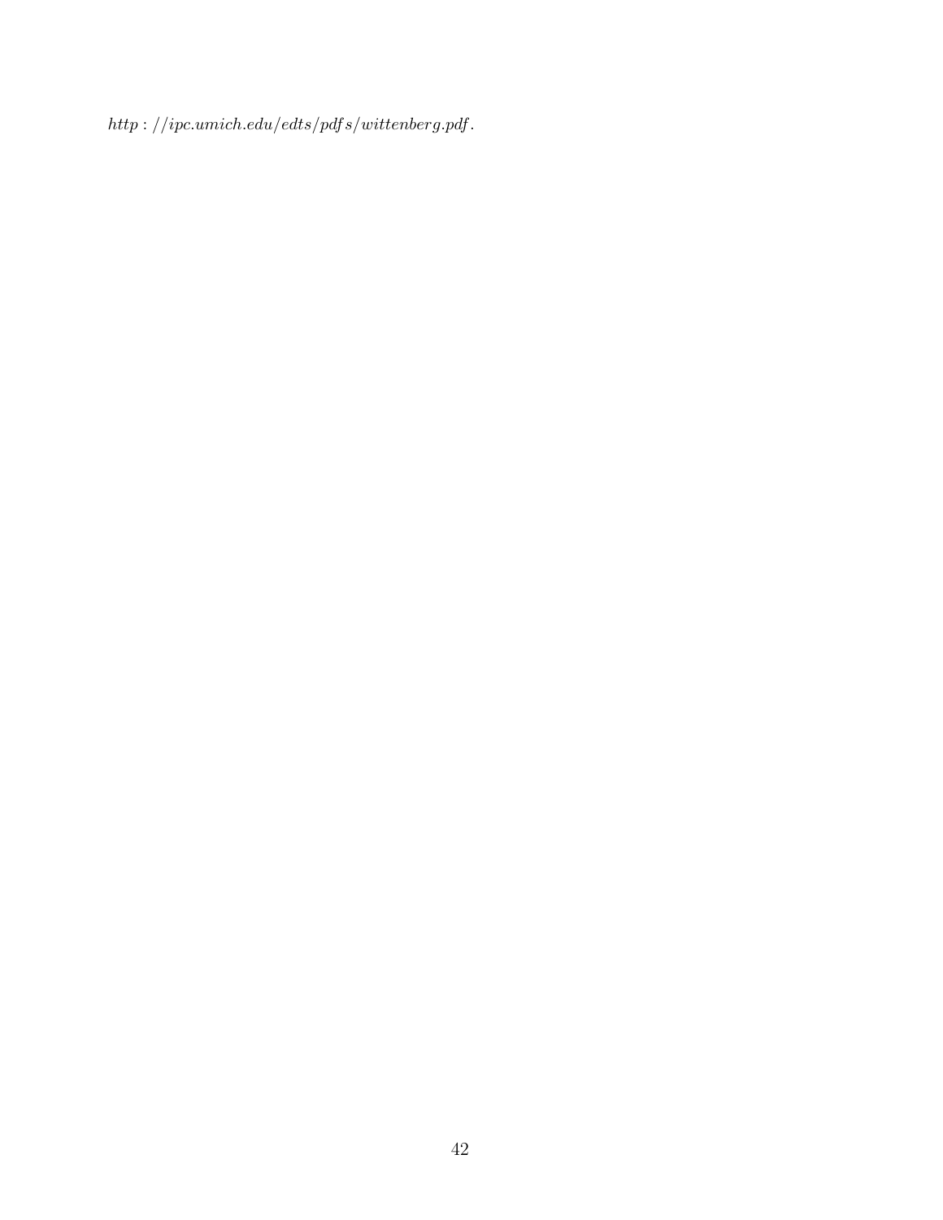http://ipc.umich.edu/edts/pdfs/wittenberg.pdf.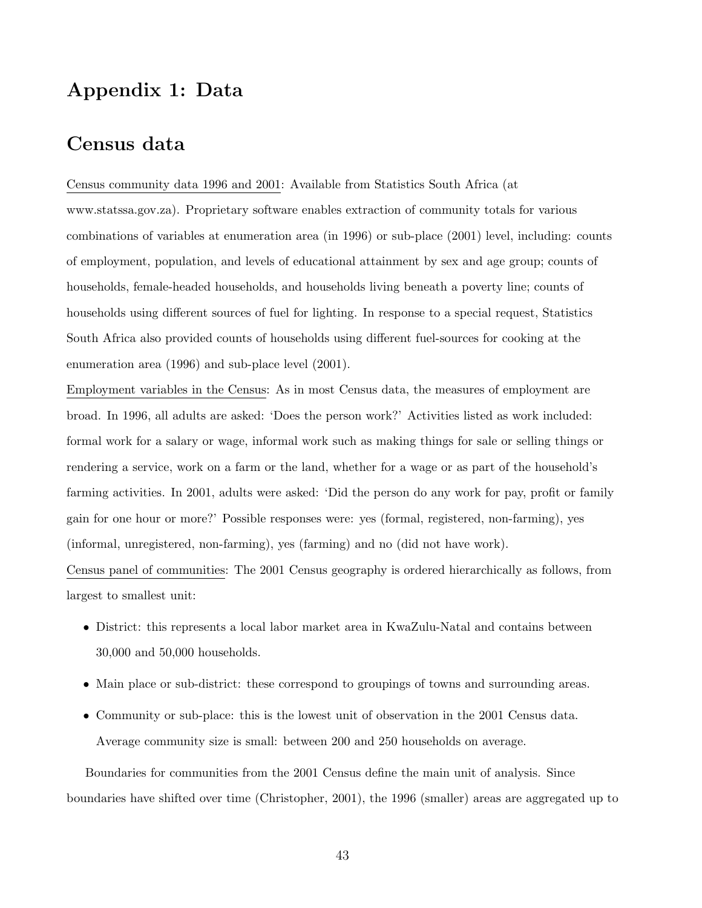# Appendix 1: Data

## Census data

<u>Census community data 1996 and 2001</u>: Available from Statistics South Africa (at www.statssa.gov.za). Proprietary software enables extraction of community totals for various combinations of variables at enumeration area (in 1996) or sub-place (2001) level, including: counts of employment, population, and levels of educational attainment by sex and age group; counts of households, female-headed households, and households living beneath a poverty line; counts of households using different sources of fuel for lighting. In response to a special request, Statistics South Africa also provided counts of households using different fuel-sources for cooking at the enumeration area (1996) and sub-place level (2001).

<u>Employment variables in the Census</u>: As in most Census data, the measures of employment are broad. In 1996, all adults are asked: 'Does the person work?' Activities listed as work included: formal work for a salary or wage, informal work such as making things for sale or selling things or rendering a service, work on a farm or the land, whether for a wage or as part of the household's farming activities. In 2001, adults were asked: 'Did the person do any work for pay, profit or family gain for one hour or more?' Possible responses were: yes (formal, registered, non-farming), yes (informal, unregistered, non-farming), yes (farming) and no (did not have work).

<u>Census panel of communities</u>: The 2001 Census geography is ordered hierarchically as follows, from largest to smallest unit:

- District: this represents a local labor market area in KwaZulu-Natal and contains between 30,000 and 50,000 households.
- Main place or sub-district: these correspond to groupings of towns and surrounding areas.
- Community or sub-place: this is the lowest unit of observation in the 2001 Census data. Average community size is small: between 200 and 250 households on average.

Boundaries for communities from the 2001 Census define the main unit of analysis. Since boundaries have shifted over time (Christopher, 2001), the 1996 (smaller) areas are aggregated up to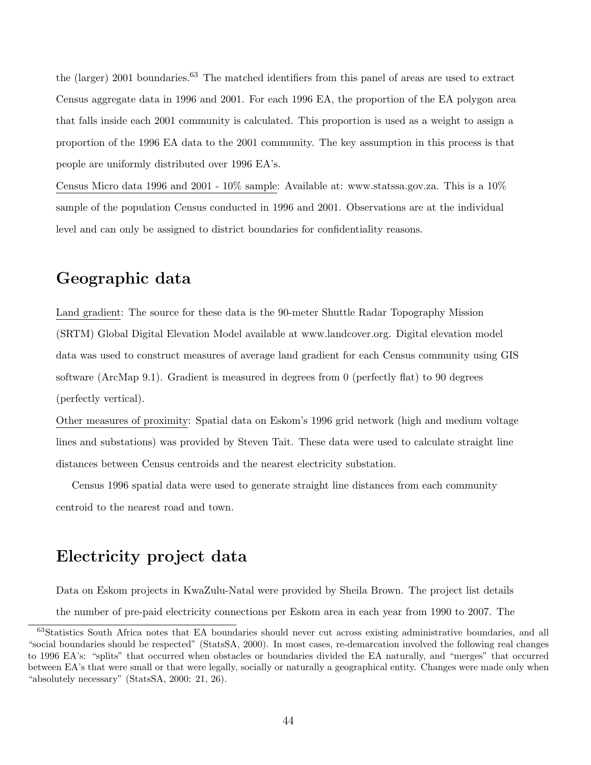the (larger) 2001 boundaries.[63] The matched identifiers from this panel of areas are used to extract Census aggregate data in 1996 and 2001. For each 1996 EA, the proportion of the EA polygon area that falls inside each 2001 community is calculated. This proportion is used as a weight to assign a proportion of the 1996 EA data to the 2001 community. The key assumption in this process is that people are uniformly distributed over 1996 EA's.

Census Micro data 1996 and 2001 - 10% sample: Available at: www.statssa.gov.za. This is a 10% sample of the population Census conducted in 1996 and 2001. Observations are at the individual level and can only be assigned to district boundaries for confidentiality reasons.

## Geographic data

Land gradient: The source for these data is the 90-meter Shuttle Radar Topography Mission (SRTM) Global Digital Elevation Model available at www.landcover.org. Digital elevation model data was used to construct measures of average land gradient for each Census community using GIS software (ArcMap 9.1). Gradient is measured in degrees from 0 (perfectly flat) to 90 degrees (perfectly vertical).

Other measures of proximity: Spatial data on Eskom's 1996 grid network (high and medium voltage lines and substations) was provided by Steven Tait. These data were used to calculate straight line distances between Census centroids and the nearest electricity substation.

Census 1996 spatial data were used to generate straight line distances from each community centroid to the nearest road and town.

## Electricity project data

Data on Eskom projects in KwaZulu-Natal were provided by Sheila Brown. The project list details the number of pre-paid electricity connections per Eskom area in each year from 1990 to 2007. The

[63] Statistics South Africa notes that EA boundaries should never cut across existing administrative boundaries, and all "social boundaries should be respected" (StatsSA, 2000). In most cases, re-demarcation involved the following real changes to 1996 EA's: "splits" that occurred when obstacles or boundaries divided the EA naturally, and "merges" that occurred between EA's that were small or that were legally, socially or naturally a geographical entity. Changes were made only when "absolutely necessary" (StatsSA, 2000: 21, 26).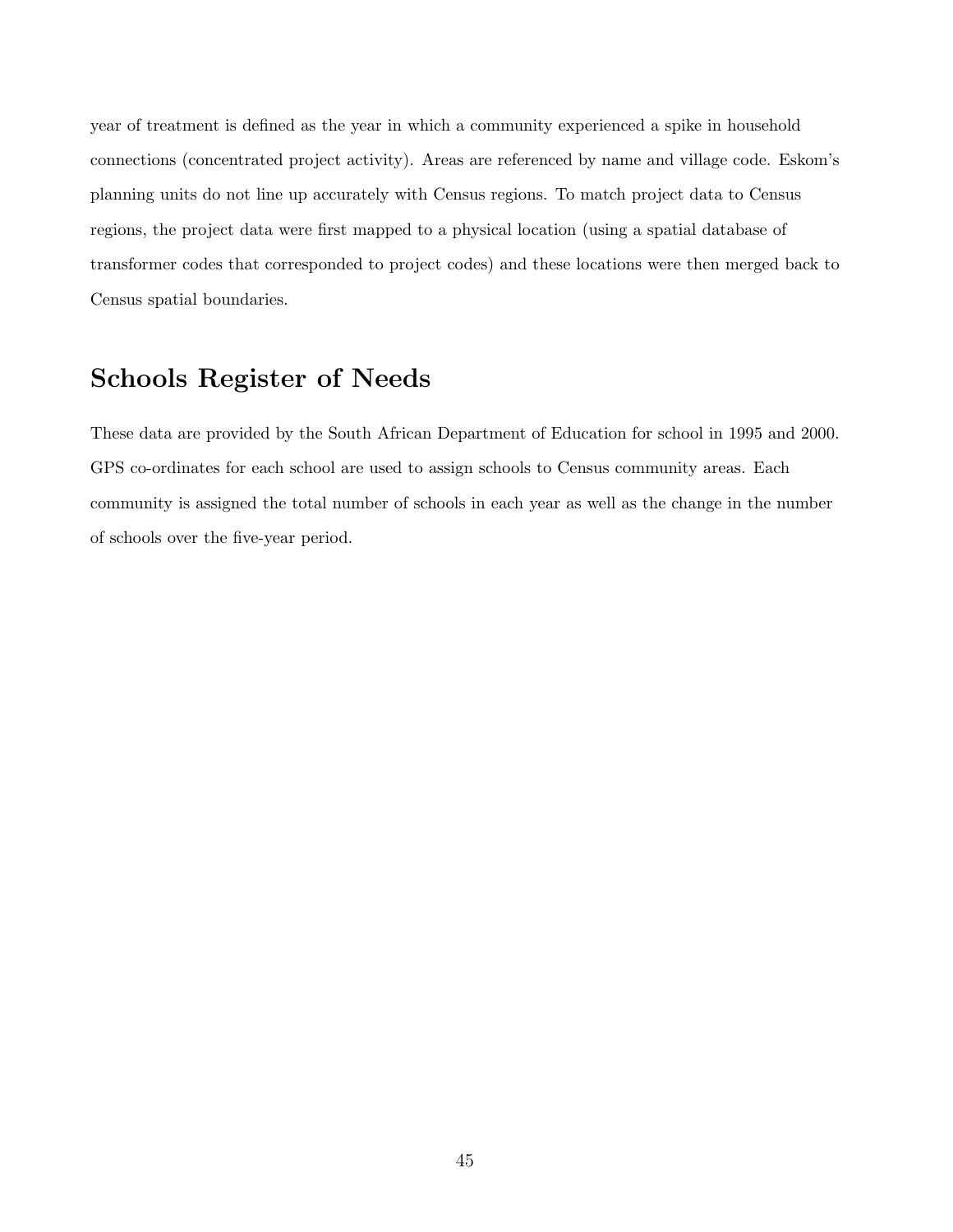year of treatment is defined as the year in which a community experienced a spike in household connections (concentrated project activity). Areas are referenced by name and village code. Eskom's planning units do not line up accurately with Census regions. To match project data to Census regions, the project data were first mapped to a physical location (using a spatial database of transformer codes that corresponded to project codes) and these locations were then merged back to Census spatial boundaries.

## Schools Register of Needs

These data are provided by the South African Department of Education for school in 1995 and 2000. GPS co-ordinates for each school are used to assign schools to Census community areas. Each community is assigned the total number of schools in each year as well as the change in the number of schools over the five-year period.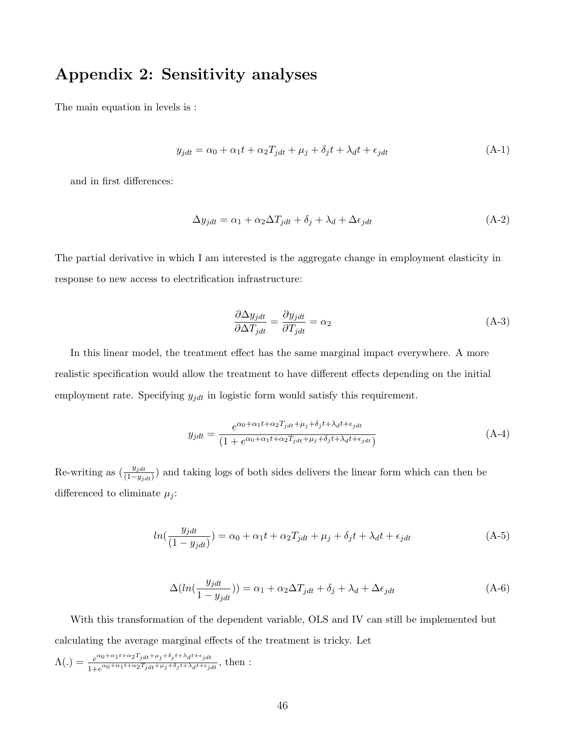## Appendix 2: Sensitivity analyses

The main equation in levels is :

$$y_{jdt} = \alpha_0 + \alpha_1 t + \alpha_2 T_{jdt} + \mu_j + \delta_j t + \lambda_d t + \epsilon_{jdt} \tag{A-1}$$

and in first differences:

$$\Delta y_{jdt} = \alpha_1 + \alpha_2 \Delta T_{jdt} + \delta_j + \lambda_d + \Delta\epsilon_{jdt} \tag{A-2}$$

The partial derivative in which I am interested is the aggregate change in employment elasticity in response to new access to electrification infrastructure:

$$\frac{\partial \Delta y_{jdt}}{\partial \Delta T_{jdt}} = \frac{\partial y_{jdt}}{\partial T_{jdt}} = \alpha_2 \tag{A-3}$$

In this linear model, the treatment effect has the same marginal impact everywhere. A more realistic specification would allow the treatment to have different effects depending on the initial employment rate. Specifying $y_{jdt}$ in logistic form would satisfy this requirement.

$$y_{jdt} = \frac{e^{\alpha_0 + \alpha_1 t + \alpha_2 T_{jdt} + \mu_j + \delta_j t + \lambda_d t + \epsilon_{jdt}}}{(1 + e^{\alpha_0 + \alpha_1 t + \alpha_2 T_{jdt} + \mu_j + \delta_j t + \lambda_d t + \epsilon_{jdt}})} \tag{A-4}$$

Re-writing as $(\frac{y_{jdt}}{(1-y_{jdt})})$ and taking logs of both sides delivers the linear form which can then be differenced to eliminate $\mu_j$:

$$ln(\frac{y_{jdt}}{(1-y_{jdt})}) = \alpha_0 + \alpha_1 t + \alpha_2 T_{jdt} + \mu_j + \delta_j t + \lambda_d t + \epsilon_{jdt} \tag{A-5}$$

$$\Delta(ln(\frac{y_{jdt}}{1-y_{jdt}})) = \alpha_1 + \alpha_2 \Delta T_{jdt} + \delta_j + \lambda_d + \Delta\epsilon_{jdt} \tag{A-6}$$

With this transformation of the dependent variable, OLS and IV can still be implemented but calculating the average marginal effects of the treatment is tricky. Let $\Lambda(.) = \frac{e^{\alpha_0 + \alpha_1 t + \alpha_2 T_{jdt} + \mu_j + \delta_j t + \lambda_d t + \epsilon_{jdt}}}{1 + e^{\alpha_0 + \alpha_1 t + \alpha_2 T_{jdt} + \mu_j + \delta_j t + \lambda_d t + \epsilon_{jdt}}}$, then :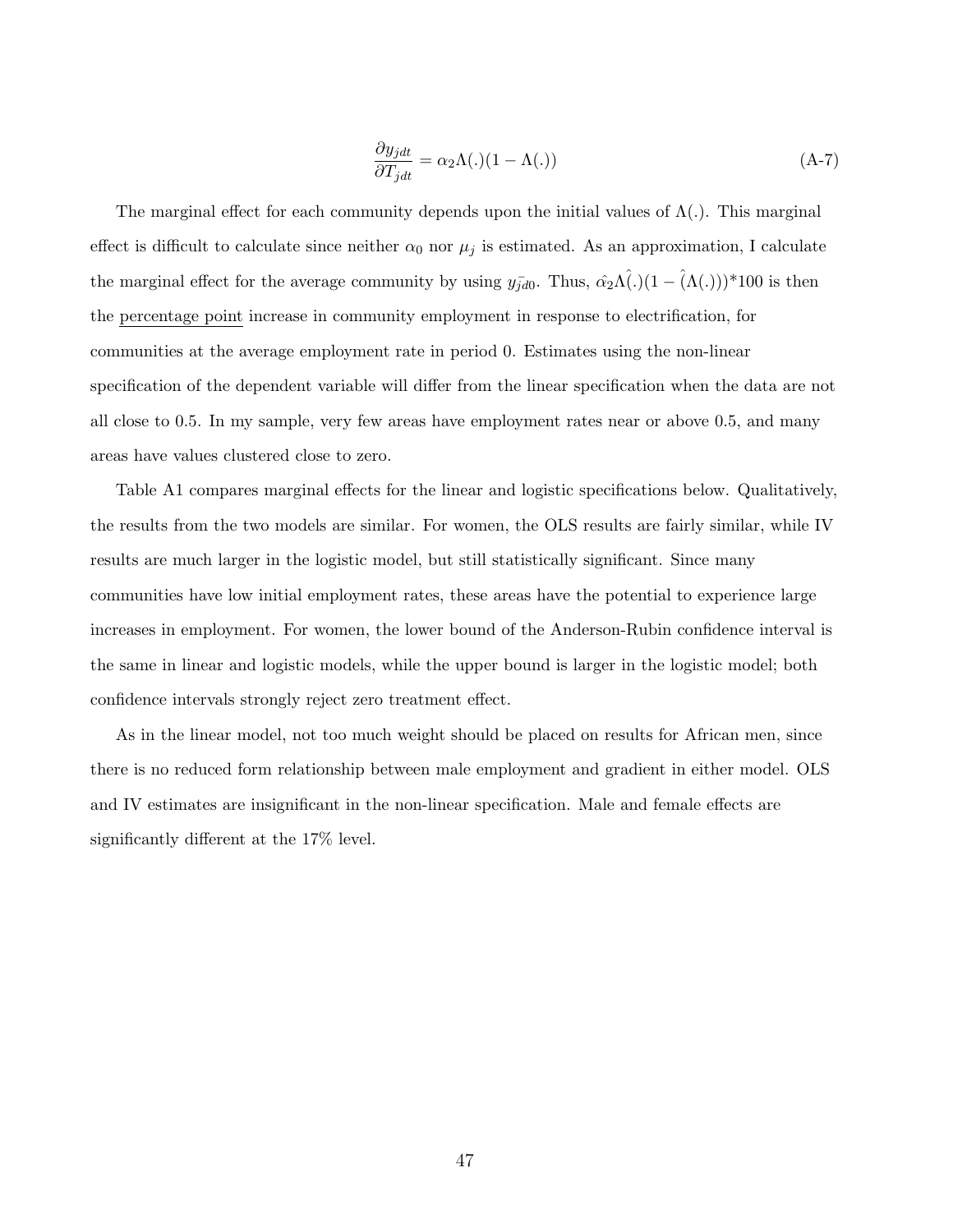$$\frac{\partial y_{jdt}}{\partial T_{jdt}} = \alpha_2 \Lambda(.)(1 - \Lambda(.)) \tag{A-7}$$

The marginal effect for each community depends upon the initial values of $\Lambda(.)$. This marginal effect is difficult to calculate since neither $\alpha_0$ nor $\mu_j$ is estimated. As an approximation, I calculate the marginal effect for the average community by using $\bar{y_{jd0}}$. Thus, $\hat{\alpha_2}\hat{\Lambda(.)}(1 - \hat{(\Lambda(.)}))$*100 is then the <u>percentage point</u> increase in community employment in response to electrification, for communities at the average employment rate in period 0. Estimates using the non-linear specification of the dependent variable will differ from the linear specification when the data are not all close to 0.5. In my sample, very few areas have employment rates near or above 0.5, and many areas have values clustered close to zero.

Table A1 compares marginal effects for the linear and logistic specifications below. Qualitatively, the results from the two models are similar. For women, the OLS results are fairly similar, while IV results are much larger in the logistic model, but still statistically significant. Since many communities have low initial employment rates, these areas have the potential to experience large increases in employment. For women, the lower bound of the Anderson-Rubin confidence interval is the same in linear and logistic models, while the upper bound is larger in the logistic model; both confidence intervals strongly reject zero treatment effect.

As in the linear model, not too much weight should be placed on results for African men, since there is no reduced form relationship between male employment and gradient in either model. OLS and IV estimates are insignificant in the non-linear specification. Male and female effects are significantly different at the 17% level.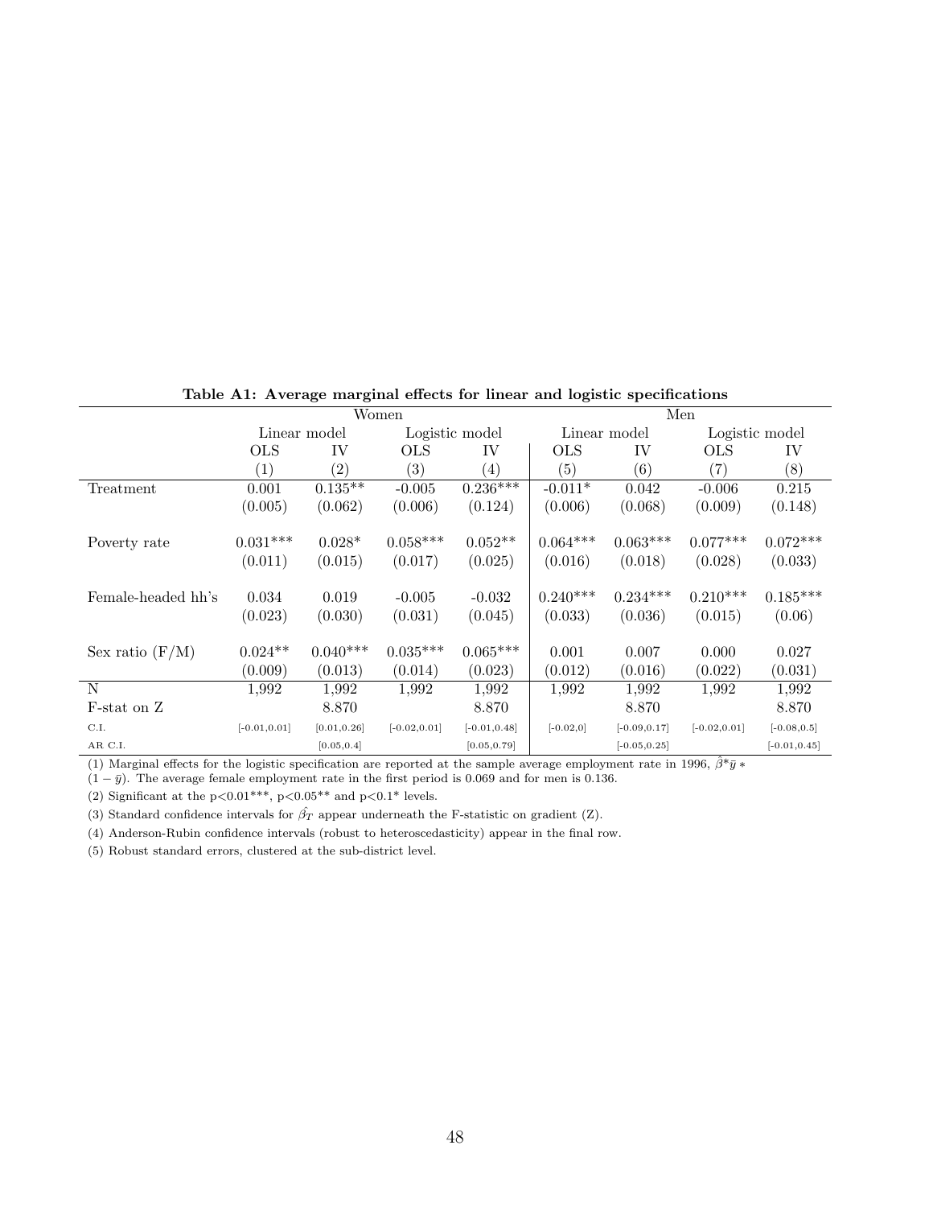**Table A1: Average marginal effects for linear and logistic specifications**

| | Women | | | | Men | | | |
|---|---|---|---|---|---|---|---|---|
| | Linear model | | Logistic model | | Linear model | | Logistic model | |
| | OLS | IV | OLS | IV | OLS | IV | OLS | IV |
| | (1) | (2) | (3) | (4) | (5) | (6) | (7) | (8) |
| Treatment | 0.001 | 0.135** | -0.005 | 0.236*** | -0.011* | 0.042 | -0.006 | 0.215 |
| | (0.005) | (0.062) | (0.006) | (0.124) | (0.006) | (0.068) | (0.009) | (0.148) |
| Poverty rate | 0.031*** | 0.028* | 0.058*** | 0.052** | 0.064*** | 0.063*** | 0.077*** | 0.072*** |
| | (0.011) | (0.015) | (0.017) | (0.025) | (0.016) | (0.018) | (0.028) | (0.033) |
| Female-headed hh's | 0.034 | 0.019 | -0.005 | -0.032 | 0.240*** | 0.234*** | 0.210*** | 0.185*** |
| | (0.023) | (0.030) | (0.031) | (0.045) | (0.033) | (0.036) | (0.015) | (0.06) |
| Sex ratio (F/M) | 0.024** | 0.040*** | 0.035*** | 0.065*** | 0.001 | 0.007 | 0.000 | 0.027 |
| | (0.009) | (0.013) | (0.014) | (0.023) | (0.012) | (0.016) | (0.022) | (0.031) |
| N | 1,992 | 1,992 | 1,992 | 1,992 | 1,992 | 1,992 | 1,992 | 1,992 |
| F-stat on Z | | 8.870 | | 8.870 | | 8.870 | | 8.870 |
| C.I. | [-0.01,0.01] | [0.01,0.26] | [-0.02,0.01] | [-0.01,0.48] | [-0.02,0] | [-0.09,0.17] | [-0.02,0.01] | [-0.08,0.5] |
| AR C.I. | | [0.05,0.4] | | [0.05,0.79] | | [-0.05,0.25] | | [-0.01,0.45] |

(1) Marginal effects for the logistic specification are reported at the sample average employment rate in 1996, $\hat{\beta}^{*}\bar{y} * (1-\bar{y})$. The average female employment rate in the first period is 0.069 and for men is 0.136.

(2) Significant at the p<0.01***, p<0.05** and p<0.1* levels.

(3) Standard confidence intervals for $\hat{\beta_T}$ appear underneath the F-statistic on gradient (Z).

(4) Anderson-Rubin confidence intervals (robust to heteroscedasticity) appear in the final row.

(5) Robust standard errors, clustered at the sub-district level.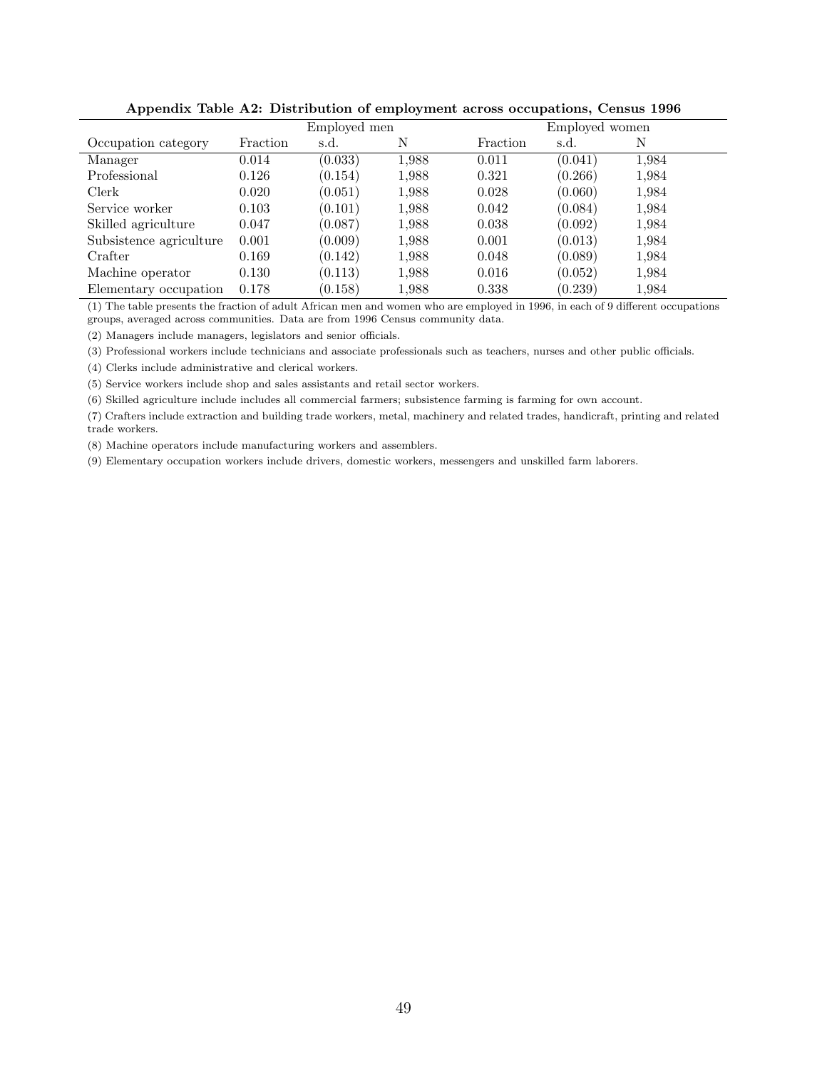**Appendix Table A2: Distribution of employment across occupations, Census 1996**

| | Employed men | | | Employed women | | |
|---|---|---|---|---|---|---|
| Occupation category | Fraction | s.d. | N | Fraction | s.d. | N |
| Manager | 0.014 | (0.033) | 1,988 | 0.011 | (0.041) | 1,984 |
| Professional | 0.126 | (0.154) | 1,988 | 0.321 | (0.266) | 1,984 |
| Clerk | 0.020 | (0.051) | 1,988 | 0.028 | (0.060) | 1,984 |
| Service worker | 0.103 | (0.101) | 1,988 | 0.042 | (0.084) | 1,984 |
| Skilled agriculture | 0.047 | (0.087) | 1,988 | 0.038 | (0.092) | 1,984 |
| Subsistence agriculture | 0.001 | (0.009) | 1,988 | 0.001 | (0.013) | 1,984 |
| Crafter | 0.169 | (0.142) | 1,988 | 0.048 | (0.089) | 1,984 |
| Machine operator | 0.130 | (0.113) | 1,988 | 0.016 | (0.052) | 1,984 |
| Elementary occupation | 0.178 | (0.158) | 1,988 | 0.338 | (0.239) | 1,984 |

(1) The table presents the fraction of adult African men and women who are employed in 1996, in each of 9 different occupations groups, averaged across communities. Data are from 1996 Census community data.

(2) Managers include managers, legislators and senior officials.

(3) Professional workers include technicians and associate professionals such as teachers, nurses and other public officials.

(4) Clerks include administrative and clerical workers.

(5) Service workers include shop and sales assistants and retail sector workers.

(6) Skilled agriculture include includes all commercial farmers; subsistence farming is farming for own account.

(7) Crafters include extraction and building trade workers, metal, machinery and related trades, handicraft, printing and related trade workers.

(8) Machine operators include manufacturing workers and assemblers.

(9) Elementary occupation workers include drivers, domestic workers, messengers and unskilled farm laborers.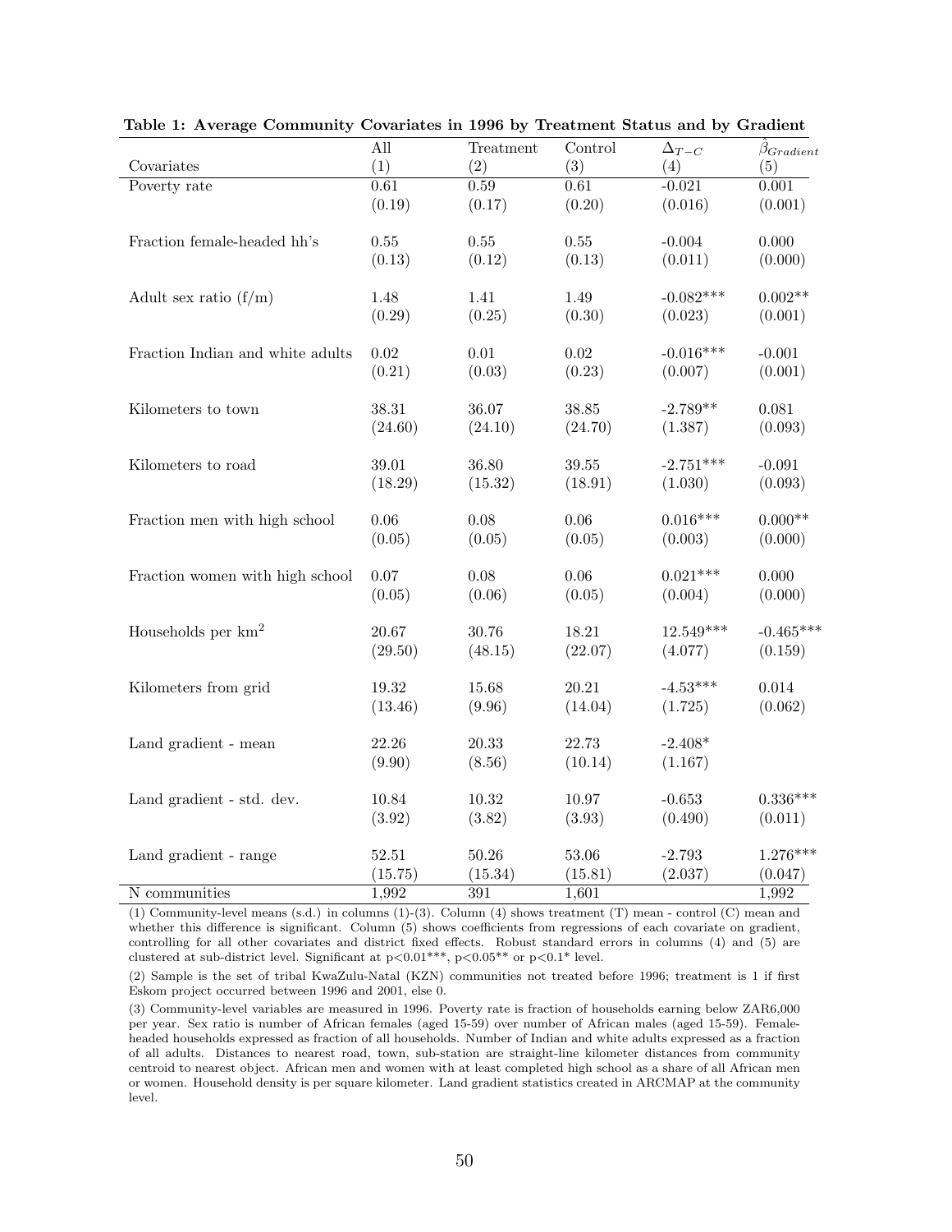**Table 1: Average Community Covariates in 1996 by Treatment Status and by Gradient**

| Covariates | All (1) | Treatment (2) | Control (3) | $\Delta_{T-C}$ (4) | $\hat{\beta}_{Gradient}$ (5) |
|---|---|---|---|---|---|
| Poverty rate | 0.61 | 0.59 | 0.61 | -0.021 | 0.001 |
| | (0.19) | (0.17) | (0.20) | (0.016) | (0.001) |
| Fraction female-headed hh's | 0.55 | 0.55 | 0.55 | -0.004 | 0.000 |
| | (0.13) | (0.12) | (0.13) | (0.011) | (0.000) |
| Adult sex ratio (f/m) | 1.48 | 1.41 | 1.49 | -0.082*** | 0.002** |
| | (0.29) | (0.25) | (0.30) | (0.023) | (0.001) |
| Fraction Indian and white adults | 0.02 | 0.01 | 0.02 | -0.016*** | -0.001 |
| | (0.21) | (0.03) | (0.23) | (0.007) | (0.001) |
| Kilometers to town | 38.31 | 36.07 | 38.85 | -2.789** | 0.081 |
| | (24.60) | (24.10) | (24.70) | (1.387) | (0.093) |
| Kilometers to road | 39.01 | 36.80 | 39.55 | -2.751*** | -0.091 |
| | (18.29) | (15.32) | (18.91) | (1.030) | (0.093) |
| Fraction men with high school | 0.06 | 0.08 | 0.06 | 0.016*** | 0.000** |
| | (0.05) | (0.05) | (0.05) | (0.003) | (0.000) |
| Fraction women with high school | 0.07 | 0.08 | 0.06 | 0.021*** | 0.000 |
| | (0.05) | (0.06) | (0.05) | (0.004) | (0.000) |
| Households per km$^2$ | 20.67 | 30.76 | 18.21 | 12.549*** | -0.465*** |
| | (29.50) | (48.15) | (22.07) | (4.077) | (0.159) |
| Kilometers from grid | 19.32 | 15.68 | 20.21 | -4.53*** | 0.014 |
| | (13.46) | (9.96) | (14.04) | (1.725) | (0.062) |
| Land gradient - mean | 22.26 | 20.33 | 22.73 | -2.408* | |
| | (9.90) | (8.56) | (10.14) | (1.167) | |
| Land gradient - std. dev. | 10.84 | 10.32 | 10.97 | -0.653 | 0.336*** |
| | (3.92) | (3.82) | (3.93) | (0.490) | (0.011) |
| Land gradient - range | 52.51 | 50.26 | 53.06 | -2.793 | 1.276*** |
| | (15.75) | (15.34) | (15.81) | (2.037) | (0.047) |
| N communities | 1,992 | 391 | 1,601 | | 1,992 |

(1) Community-level means (s.d.) in columns (1)-(3). Column (4) shows treatment (T) mean - control (C) mean and whether this difference is significant. Column (5) shows coefficients from regressions of each covariate on gradient, controlling for all other covariates and district fixed effects. Robust standard errors in columns (4) and (5) are clustered at sub-district level. Significant at p<0.01***, p<0.05** or p<0.1* level.

(2) Sample is the set of tribal KwaZulu-Natal (KZN) communities not treated before 1996; treatment is 1 if first Eskom project occurred between 1996 and 2001, else 0.

(3) Community-level variables are measured in 1996. Poverty rate is fraction of households earning below ZAR6,000 per year. Sex ratio is number of African females (aged 15-59) over number of African males (aged 15-59). Female-headed households expressed as fraction of all households. Number of Indian and white adults expressed as a fraction of all adults. Distances to nearest road, town, sub-station are straight-line kilometer distances from community centroid to nearest object. African men and women with at least completed high school as a share of all African men or women. Household density is per square kilometer. Land gradient statistics created in ARCMAP at the community level.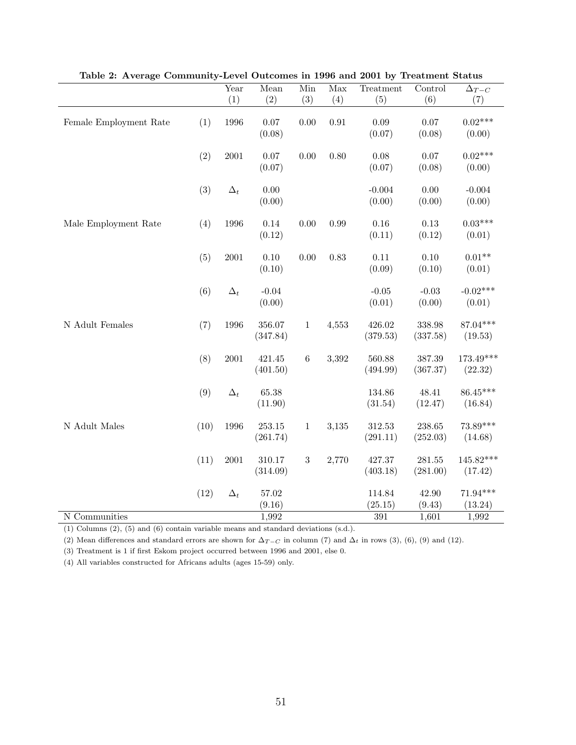**Table 2: Average Community-Level Outcomes in 1996 and 2001 by Treatment Status**

| | | Year | Mean | Min | Max | Treatment | Control | $\Delta_{T-C}$ |
|---|---|---|---|---|---|---|---|---|
| | | (1) | (2) | (3) | (4) | (5) | (6) | (7) |
| Female Employment Rate | (1) | 1996 | 0.07 | 0.00 | 0.91 | 0.09 | 0.07 | 0.02*** |
| | | | (0.08) | | | (0.07) | (0.08) | (0.00) |
| | (2) | 2001 | 0.07 | 0.00 | 0.80 | 0.08 | 0.07 | 0.02*** |
| | | | (0.07) | | | (0.07) | (0.08) | (0.00) |
| | (3) | $\Delta_t$ | 0.00 | | | -0.004 | 0.00 | -0.004 |
| | | | (0.00) | | | (0.00) | (0.00) | (0.00) |
| Male Employment Rate | (4) | 1996 | 0.14 | 0.00 | 0.99 | 0.16 | 0.13 | 0.03*** |
| | | | (0.12) | | | (0.11) | (0.12) | (0.01) |
| | (5) | 2001 | 0.10 | 0.00 | 0.83 | 0.11 | 0.10 | 0.01** |
| | | | (0.10) | | | (0.09) | (0.10) | (0.01) |
| | (6) | $\Delta_t$ | -0.04 | | | -0.05 | -0.03 | -0.02*** |
| | | | (0.00) | | | (0.01) | (0.00) | (0.01) |
| N Adult Females | (7) | 1996 | 356.07 | 1 | 4,553 | 426.02 | 338.98 | 87.04*** |
| | | | (347.84) | | | (379.53) | (337.58) | (19.53) |
| | (8) | 2001 | 421.45 | 6 | 3,392 | 560.88 | 387.39 | 173.49*** |
| | | | (401.50) | | | (494.99) | (367.37) | (22.32) |
| | (9) | $\Delta_t$ | 65.38 | | | 134.86 | 48.41 | 86.45*** |
| | | | (11.90) | | | (31.54) | (12.47) | (16.84) |
| N Adult Males | (10) | 1996 | 253.15 | 1 | 3,135 | 312.53 | 238.65 | 73.89*** |
| | | | (261.74) | | | (291.11) | (252.03) | (14.68) |
| | (11) | 2001 | 310.17 | 3 | 2,770 | 427.37 | 281.55 | 145.82*** |
| | | | (314.09) | | | (403.18) | (281.00) | (17.42) |
| | (12) | $\Delta_t$ | 57.02 | | | 114.84 | 42.90 | 71.94*** |
| | | | (9.16) | | | (25.15) | (9.43) | (13.24) |
| N Communities | | | 1,992 | | | 391 | 1,601 | 1,992 |

(1) Columns (2), (5) and (6) contain variable means and standard deviations (s.d.).

(2) Mean differences and standard errors are shown for $\Delta_{T-C}$ in column (7) and $\Delta_t$ in rows (3), (6), (9) and (12).

(3) Treatment is 1 if first Eskom project occurred between 1996 and 2001, else 0.

(4) All variables constructed for Africans adults (ages 15-59) only.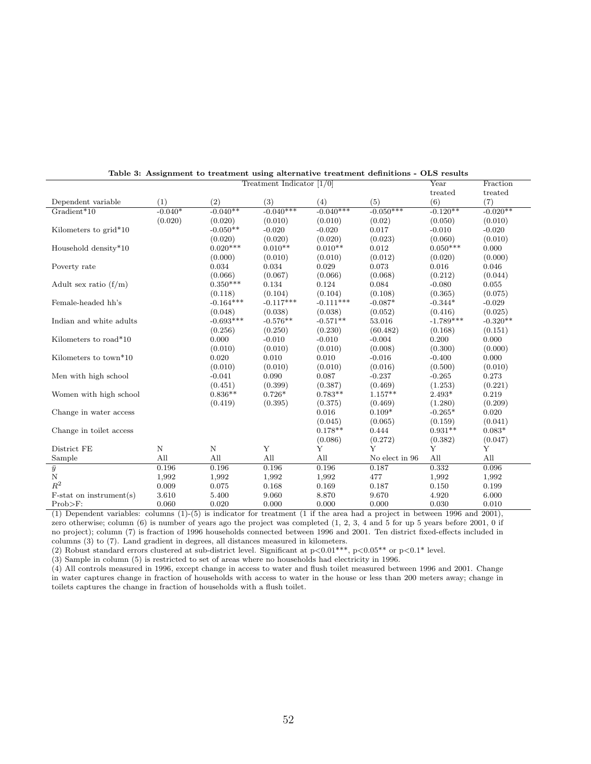**Table 3: Assignment to treatment using alternative treatment definitions - OLS results**

| | Treatment Indicator [1/0] | | | | | Year treated | Fraction treated |
|---|---|---|---|---|---|---|---|
| Dependent variable | (1) | (2) | (3) | (4) | (5) | (6) | (7) |
| Gradient*10 | -0.040* | -0.040** | -0.040*** | -0.040*** | -0.050*** | -0.120** | -0.020** |
| | (0.020) | (0.020) | (0.010) | (0.010) | (0.02) | (0.050) | (0.010) |
| Kilometers to grid*10 | | -0.050** | -0.020 | -0.020 | 0.017 | -0.010 | -0.020 |
| | | (0.020) | (0.020) | (0.020) | (0.023) | (0.060) | (0.010) |
| Household density*10 | | 0.020*** | 0.010** | 0.010** | 0.012 | 0.050*** | 0.000 |
| | | (0.000) | (0.010) | (0.010) | (0.012) | (0.020) | (0.000) |
| Poverty rate | | 0.034 | 0.034 | 0.029 | 0.073 | 0.016 | 0.046 |
| | | (0.066) | (0.067) | (0.066) | (0.068) | (0.212) | (0.044) |
| Adult sex ratio (f/m) | | 0.350*** | 0.134 | 0.124 | 0.084 | -0.080 | 0.055 |
| | | (0.118) | (0.104) | (0.104) | (0.108) | (0.365) | (0.075) |
| Female-headed hh's | | -0.164*** | -0.117*** | -0.111*** | -0.087* | -0.344* | -0.029 |
| | | (0.048) | (0.038) | (0.038) | (0.052) | (0.416) | (0.025) |
| Indian and white adults | | -0.693*** | -0.576** | -0.571** | 53.016 | -1.789*** | -0.320** |
| | | (0.256) | (0.250) | (0.230) | (60.482) | (0.168) | (0.151) |
| Kilometers to road*10 | | 0.000 | -0.010 | -0.010 | -0.004 | 0.200 | 0.000 |
| | | (0.010) | (0.010) | (0.010) | (0.008) | (0.300) | (0.000) |
| Kilometers to town*10 | | 0.020 | 0.010 | 0.010 | -0.016 | -0.400 | 0.000 |
| | | (0.010) | (0.010) | (0.010) | (0.016) | (0.500) | (0.010) |
| Men with high school | | -0.041 | 0.090 | 0.087 | -0.237 | -0.265 | 0.273 |
| | | (0.451) | (0.399) | (0.387) | (0.469) | (1.253) | (0.221) |
| Women with high school | | 0.836** | 0.726* | 0.783** | 1.157** | 2.493* | 0.219 |
| | | (0.419) | (0.395) | (0.375) | (0.469) | (1.280) | (0.209) |
| Change in water access | | | | 0.016 | 0.109* | -0.265* | 0.020 |
| | | | | (0.045) | (0.065) | (0.159) | (0.041) |
| Change in toilet access | | | | 0.178** | 0.444 | 0.931** | 0.083* |
| | | | | (0.086) | (0.272) | (0.382) | (0.047) |
| District FE | N | N | Y | Y | Y | Y | Y |
| Sample | All | All | All | All | No elect in 96 | All | All |
| $\bar{y}$ | 0.196 | 0.196 | 0.196 | 0.196 | 0.187 | 0.332 | 0.096 |
| N | 1,992 | 1,992 | 1,992 | 1,992 | 477 | 1,992 | 1,992 |
| $R^2$ | 0.009 | 0.075 | 0.168 | 0.169 | 0.187 | 0.150 | 0.199 |
| F-stat on instrument(s) | 3.610 | 5.400 | 9.060 | 8.870 | 9.670 | 4.920 | 6.000 |
| Prob>F: | 0.060 | 0.020 | 0.000 | 0.000 | 0.000 | 0.030 | 0.010 |

(1) Dependent variables: columns (1)-(5) is indicator for treatment (1 if the area had a project in between 1996 and 2001), zero otherwise; column (6) is number of years ago the project was completed (1, 2, 3, 4 and 5 for up 5 years before 2001, 0 if no project); column (7) is fraction of 1996 households connected between 1996 and 2001. Ten district fixed-effects included in columns (3) to (7). Land gradient in degrees, all distances measured in kilometers.

(2) Robust standard errors clustered at sub-district level. Significant at p<0.01***, p<0.05** or p<0.1* level.

(3) Sample in column (5) is restricted to set of areas where no households had electricity in 1996.

(4) All controls measured in 1996, except change in access to water and flush toilet measured between 1996 and 2001. Change in water captures change in fraction of households with access to water in the house or less than 200 meters away; change in toilets captures the change in fraction of households with a flush toilet.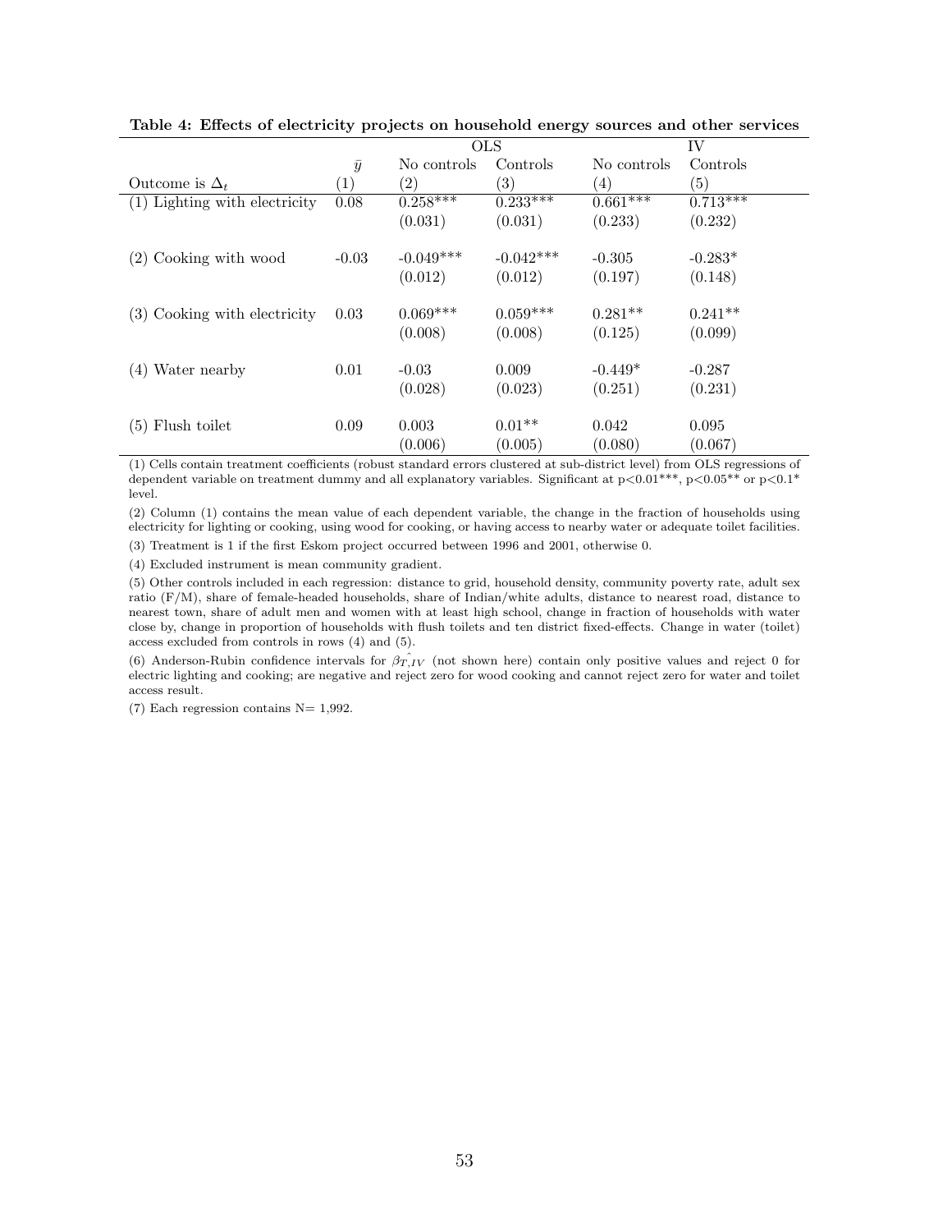**Table 4: Effects of electricity projects on household energy sources and other services**

| | | OLS | | IV | |
|---|---|---|---|---|---|
| | $\bar{y}$ | No controls | Controls | No controls | Controls |
| Outcome is $\Delta_t$ | (1) | (2) | (3) | (4) | (5) |
| (1) Lighting with electricity | 0.08 | 0.258*** | 0.233*** | 0.661*** | 0.713*** |
| | | (0.031) | (0.031) | (0.233) | (0.232) |
| (2) Cooking with wood | -0.03 | -0.049*** | -0.042*** | -0.305 | -0.283* |
| | | (0.012) | (0.012) | (0.197) | (0.148) |
| (3) Cooking with electricity | 0.03 | 0.069*** | 0.059*** | 0.281** | 0.241** |
| | | (0.008) | (0.008) | (0.125) | (0.099) |
| (4) Water nearby | 0.01 | -0.03 | 0.009 | -0.449* | -0.287 |
| | | (0.028) | (0.023) | (0.251) | (0.231) |
| (5) Flush toilet | 0.09 | 0.003 | 0.01** | 0.042 | 0.095 |
| | | (0.006) | (0.005) | (0.080) | (0.067) |

(1) Cells contain treatment coefficients (robust standard errors clustered at sub-district level) from OLS regressions of dependent variable on treatment dummy and all explanatory variables. Significant at p<0.01***, p<0.05** or p<0.1* level.

(2) Column (1) contains the mean value of each dependent variable, the change in the fraction of households using electricity for lighting or cooking, using wood for cooking, or having access to nearby water or adequate toilet facilities.

(3) Treatment is 1 if the first Eskom project occurred between 1996 and 2001, otherwise 0.

(4) Excluded instrument is mean community gradient.

(5) Other controls included in each regression: distance to grid, household density, community poverty rate, adult sex ratio (F/M), share of female-headed households, share of Indian/white adults, distance to nearest road, distance to nearest town, share of adult men and women with at least high school, change in fraction of households with water close by, change in proportion of households with flush toilets and ten district fixed-effects. Change in water (toilet) access excluded from controls in rows (4) and (5).

(6) Anderson-Rubin confidence intervals for $\hat{\beta_{T,IV}}$ (not shown here) contain only positive values and reject 0 for electric lighting and cooking; are negative and reject zero for wood cooking and cannot reject zero for water and toilet access result.

(7) Each regression contains N= 1,992.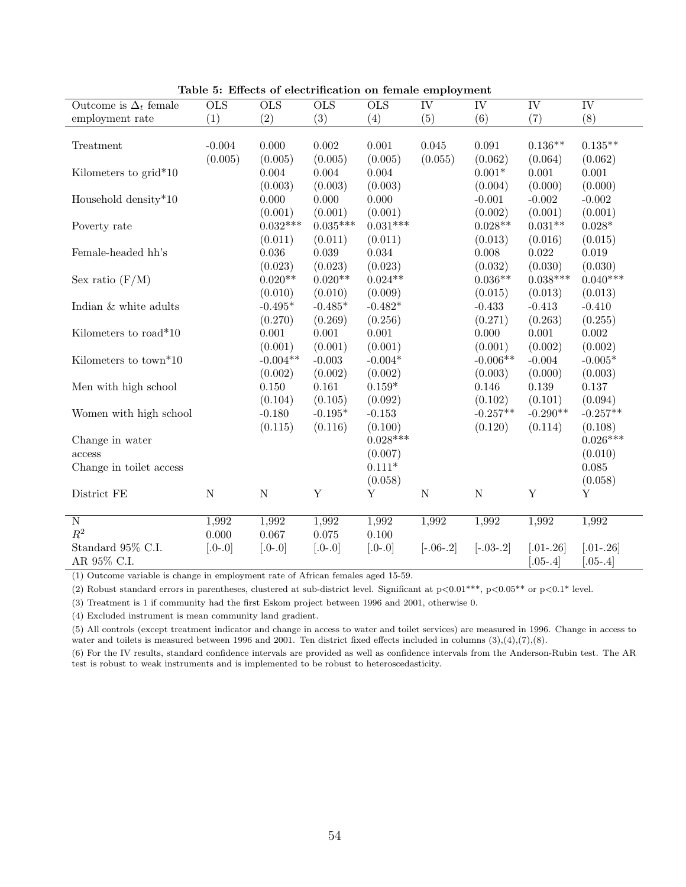**Table 5: Effects of electrification on female employment**

| Outcome is $\Delta_t$ female employment rate | OLS (1) | OLS (2) | OLS (3) | OLS (4) | IV (5) | IV (6) | IV (7) | IV (8) |
|---|---|---|---|---|---|---|---|---|
| Treatment | -0.004 | 0.000 | 0.002 | 0.001 | 0.045 | 0.091 | 0.136** | 0.135** |
| | (0.005) | (0.005) | (0.005) | (0.005) | (0.055) | (0.062) | (0.064) | (0.062) |
| Kilometers to grid*10 | | 0.004 | 0.004 | 0.004 | | 0.001* | 0.001 | 0.001 |
| | | (0.003) | (0.003) | (0.003) | | (0.004) | (0.000) | (0.000) |
| Household density*10 | | 0.000 | 0.000 | 0.000 | | -0.001 | -0.002 | -0.002 |
| | | (0.001) | (0.001) | (0.001) | | (0.002) | (0.001) | (0.001) |
| Poverty rate | | 0.032*** | 0.035*** | 0.031*** | | 0.028** | 0.031** | 0.028* |
| | | (0.011) | (0.011) | (0.011) | | (0.013) | (0.016) | (0.015) |
| Female-headed hh's | | 0.036 | 0.039 | 0.034 | | 0.008 | 0.022 | 0.019 |
| | | (0.023) | (0.023) | (0.023) | | (0.032) | (0.030) | (0.030) |
| Sex ratio (F/M) | | 0.020** | 0.020** | 0.024** | | 0.036** | 0.038*** | 0.040*** |
| | | (0.010) | (0.010) | (0.009) | | (0.015) | (0.013) | (0.013) |
| Indian & white adults | | -0.495* | -0.485* | -0.482* | | -0.433 | -0.413 | -0.410 |
| | | (0.270) | (0.269) | (0.256) | | (0.271) | (0.263) | (0.255) |
| Kilometers to road*10 | | 0.001 | 0.001 | 0.001 | | 0.000 | 0.001 | 0.002 |
| | | (0.001) | (0.001) | (0.001) | | (0.001) | (0.002) | (0.002) |
| Kilometers to town*10 | | -0.004** | -0.003 | -0.004* | | -0.006** | -0.004 | -0.005* |
| | | (0.002) | (0.002) | (0.002) | | (0.003) | (0.000) | (0.003) |
| Men with high school | | 0.150 | 0.161 | 0.159* | | 0.146 | 0.139 | 0.137 |
| | | (0.104) | (0.105) | (0.092) | | (0.102) | (0.101) | (0.094) |
| Women with high school | | -0.180 | -0.195* | -0.153 | | -0.257** | -0.290** | -0.257** |
| | | (0.115) | (0.116) | (0.100) | | (0.120) | (0.114) | (0.108) |
| Change in water access | | | | 0.028*** | | | | 0.026*** |
| | | | | (0.007) | | | | (0.010) |
| Change in toilet access | | | | 0.111* | | | | 0.085 |
| | | | | (0.058) | | | | (0.058) |
| District FE | N | N | Y | Y | N | N | Y | Y |
| N | 1,992 | 1,992 | 1,992 | 1,992 | 1,992 | 1,992 | 1,992 | 1,992 |
| $R^2$ | 0.000 | 0.067 | 0.075 | 0.100 | | | | |
| Standard 95% C.I. | [.0-.0] | [.0-.0] | [.0-.0] | [.0-.0] | [-.06-.2] | [-.03-.2] | [.01-.26] | [.01-.26] |
| AR 95% C.I. | | | | | | | [.05-.4] | [.05-.4] |

(1) Outcome variable is change in employment rate of African females aged 15-59.

(2) Robust standard errors in parentheses, clustered at sub-district level. Significant at p<0.01***, p<0.05** or p<0.1* level.

(3) Treatment is 1 if community had the first Eskom project between 1996 and 2001, otherwise 0.

(4) Excluded instrument is mean community land gradient.

(5) All controls (except treatment indicator and change in access to water and toilet services) are measured in 1996. Change in access to water and toilets is measured between 1996 and 2001. Ten district fixed effects included in columns (3),(4),(7),(8).

(6) For the IV results, standard confidence intervals are provided as well as confidence intervals from the Anderson-Rubin test. The AR test is robust to weak instruments and is implemented to be robust to heteroscedasticity.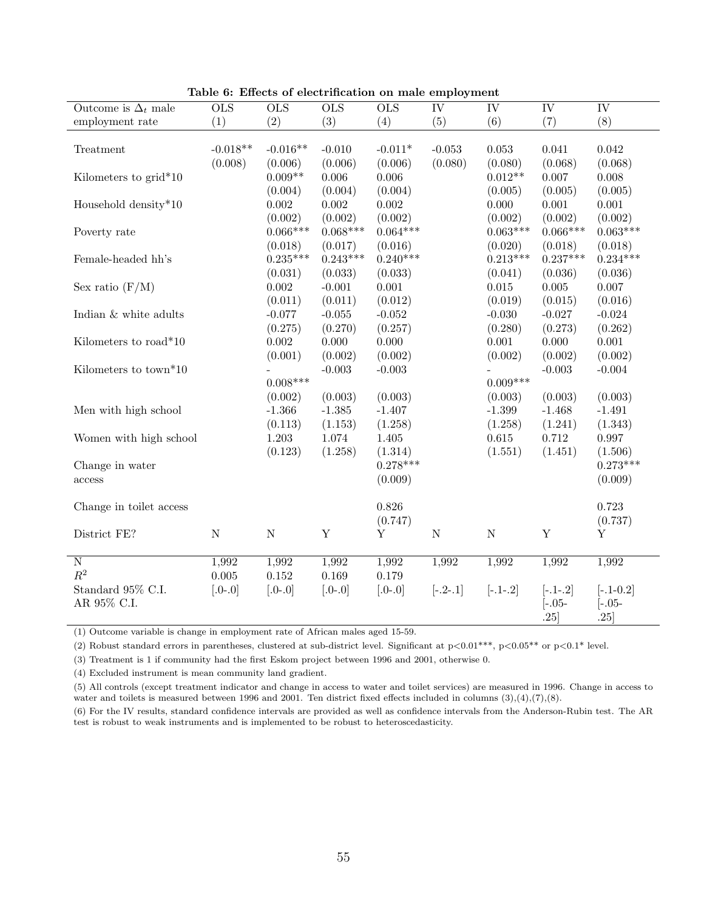**Table 6: Effects of electrification on male employment**

| Outcome is $\Delta_t$ male employment rate | OLS (1) | OLS (2) | OLS (3) | OLS (4) | IV (5) | IV (6) | IV (7) | IV (8) |
|---|---|---|---|---|---|---|---|---|
| Treatment | -0.018** | -0.016** | -0.010 | -0.011* | -0.053 | 0.053 | 0.041 | 0.042 |
| | (0.008) | (0.006) | (0.006) | (0.006) | (0.080) | (0.080) | (0.068) | (0.068) |
| Kilometers to grid*10 | | 0.009** | 0.006 | 0.006 | | 0.012** | 0.007 | 0.008 |
| | | (0.004) | (0.004) | (0.004) | | (0.005) | (0.005) | (0.005) |
| Household density*10 | | 0.002 | 0.002 | 0.002 | | 0.000 | 0.001 | 0.001 |
| | | (0.002) | (0.002) | (0.002) | | (0.002) | (0.002) | (0.002) |
| Poverty rate | | 0.066*** | 0.068*** | 0.064*** | | 0.063*** | 0.066*** | 0.063*** |
| | | (0.018) | (0.017) | (0.016) | | (0.020) | (0.018) | (0.018) |
| Female-headed hh's | | 0.235*** | 0.243*** | 0.240*** | | 0.213*** | 0.237*** | 0.234*** |
| | | (0.031) | (0.033) | (0.033) | | (0.041) | (0.036) | (0.036) |
| Sex ratio (F/M) | | 0.002 | -0.001 | 0.001 | | 0.015 | 0.005 | 0.007 |
| | | (0.011) | (0.011) | (0.012) | | (0.019) | (0.015) | (0.016) |
| Indian & white adults | | -0.077 | -0.055 | -0.052 | | -0.030 | -0.027 | -0.024 |
| | | (0.275) | (0.270) | (0.257) | | (0.280) | (0.273) | (0.262) |
| Kilometers to road*10 | | 0.002 | 0.000 | 0.000 | | 0.001 | 0.000 | 0.001 |
| | | (0.001) | (0.002) | (0.002) | | (0.002) | (0.002) | (0.002) |
| Kilometers to town*10 | | -0.008*** | -0.003 | -0.003 | | -0.009*** | -0.003 | -0.004 |
| | | (0.002) | (0.003) | (0.003) | | (0.003) | (0.003) | (0.003) |
| Men with high school | | -1.366 | -1.385 | -1.407 | | -1.399 | -1.468 | -1.491 |
| | | (0.113) | (1.153) | (1.258) | | (1.258) | (1.241) | (1.343) |
| Women with high school | | 1.203 | 1.074 | 1.405 | | 0.615 | 0.712 | 0.997 |
| | | (0.123) | (1.258) | (1.314) | | (1.551) | (1.451) | (1.506) |
| Change in water access | | | | 0.278*** | | | | 0.273*** |
| | | | | (0.009) | | | | (0.009) |
| Change in toilet access | | | | 0.826 | | | | 0.723 |
| | | | | (0.747) | | | | (0.737) |
| District FE? | N | N | Y | Y | N | N | Y | Y |
| N | 1,992 | 1,992 | 1,992 | 1,992 | 1,992 | 1,992 | 1,992 | 1,992 |
| $R^2$ | 0.005 | 0.152 | 0.169 | 0.179 | | | | |
| Standard 95% C.I. | [.0-.0] | [.0-.0] | [.0-.0] | [.0-.0] | [-.2-.1] | [-.1-.2] | [-.1-.2] | [-.1-0.2] |
| AR 95% C.I. | | | | | | | [-.05-.25] | [-.05-.25] |

(1) Outcome variable is change in employment rate of African males aged 15-59.

(2) Robust standard errors in parentheses, clustered at sub-district level. Significant at p<0.01***, p<0.05** or p<0.1* level.

(3) Treatment is 1 if community had the first Eskom project between 1996 and 2001, otherwise 0.

(4) Excluded instrument is mean community land gradient.

(5) All controls (except treatment indicator and change in access to water and toilet services) are measured in 1996. Change in access to water and toilets is measured between 1996 and 2001. Ten district fixed effects included in columns (3),(4),(7),(8).

(6) For the IV results, standard confidence intervals are provided as well as confidence intervals from the Anderson-Rubin test. The AR test is robust to weak instruments and is implemented to be robust to heteroscedasticity.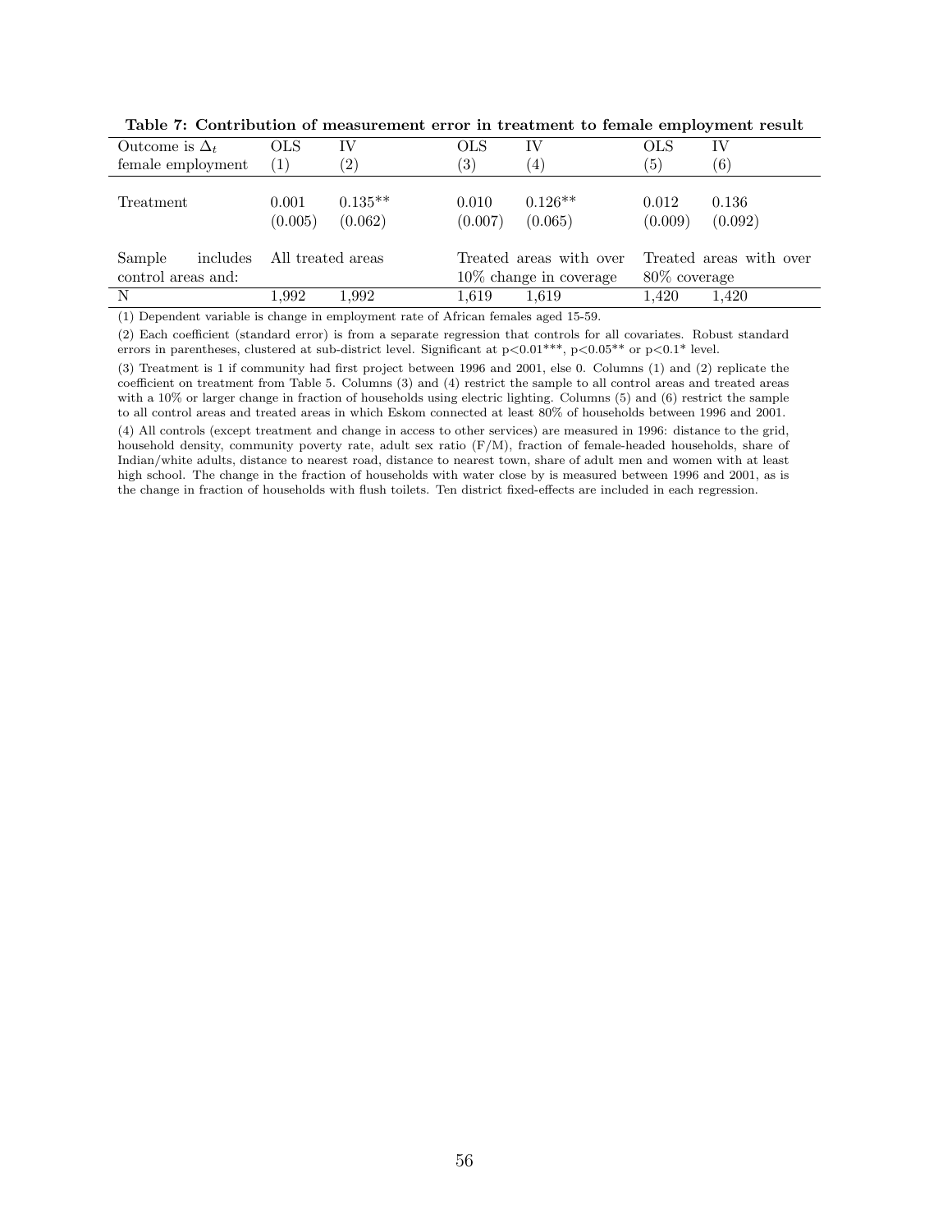**Table 7: Contribution of measurement error in treatment to female employment result**

| Outcome is $\Delta_t$ female employment | OLS (1) | IV (2) | OLS (3) | IV (4) | OLS (5) | IV (6) |
|---|---|---|---|---|---|---|
| Treatment | 0.001 | 0.135** | 0.010 | 0.126** | 0.012 | 0.136 |
| | (0.005) | (0.062) | (0.007) | (0.065) | (0.009) | (0.092) |
| Sample includes control areas and: | All treated areas | | Treated areas with over 10% change in coverage | | Treated areas with over 80% coverage | |
| N | 1,992 | 1,992 | 1,619 | 1,619 | 1,420 | 1,420 |

(1) Dependent variable is change in employment rate of African females aged 15-59.

(2) Each coefficient (standard error) is from a separate regression that controls for all covariates. Robust standard errors in parentheses, clustered at sub-district level. Significant at p<0.01***, p<0.05** or p<0.1* level.

(3) Treatment is 1 if community had first project between 1996 and 2001, else 0. Columns (1) and (2) replicate the coefficient on treatment from Table 5. Columns (3) and (4) restrict the sample to all control areas and treated areas with a 10% or larger change in fraction of households using electric lighting. Columns (5) and (6) restrict the sample to all control areas and treated areas in which Eskom connected at least 80% of households between 1996 and 2001.

(4) All controls (except treatment and change in access to other services) are measured in 1996: distance to the grid, household density, community poverty rate, adult sex ratio (F/M), fraction of female-headed households, share of Indian/white adults, distance to nearest road, distance to nearest town, share of adult men and women with at least high school. The change in the fraction of households with water close by is measured between 1996 and 2001, as is the change in fraction of households with flush toilets. Ten district fixed-effects are included in each regression.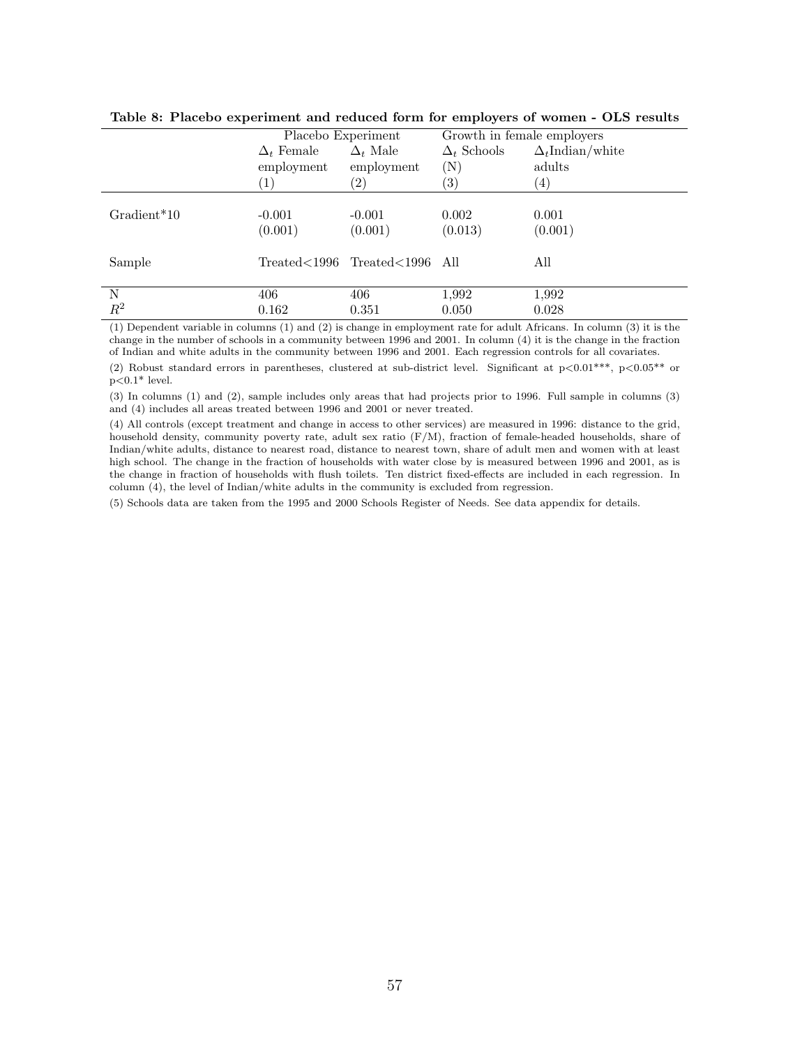**Table 8: Placebo experiment and reduced form for employers of women - OLS results**

| | Placebo Experiment | | Growth in female employers | |
|---|---|---|---|---|
| | $\Delta_t$ Female employment | $\Delta_t$ Male employment | $\Delta_t$ Schools (N) | $\Delta_t$Indian/white adults |
| | (1) | (2) | (3) | (4) |
| Gradient*10 | -0.001 | -0.001 | 0.002 | 0.001 |
| | (0.001) | (0.001) | (0.013) | (0.001) |
| Sample | Treated<1996 | Treated<1996 | All | All |
| N | 406 | 406 | 1,992 | 1,992 |
| $R^2$ | 0.162 | 0.351 | 0.050 | 0.028 |

(1) Dependent variable in columns (1) and (2) is change in employment rate for adult Africans. In column (3) it is the change in the number of schools in a community between 1996 and 2001. In column (4) it is the change in the fraction of Indian and white adults in the community between 1996 and 2001. Each regression controls for all covariates.

(2) Robust standard errors in parentheses, clustered at sub-district level. Significant at p<0.01***, p<0.05** or p<0.1* level.

(3) In columns (1) and (2), sample includes only areas that had projects prior to 1996. Full sample in columns (3) and (4) includes all areas treated between 1996 and 2001 or never treated.

(4) All controls (except treatment and change in access to other services) are measured in 1996: distance to the grid, household density, community poverty rate, adult sex ratio (F/M), fraction of female-headed households, share of Indian/white adults, distance to nearest road, distance to nearest town, share of adult men and women with at least high school. The change in the fraction of households with water close by is measured between 1996 and 2001, as is the change in fraction of households with flush toilets. Ten district fixed-effects are included in each regression. In column (4), the level of Indian/white adults in the community is excluded from regression.

(5) Schools data are taken from the 1995 and 2000 Schools Register of Needs. See data appendix for details.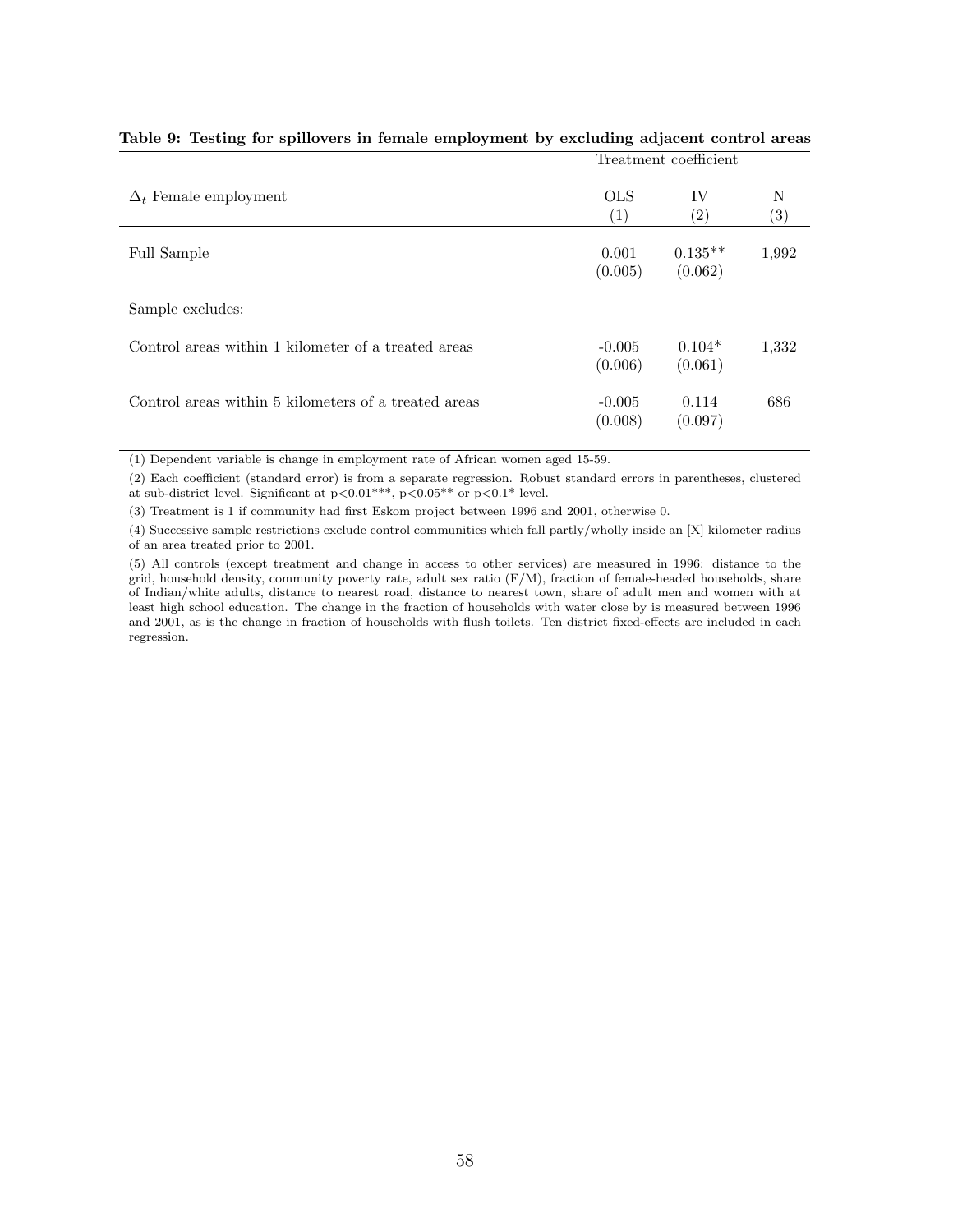**Table 9: Testing for spillovers in female employment by excluding adjacent control areas**

| | Treatment coefficient | | |
|---|---|---|---|
| $\Delta_t$ Female employment | OLS (1) | IV (2) | N (3) |
| Full Sample | 0.001 (0.005) | 0.135** (0.062) | 1,992 |
| Sample excludes: | | | |
| Control areas within 1 kilometer of a treated areas | -0.005 (0.006) | 0.104* (0.061) | 1,332 |
| Control areas within 5 kilometers of a treated areas | -0.005 (0.008) | 0.114 (0.097) | 686 |

(1) Dependent variable is change in employment rate of African women aged 15-59.

(2) Each coefficient (standard error) is from a separate regression. Robust standard errors in parentheses, clustered at sub-district level. Significant at $p<0.01$***, $p<0.05$** or $p<0.1$* level.

(3) Treatment is 1 if community had first Eskom project between 1996 and 2001, otherwise 0.

(4) Successive sample restrictions exclude control communities which fall partly/wholly inside an [X] kilometer radius of an area treated prior to 2001.

(5) All controls (except treatment and change in access to other services) are measured in 1996: distance to the grid, household density, community poverty rate, adult sex ratio (F/M), fraction of female-headed households, share of Indian/white adults, distance to nearest road, distance to nearest town, share of adult men and women with at least high school education. The change in the fraction of households with water close by is measured between 1996 and 2001, as is the change in fraction of households with flush toilets. Ten district fixed-effects are included in each regression.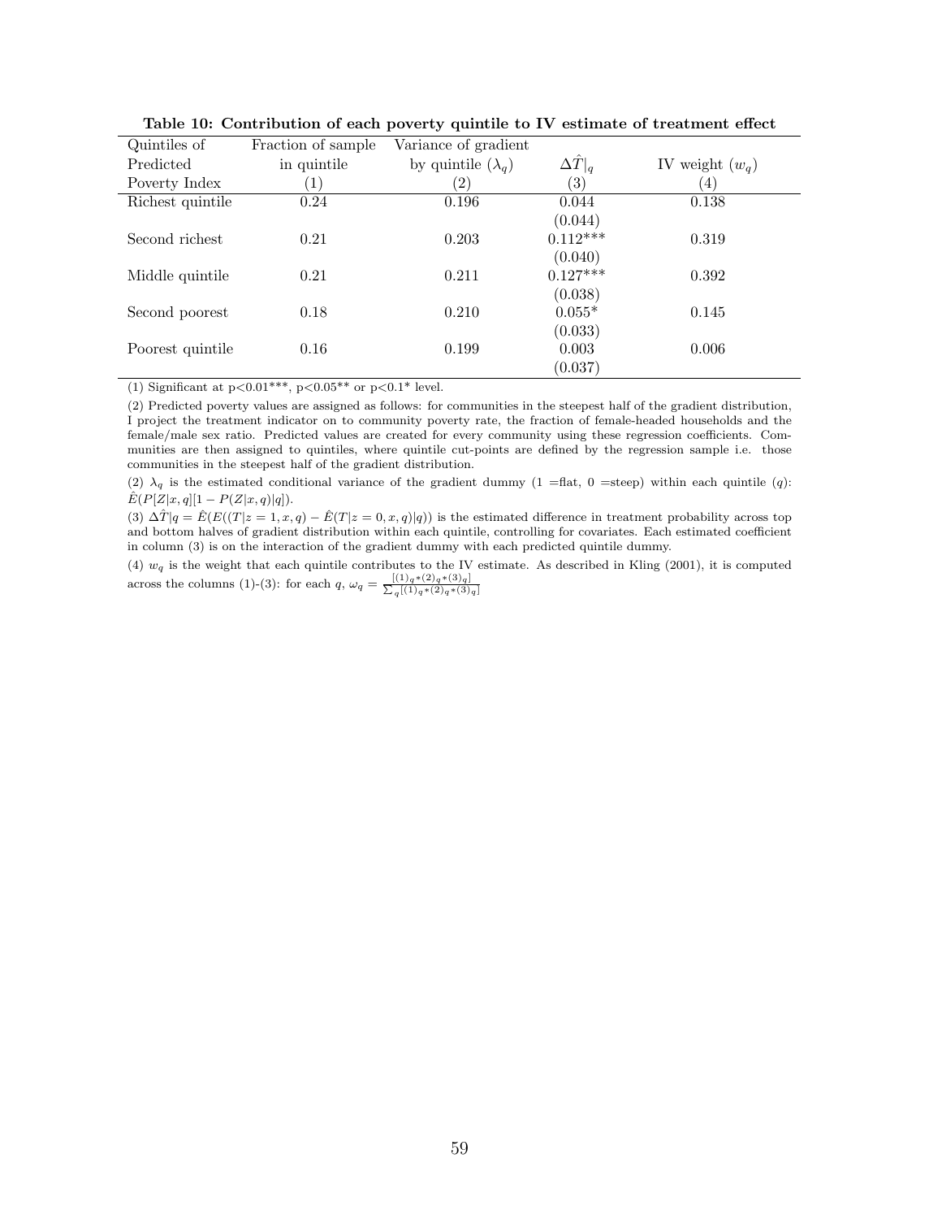**Table 10: Contribution of each poverty quintile to IV estimate of treatment effect**

| Quintiles of Predicted Poverty Index | Fraction of sample in quintile | Variance of gradient by quintile ($\lambda_q$) | $\Delta\hat{T}\|_q$ | IV weight ($w_q$) |
|---|---|---|---|---|
| | (1) | (2) | (3) | (4) |
| Richest quintile | 0.24 | 0.196 | 0.044 | 0.138 |
| | | | (0.044) | |
| Second richest | 0.21 | 0.203 | 0.112*** | 0.319 |
| | | | (0.040) | |
| Middle quintile | 0.21 | 0.211 | 0.127*** | 0.392 |
| | | | (0.038) | |
| Second poorest | 0.18 | 0.210 | 0.055* | 0.145 |
| | | | (0.033) | |
| Poorest quintile | 0.16 | 0.199 | 0.003 | 0.006 |
| | | | (0.037) | |

(1) Significant at p<0.01***, p<0.05** or p<0.1* level.

(2) Predicted poverty values are assigned as follows: for communities in the steepest half of the gradient distribution, I project the treatment indicator on to community poverty rate, the fraction of female-headed households and the female/male sex ratio. Predicted values are created for every community using these regression coefficients. Communities are then assigned to quintiles, where quintile cut-points are defined by the regression sample i.e. those communities in the steepest half of the gradient distribution.

(2) $\lambda_q$ is the estimated conditional variance of the gradient dummy (1 =flat, 0 =steep) within each quintile ($q$): $\hat{E}(P[Z|x,q][1 - P(Z|x,q)|q])$.

(3) $\Delta\hat{T}|q = \hat{E}(E((T|z = 1, x, q) - \hat{E}(T|z = 0, x, q)|q))$ is the estimated difference in treatment probability across top and bottom halves of gradient distribution within each quintile, controlling for covariates. Each estimated coefficient in column (3) is on the interaction of the gradient dummy with each predicted quintile dummy.

(4) $w_q$ is the weight that each quintile contributes to the IV estimate. As described in Kling (2001), it is computed across the columns (1)-(3): for each $q$, $\omega_q = \frac{[(1)_q * (2)_q * (3)_q]}{\sum_q [(1)_q * (2)_q * (3)_q]}$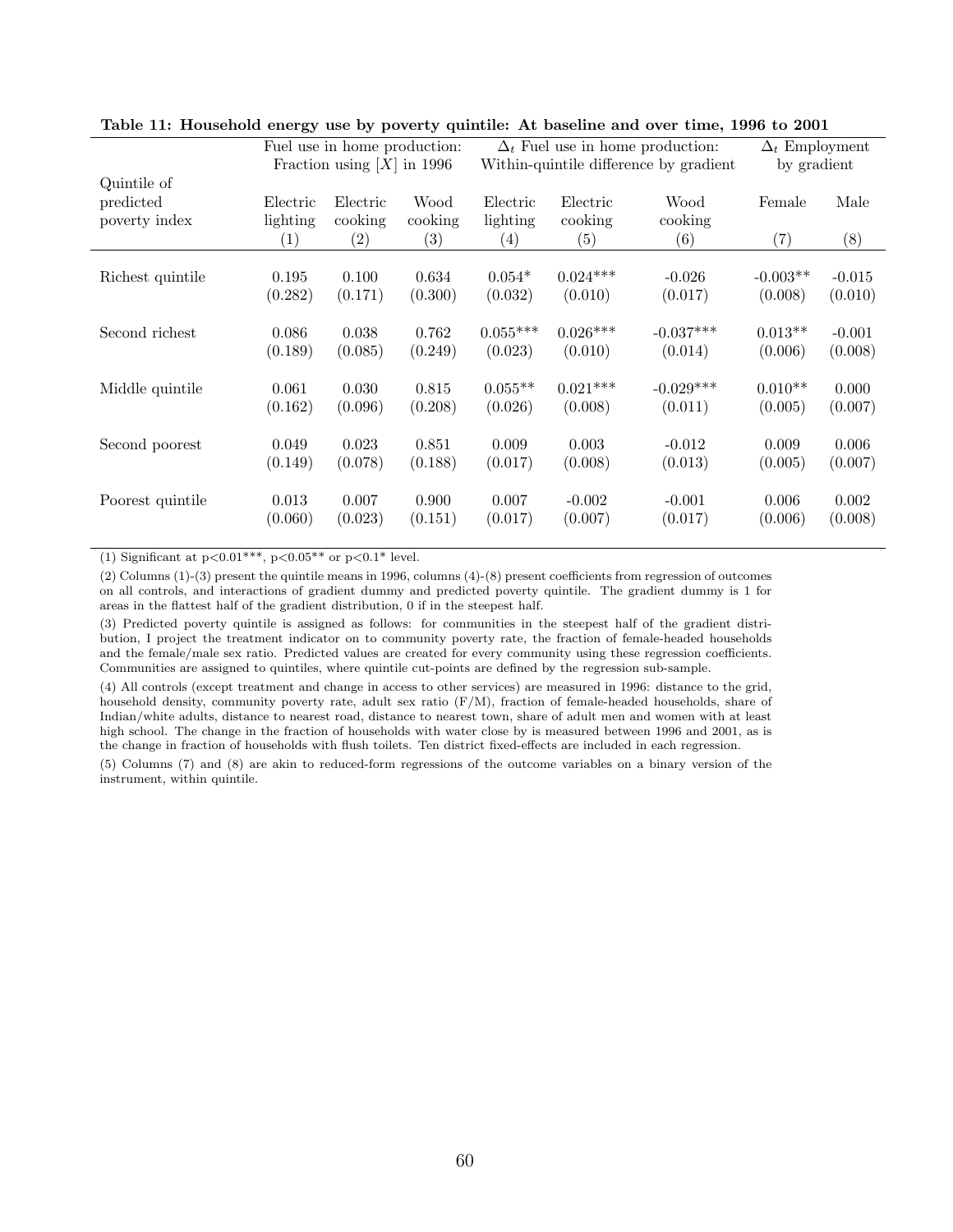**Table 11: Household energy use by poverty quintile: At baseline and over time, 1996 to 2001**

| Quintile of predicted poverty index | Fuel use in home production: Fraction using [X] in 1996 | | | $\Delta_t$ Fuel use in home production: Within-quintile difference by gradient | | | $\Delta_t$ Employment by gradient | |
|---|---|---|---|---|---|---|---|---|
| | Electric lighting | Electric cooking | Wood cooking | Electric lighting | Electric cooking | Wood cooking | Female | Male |
| | (1) | (2) | (3) | (4) | (5) | (6) | (7) | (8) |
| Richest quintile | 0.195 | 0.100 | 0.634 | 0.054* | 0.024*** | -0.026 | -0.003** | -0.015 |
| | (0.282) | (0.171) | (0.300) | (0.032) | (0.010) | (0.017) | (0.008) | (0.010) |
| Second richest | 0.086 | 0.038 | 0.762 | 0.055*** | 0.026*** | -0.037*** | 0.013** | -0.001 |
| | (0.189) | (0.085) | (0.249) | (0.023) | (0.010) | (0.014) | (0.006) | (0.008) |
| Middle quintile | 0.061 | 0.030 | 0.815 | 0.055** | 0.021*** | -0.029*** | 0.010** | 0.000 |
| | (0.162) | (0.096) | (0.208) | (0.026) | (0.008) | (0.011) | (0.005) | (0.007) |
| Second poorest | 0.049 | 0.023 | 0.851 | 0.009 | 0.003 | -0.012 | 0.009 | 0.006 |
| | (0.149) | (0.078) | (0.188) | (0.017) | (0.008) | (0.013) | (0.005) | (0.007) |
| Poorest quintile | 0.013 | 0.007 | 0.900 | 0.007 | -0.002 | -0.001 | 0.006 | 0.002 |
| | (0.060) | (0.023) | (0.151) | (0.017) | (0.007) | (0.017) | (0.006) | (0.008) |

(1) Significant at p<0.01***, p<0.05** or p<0.1* level.

(2) Columns (1)-(3) present the quintile means in 1996, columns (4)-(8) present coefficients from regression of outcomes on all controls, and interactions of gradient dummy and predicted poverty quintile. The gradient dummy is 1 for areas in the flattest half of the gradient distribution, 0 if in the steepest half.

(3) Predicted poverty quintile is assigned as follows: for communities in the steepest half of the gradient distribution, I project the treatment indicator on to community poverty rate, the fraction of female-headed households and the female/male sex ratio. Predicted values are created for every community using these regression coefficients. Communities are assigned to quintiles, where quintile cut-points are defined by the regression sub-sample.

(4) All controls (except treatment and change in access to other services) are measured in 1996: distance to the grid, household density, community poverty rate, adult sex ratio (F/M), fraction of female-headed households, share of Indian/white adults, distance to nearest road, distance to nearest town, share of adult men and women with at least high school. The change in the fraction of households with water close by is measured between 1996 and 2001, as is the change in fraction of households with flush toilets. Ten district fixed-effects are included in each regression.

(5) Columns (7) and (8) are akin to reduced-form regressions of the outcome variables on a binary version of the instrument, within quintile.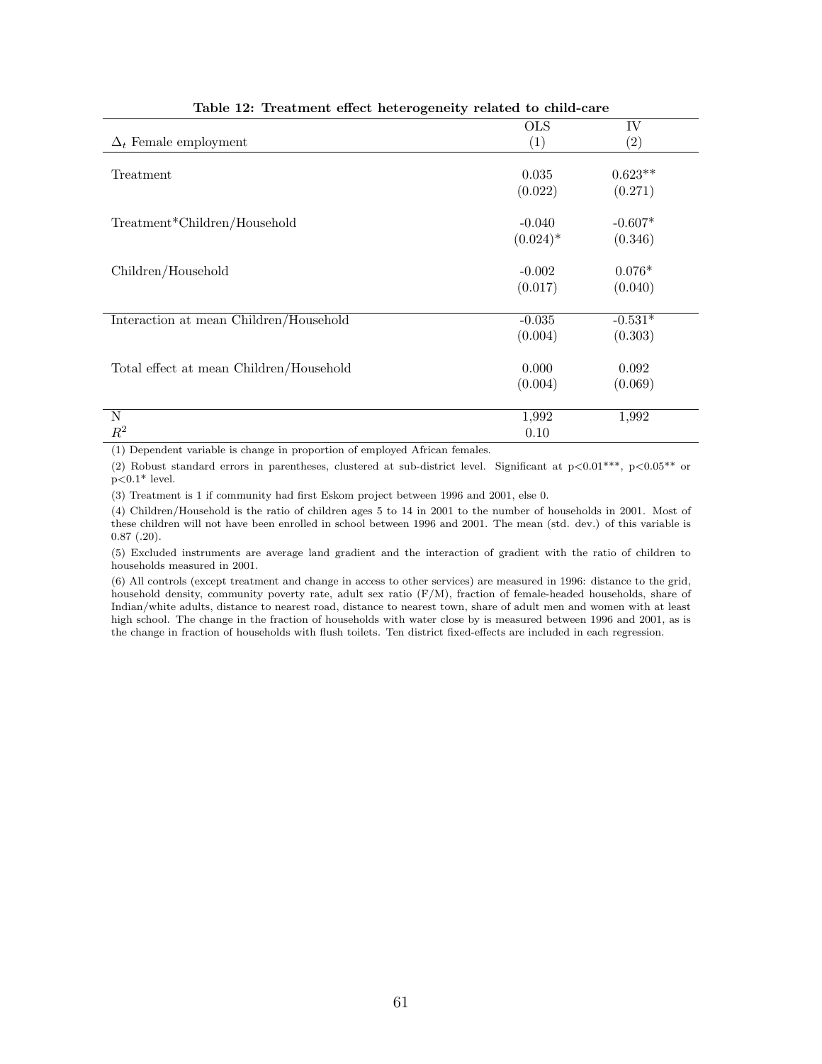**Table 12: Treatment effect heterogeneity related to child-care**

| $\Delta_t$ Female employment | OLS (1) | IV (2) |
|---|---|---|
| Treatment | 0.035 | 0.623** |
| | (0.022) | (0.271) |
| Treatment*Children/Household | -0.040 | -0.607* |
| | (0.024)* | (0.346) |
| Children/Household | -0.002 | 0.076* |
| | (0.017) | (0.040) |
| Interaction at mean Children/Household | -0.035 | -0.531* |
| | (0.004) | (0.303) |
| Total effect at mean Children/Household | 0.000 | 0.092 |
| | (0.004) | (0.069) |
| N | 1,992 | 1,992 |
| $R^2$ | 0.10 | |

(1) Dependent variable is change in proportion of employed African females.

(2) Robust standard errors in parentheses, clustered at sub-district level. Significant at p<0.01***, p<0.05** or p<0.1* level.

(3) Treatment is 1 if community had first Eskom project between 1996 and 2001, else 0.

(4) Children/Household is the ratio of children ages 5 to 14 in 2001 to the number of households in 2001. Most of these children will not have been enrolled in school between 1996 and 2001. The mean (std. dev.) of this variable is 0.87 (.20).

(5) Excluded instruments are average land gradient and the interaction of gradient with the ratio of children to households measured in 2001.

(6) All controls (except treatment and change in access to other services) are measured in 1996: distance to the grid, household density, community poverty rate, adult sex ratio (F/M), fraction of female-headed households, share of Indian/white adults, distance to nearest road, distance to nearest town, share of adult men and women with at least high school. The change in the fraction of households with water close by is measured between 1996 and 2001, as is the change in fraction of households with flush toilets. Ten district fixed-effects are included in each regression.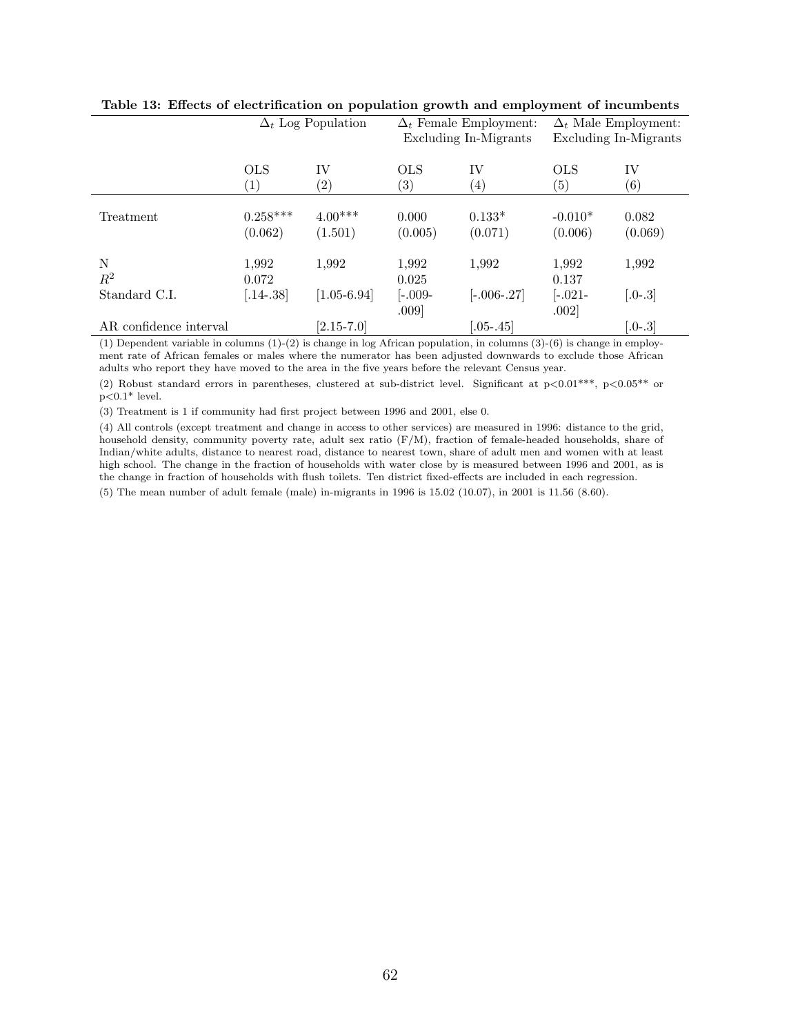**Table 13: Effects of electrification on population growth and employment of incumbents**

| | $\Delta_t$ Log Population | | $\Delta_t$ Female Employment: Excluding In-Migrants | | $\Delta_t$ Male Employment: Excluding In-Migrants | |
|---|---|---|---|---|---|---|
| | OLS | IV | OLS | IV | OLS | IV |
| | (1) | (2) | (3) | (4) | (5) | (6) |
| Treatment | 0.258*** | 4.00*** | 0.000 | 0.133* | -0.010* | 0.082 |
| | (0.062) | (1.501) | (0.005) | (0.071) | (0.006) | (0.069) |
| N | 1,992 | 1,992 | 1,992 | 1,992 | 1,992 | 1,992 |
| $R^2$ | 0.072 | | 0.025 | | 0.137 | |
| Standard C.I. | [.14-.38] | [1.05-6.94] | [-.009-.009] | [-.006-.27] | [-.021-.002] | [.0-.3] |
| AR confidence interval | | [2.15-7.0] | | [.05-.45] | | [.0-.3] |

(1) Dependent variable in columns (1)-(2) is change in log African population, in columns (3)-(6) is change in employment rate of African females or males where the numerator has been adjusted downwards to exclude those African adults who report they have moved to the area in the five years before the relevant Census year.

(2) Robust standard errors in parentheses, clustered at sub-district level. Significant at $p<0.01$***, $p<0.05$** or $p<0.1$* level.

(3) Treatment is 1 if community had first project between 1996 and 2001, else 0.

(4) All controls (except treatment and change in access to other services) are measured in 1996: distance to the grid, household density, community poverty rate, adult sex ratio (F/M), fraction of female-headed households, share of Indian/white adults, distance to nearest road, distance to nearest town, share of adult men and women with at least high school. The change in the fraction of households with water close by is measured between 1996 and 2001, as is the change in fraction of households with flush toilets. Ten district fixed-effects are included in each regression.

(5) The mean number of adult female (male) in-migrants in 1996 is 15.02 (10.07), in 2001 is 11.56 (8.60).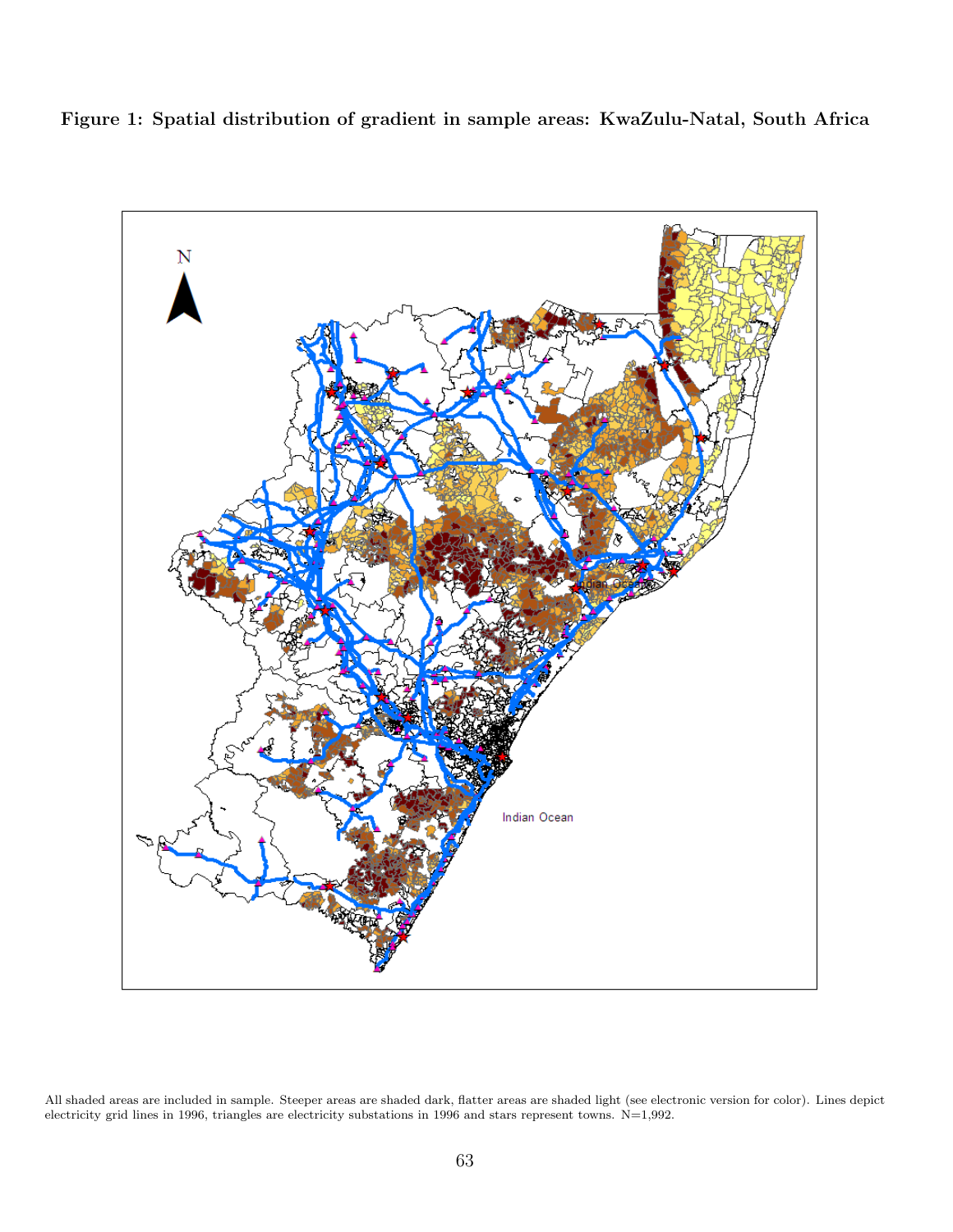**Figure 1: Spatial distribution of gradient in sample areas: KwaZulu-Natal, South Africa**

All shaded areas are included in sample. Steeper areas are shaded dark, flatter areas are shaded light (see electronic version for color). Lines depict electricity grid lines in 1996, triangles are electricity substations in 1996 and stars represent towns. N=1,992.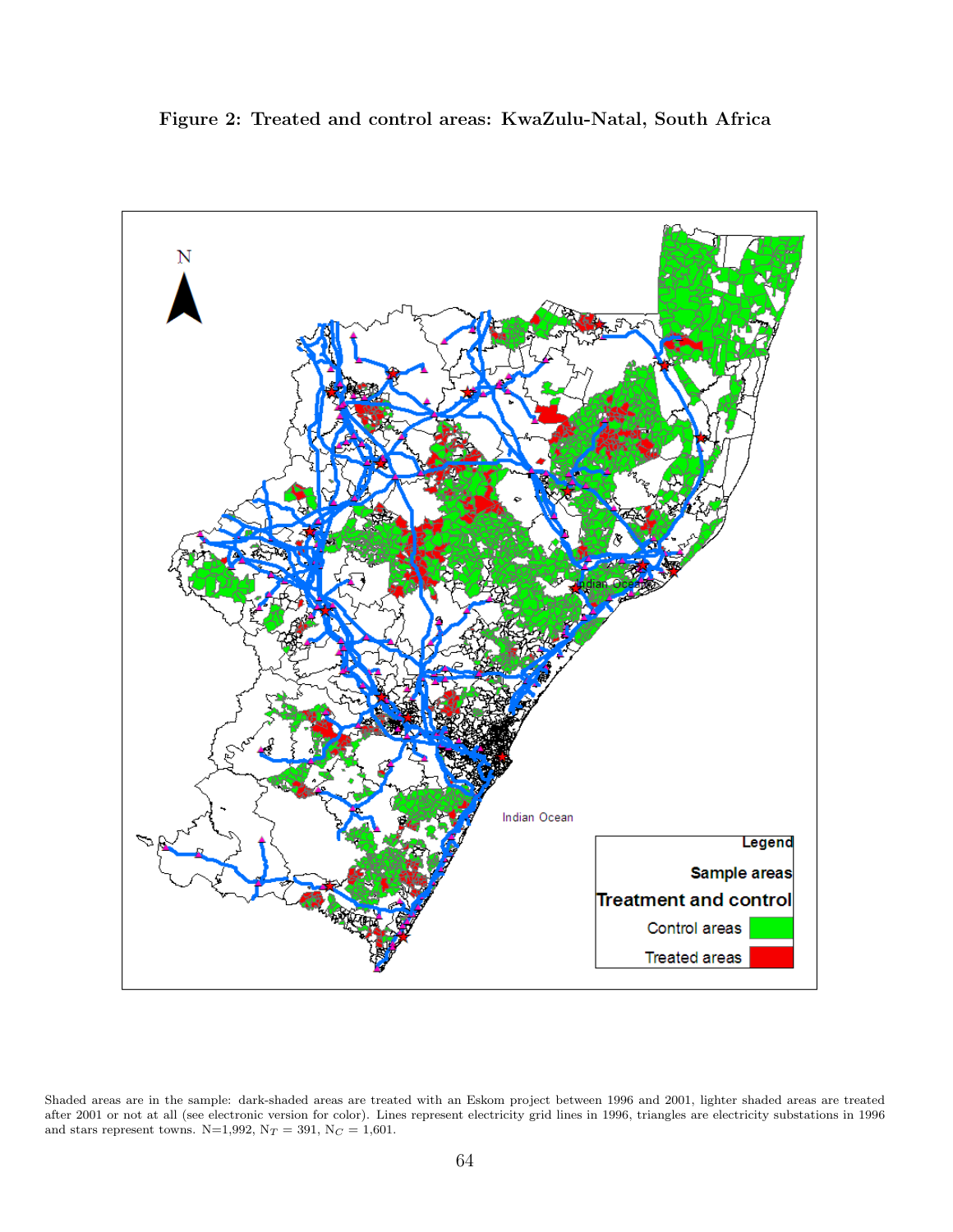**Figure 2: Treated and control areas: KwaZulu-Natal, South Africa**

Shaded areas are in the sample: dark-shaded areas are treated with an Eskom project between 1996 and 2001, lighter shaded areas are treated after 2001 or not at all (see electronic version for color). Lines represent electricity grid lines in 1996, triangles are electricity substations in 1996 and stars represent towns. N=1,992, $N_T$ = 391, $N_C$ = 1,601.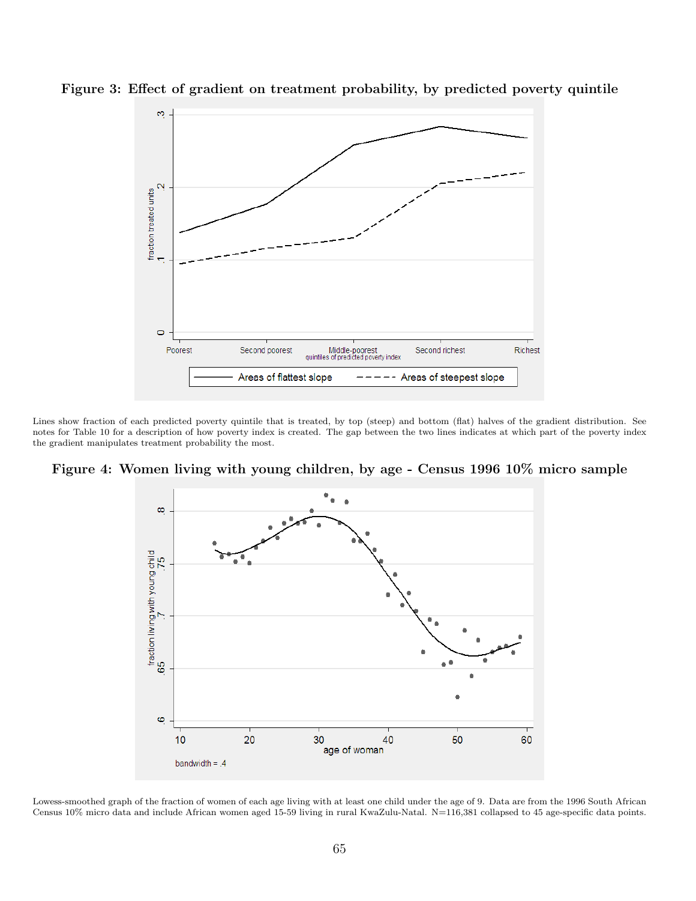**Figure 3: Effect of gradient on treatment probability, by predicted poverty quintile**

Lines show fraction of each predicted poverty quintile that is treated, by top (steep) and bottom (flat) halves of the gradient distribution. See notes for Table 10 for a description of how poverty index is created. The gap between the two lines indicates at which part of the poverty index the gradient manipulates treatment probability the most.

**Figure 4: Women living with young children, by age - Census 1996 10% micro sample**

Lowess-smoothed graph of the fraction of women of each age living with at least one child under the age of 9. Data are from the 1996 South African Census 10% micro data and include African women aged 15-59 living in rural KwaZulu-Natal. N=116,381 collapsed to 45 age-specific data points.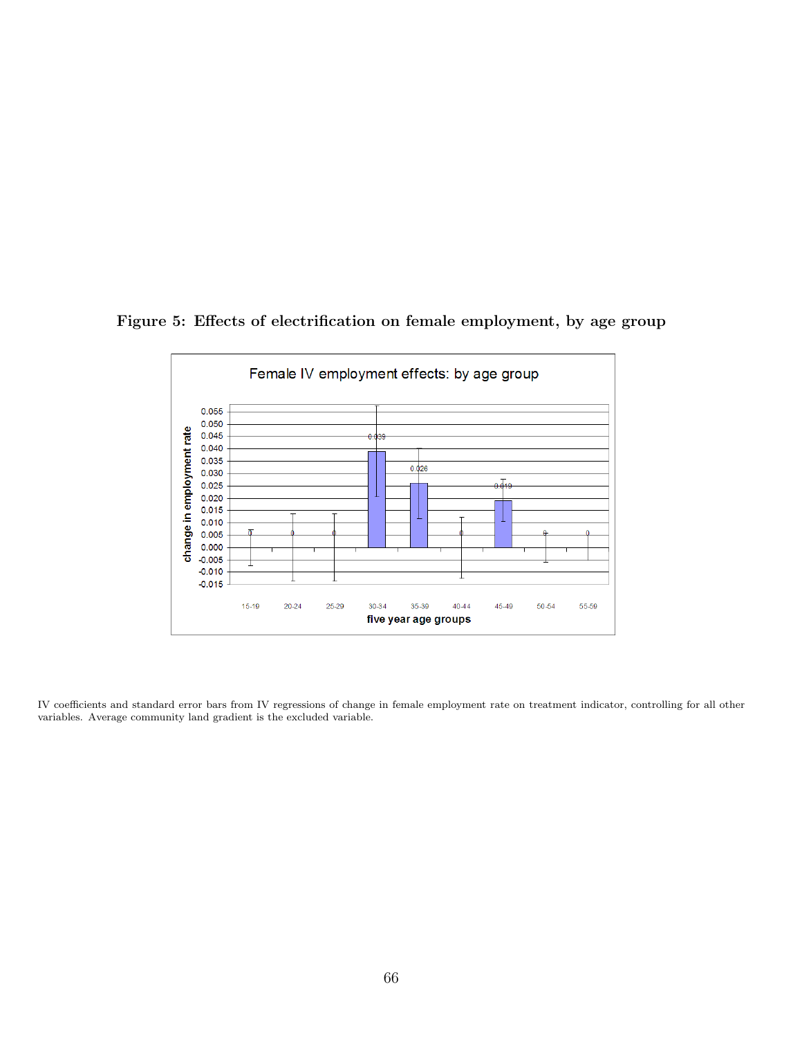**Figure 5: Effects of electrification on female employment, by age group**

Female IV employment effects: by age group

change in employment rate

0.055
0.050
0.045
0.040
0.035
0.030
0.025
0.020
0.015
0.010
0.005
0.000
-0.005
-0.010
-0.015

0
0
0
0.039
0.026
0
0.019
0
0

15-19
20-24
25-29
30-34
35-39
40-44
45-49
50-54
55-59

five year age groups

IV coefficients and standard error bars from IV regressions of change in female employment rate on treatment indicator, controlling for all other variables. Average community land gradient is the excluded variable.